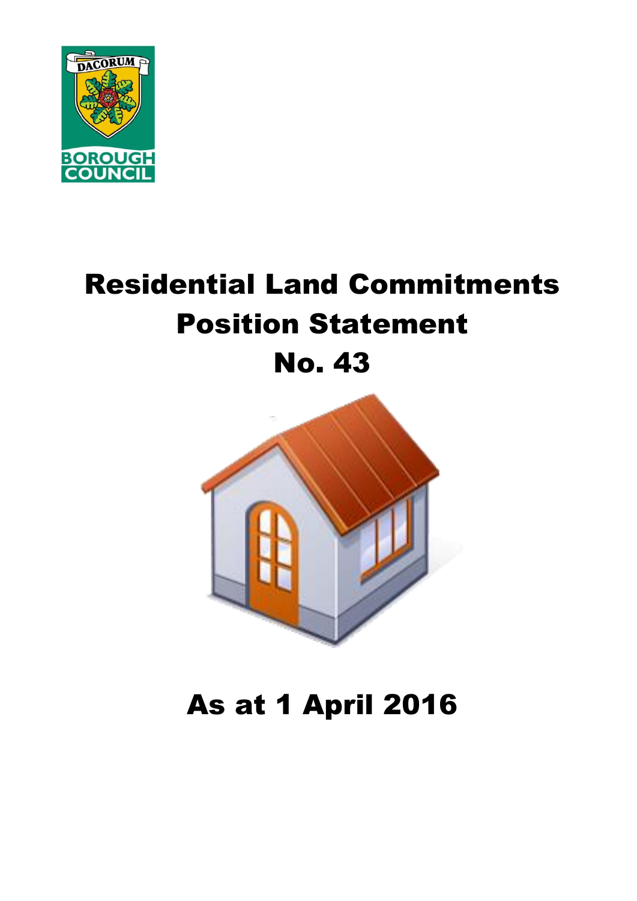# Residential Land Commitments Position Statement No. 43

## As at 1 April 2016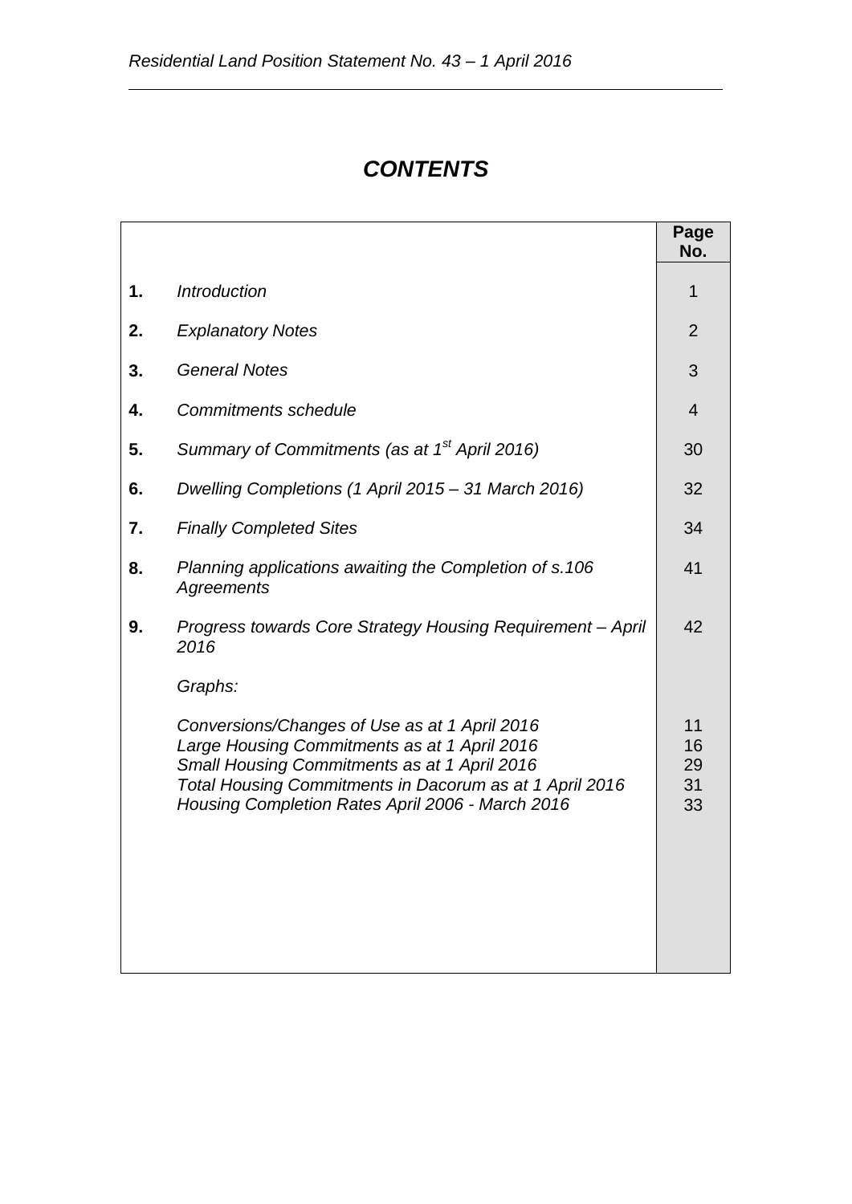# *CONTENTS*

| | | Page No. |
|---|---|---|
| **1.** | *Introduction* | 1 |
| **2.** | *Explanatory Notes* | 2 |
| **3.** | *General Notes* | 3 |
| **4.** | *Commitments schedule* | 4 |
| **5.** | *Summary of Commitments (as at 1st April 2016)* | 30 |
| **6.** | *Dwelling Completions (1 April 2015 – 31 March 2016)* | 32 |
| **7.** | *Finally Completed Sites* | 34 |
| **8.** | *Planning applications awaiting the Completion of s.106 Agreements* | 41 |
| **9.** | *Progress towards Core Strategy Housing Requirement – April 2016* | 42 |
| | *Graphs:* | |
| | *Conversions/Changes of Use as at 1 April 2016* | 11 |
| | *Large Housing Commitments as at 1 April 2016* | 16 |
| | *Small Housing Commitments as at 1 April 2016* | 29 |
| | *Total Housing Commitments in Dacorum as at 1 April 2016* | 31 |
| | *Housing Completion Rates April 2006 - March 2016* | 33 |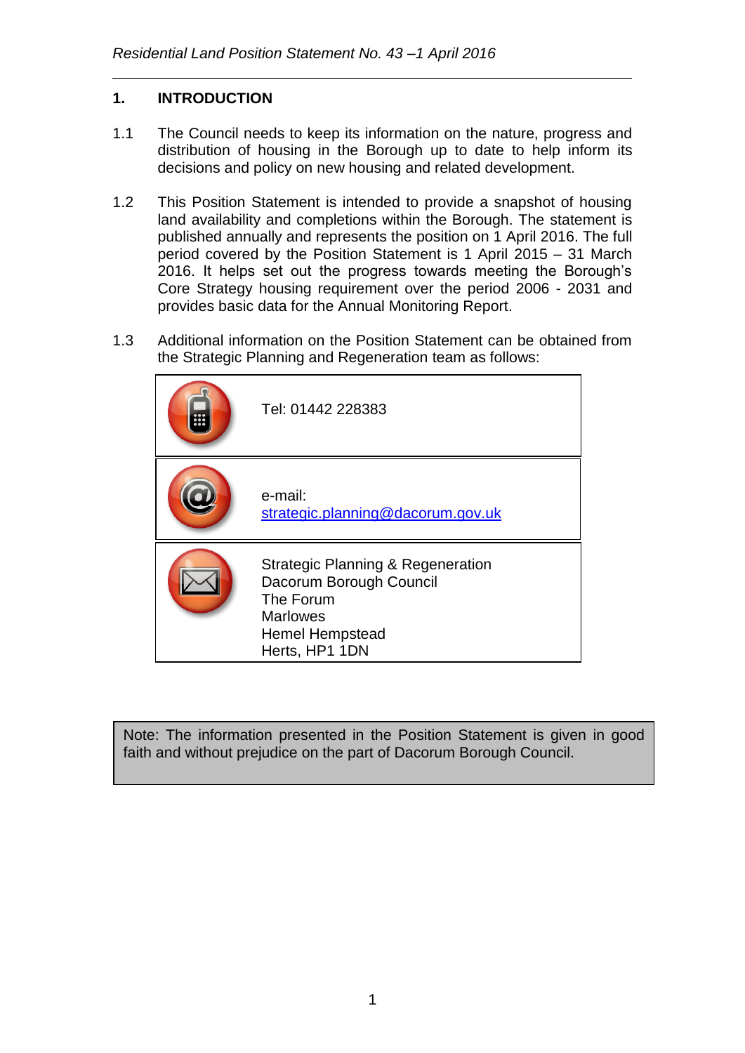## 1. INTRODUCTION

1.1 The Council needs to keep its information on the nature, progress and distribution of housing in the Borough up to date to help inform its decisions and policy on new housing and related development.

1.2 This Position Statement is intended to provide a snapshot of housing land availability and completions within the Borough. The statement is published annually and represents the position on 1 April 2016. The full period covered by the Position Statement is 1 April 2015 – 31 March 2016. It helps set out the progress towards meeting the Borough's Core Strategy housing requirement over the period 2006 - 2031 and provides basic data for the Annual Monitoring Report.

1.3 Additional information on the Position Statement can be obtained from the Strategic Planning and Regeneration team as follows:

| | |
|---|---|
| | Tel: 01442 228383 |
| | e-mail: strategic.planning@dacorum.gov.uk |
| | Strategic Planning & Regeneration<br>Dacorum Borough Council<br>The Forum<br>Marlowes<br>Hemel Hempstead<br>Herts, HP1 1DN |

Note: The information presented in the Position Statement is given in good faith and without prejudice on the part of Dacorum Borough Council.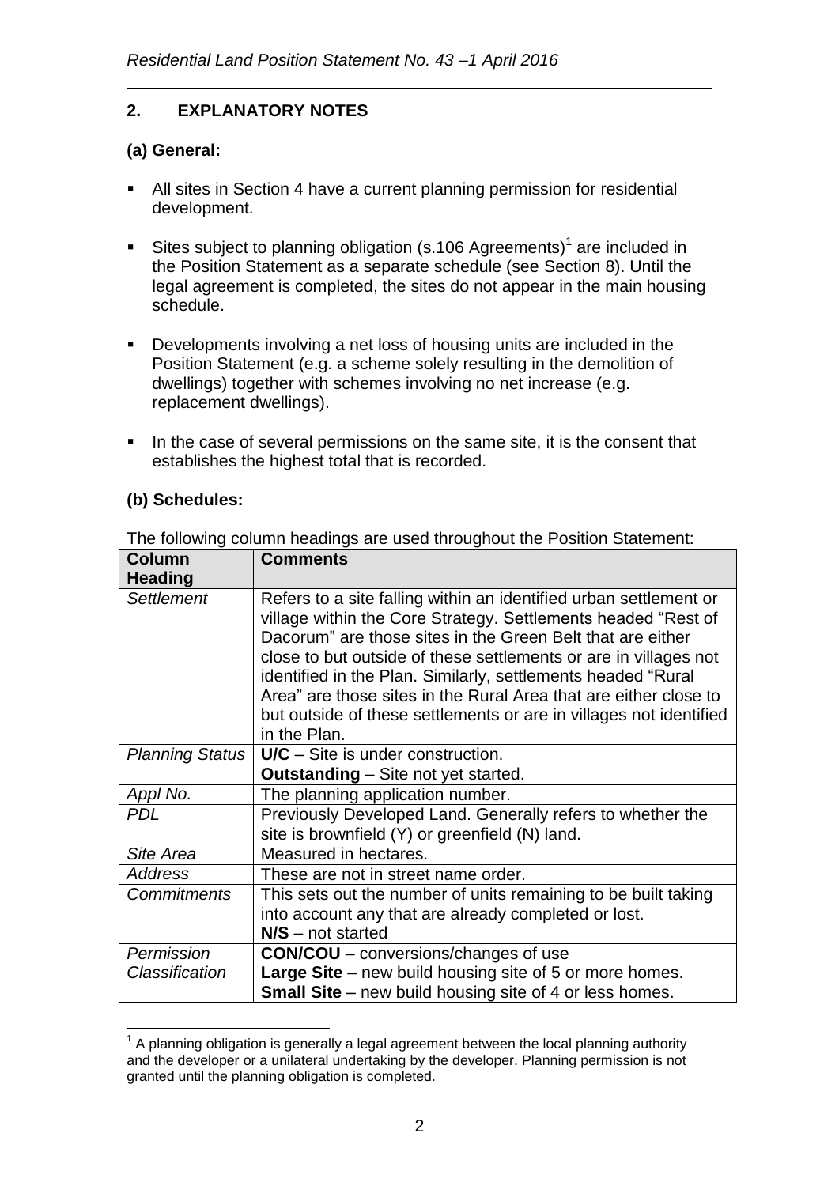## 2. EXPLANATORY NOTES

### (a) General:

- All sites in Section 4 have a current planning permission for residential development.
- Sites subject to planning obligation (s.106 Agreements)[1] are included in the Position Statement as a separate schedule (see Section 8). Until the legal agreement is completed, the sites do not appear in the main housing schedule.
- Developments involving a net loss of housing units are included in the Position Statement (e.g. a scheme solely resulting in the demolition of dwellings) together with schemes involving no net increase (e.g. replacement dwellings).
- In the case of several permissions on the same site, it is the consent that establishes the highest total that is recorded.

### (b) Schedules:

The following column headings are used throughout the Position Statement:

| Column Heading | Comments |
|---|---|
| *Settlement* | Refers to a site falling within an identified urban settlement or village within the Core Strategy. Settlements headed "Rest of Dacorum" are those sites in the Green Belt that are either close to but outside of these settlements or are in villages not identified in the Plan. Similarly, settlements headed "Rural Area" are those sites in the Rural Area that are either close to but outside of these settlements or are in villages not identified in the Plan. |
| *Planning Status* | **U/C** – Site is under construction.<br>**Outstanding** – Site not yet started. |
| *Appl No.* | The planning application number. |
| *PDL* | Previously Developed Land. Generally refers to whether the site is brownfield (Y) or greenfield (N) land. |
| *Site Area* | Measured in hectares. |
| *Address* | These are not in street name order. |
| *Commitments* | This sets out the number of units remaining to be built taking into account any that are already completed or lost.<br>**N/S** – not started |
| *Permission Classification* | **CON/COU** – conversions/changes of use<br>**Large Site** – new build housing site of 5 or more homes.<br>**Small Site** – new build housing site of 4 or less homes. |

[1] A planning obligation is generally a legal agreement between the local planning authority and the developer or a unilateral undertaking by the developer. Planning permission is not granted until the planning obligation is completed.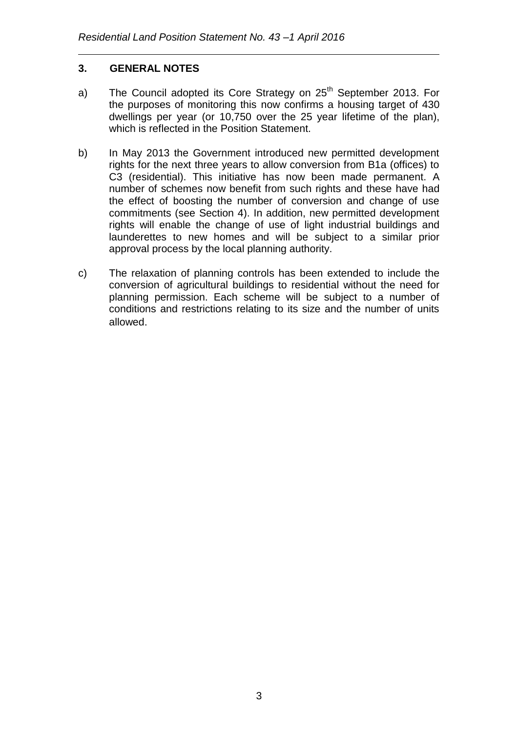## 3. GENERAL NOTES

a) The Council adopted its Core Strategy on 25th September 2013. For the purposes of monitoring this now confirms a housing target of 430 dwellings per year (or 10,750 over the 25 year lifetime of the plan), which is reflected in the Position Statement.

b) In May 2013 the Government introduced new permitted development rights for the next three years to allow conversion from B1a (offices) to C3 (residential). This initiative has now been made permanent. A number of schemes now benefit from such rights and these have had the effect of boosting the number of conversion and change of use commitments (see Section 4). In addition, new permitted development rights will enable the change of use of light industrial buildings and launderettes to new homes and will be subject to a similar prior approval process by the local planning authority.

c) The relaxation of planning controls has been extended to include the conversion of agricultural buildings to residential without the need for planning permission. Each scheme will be subject to a number of conditions and restrictions relating to its size and the number of units allowed.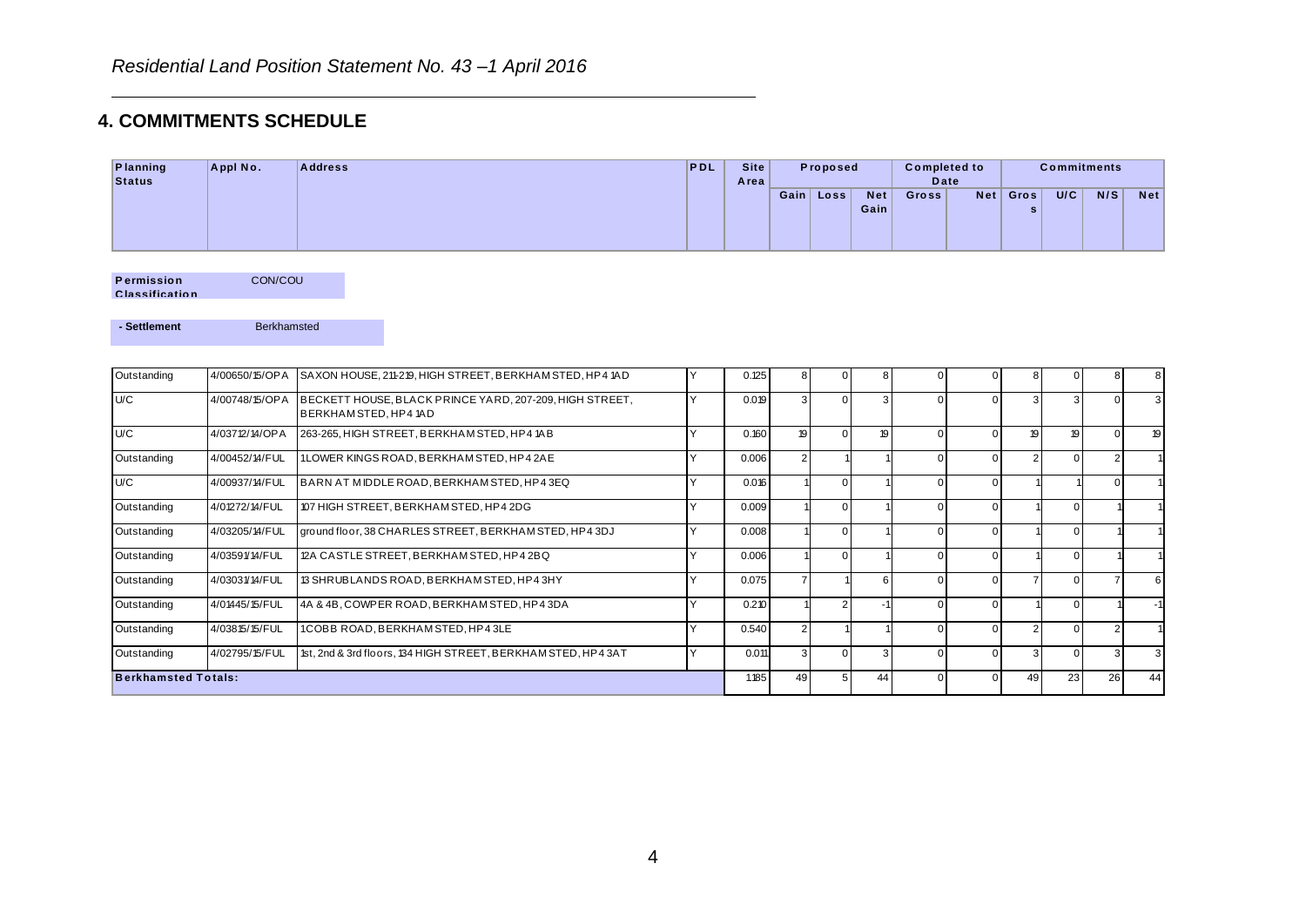# 4. COMMITMENTS SCHEDULE

**Permission Classification** CON/COU

**- Settlement** Berkhamsted

| Planning Status | Appl No. | Address | PDL | Site Area | Proposed | | | Completed to Date | | Commitments | | | |
|---|---|---|---|---|---|---|---|---|---|---|---|---|---|
| | | | | | Gain | Loss | Net Gain | Gross | Net | Gross | U/C | N/S | Net |
| Outstanding | 4/00650/15/OPA | SAXON HOUSE, 211-219, HIGH STREET, BERKHAMSTED, HP4 1AD | Y | 0.125 | 8 | 0 | 8 | 0 | 0 | 8 | 0 | 8 | 8 |
| U/C | 4/00748/15/OPA | BECKETT HOUSE, BLACK PRINCE YARD, 207-209, HIGH STREET, BERKHAMSTED, HP4 1AD | Y | 0.019 | 3 | 0 | 3 | 0 | 0 | 3 | 3 | 0 | 3 |
| U/C | 4/03712/14/OPA | 263-265, HIGH STREET, BERKHAMSTED, HP4 1AB | Y | 0.160 | 19 | 0 | 19 | 0 | 0 | 19 | 19 | 0 | 19 |
| Outstanding | 4/00452/14/FUL | 1 LOWER KINGS ROAD, BERKHAMSTED, HP4 2AE | Y | 0.006 | 2 | 1 | 1 | 0 | 0 | 2 | 0 | 2 | 1 |
| U/C | 4/00937/14/FUL | BARN AT MIDDLE ROAD, BERKHAMSTED, HP4 3EQ | Y | 0.016 | 1 | 0 | 1 | 0 | 0 | 1 | 1 | 0 | 1 |
| Outstanding | 4/01272/14/FUL | 107 HIGH STREET, BERKHAMSTED, HP4 2DG | Y | 0.009 | 1 | 0 | 1 | 0 | 0 | 1 | 0 | 1 | 1 |
| Outstanding | 4/03205/14/FUL | ground floor, 38 CHARLES STREET, BERKHAMSTED, HP4 3DJ | Y | 0.008 | 1 | 0 | 1 | 0 | 0 | 1 | 0 | 1 | 1 |
| Outstanding | 4/03591/14/FUL | 12A CASTLE STREET, BERKHAMSTED, HP4 2BQ | Y | 0.006 | 1 | 0 | 1 | 0 | 0 | 1 | 0 | 1 | 1 |
| Outstanding | 4/03031/14/FUL | 13 SHRUBLANDS ROAD, BERKHAMSTED, HP4 3HY | Y | 0.075 | 7 | 1 | 6 | 0 | 0 | 7 | 0 | 7 | 6 |
| Outstanding | 4/01445/15/FUL | 4A & 4B, COWPER ROAD, BERKHAMSTED, HP4 3DA | Y | 0.210 | 1 | 2 | -1 | 0 | 0 | 1 | 0 | 1 | -1 |
| Outstanding | 4/03815/15/FUL | 1 COBB ROAD, BERKHAMSTED, HP4 3LE | Y | 0.540 | 2 | 1 | 1 | 0 | 0 | 2 | 0 | 2 | 1 |
| Outstanding | 4/02795/15/FUL | 1st, 2nd & 3rd floors, 134 HIGH STREET, BERKHAMSTED, HP4 3AT | Y | 0.011 | 3 | 0 | 3 | 0 | 0 | 3 | 0 | 3 | 3 |
| **Berkhamsted Totals:** | | | | 1.185 | 49 | 5 | 44 | 0 | 0 | 49 | 23 | 26 | 44 |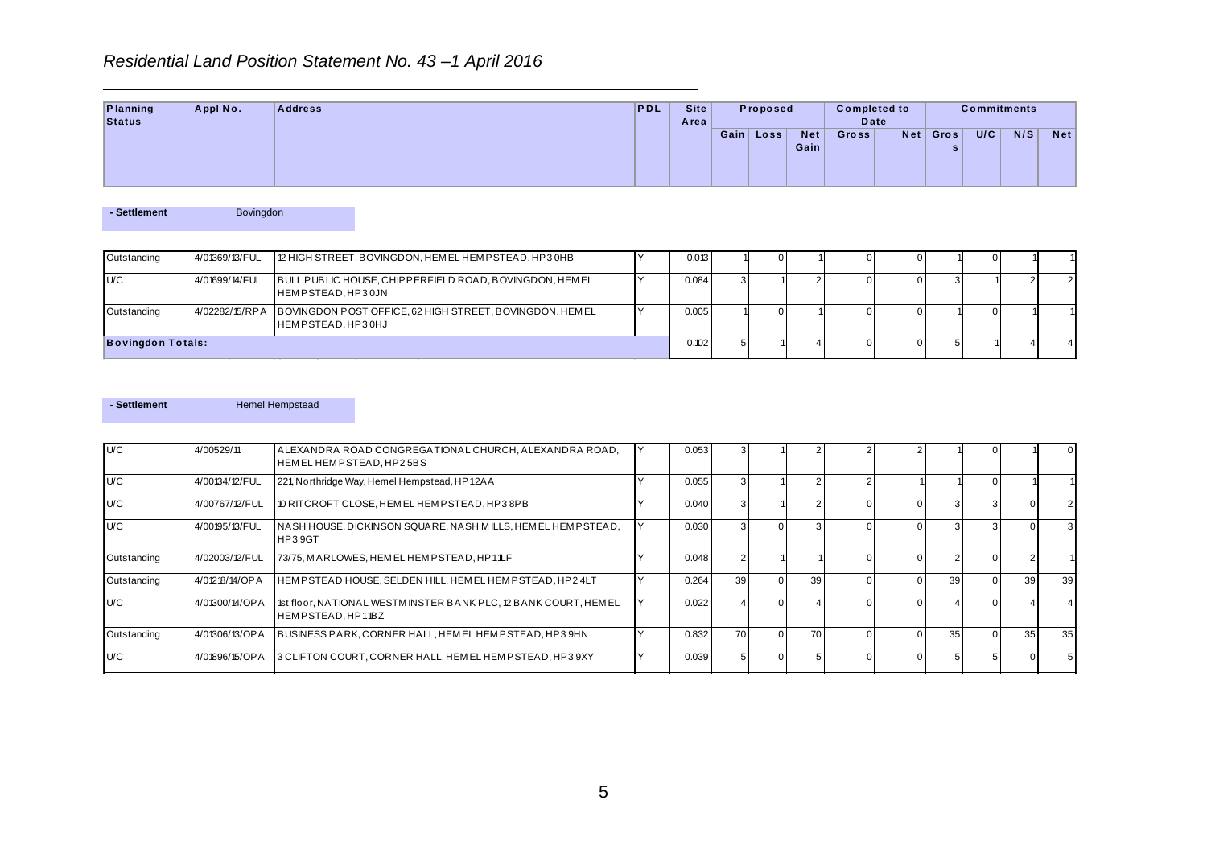*Residential Land Position Statement No. 43 –1 April 2016*

| Planning Status | Appl No. | Address | PDL | Site Area | Proposed | | | Completed to Date | | Commitments | | | |
|---|---|---|---|---|---|---|---|---|---|---|---|---|---|
| | | | | | Gain | Loss | Net Gain | Gross | Net | Gross | U/C | N/S | Net |

**- Settlement** Bovingdon

| Planning Status | Appl No. | Address | PDL | Site Area | Gain | Loss | Net Gain | Gross | Net | Gross | U/C | N/S | Net |
|---|---|---|---|---|---|---|---|---|---|---|---|---|---|
| Outstanding | 4/01369/13/FUL | 12 HIGH STREET, BOVINGDON, HEMEL HEMPSTEAD, HP3 0HB | Y | 0.013 | 1 | 0 | 1 | 0 | 0 | 1 | 0 | 1 | 1 |
| U/C | 4/01699/14/FUL | BULL PUBLIC HOUSE, CHIPPERFIELD ROAD, BOVINGDON, HEMEL HEMPSTEAD, HP3 0JN | Y | 0.084 | 3 | 1 | 2 | 0 | 0 | 3 | 1 | 2 | 2 |
| Outstanding | 4/02282/15/RPA | BOVINGDON POST OFFICE, 62 HIGH STREET, BOVINGDON, HEMEL HEMPSTEAD, HP3 0HJ | Y | 0.005 | 1 | 0 | 1 | 0 | 0 | 1 | 0 | 1 | 1 |
| **Bovingdon Totals:** | | | | 0.102 | 5 | 1 | 4 | 0 | 0 | 5 | 1 | 4 | 4 |

**- Settlement** Hemel Hempstead

| Planning Status | Appl No. | Address | PDL | Site Area | Gain | Loss | Net Gain | Gross | Net | Gross | U/C | N/S | Net |
|---|---|---|---|---|---|---|---|---|---|---|---|---|---|
| U/C | 4/00529/11 | ALEXANDRA ROAD CONGREGATIONAL CHURCH, ALEXANDRA ROAD, HEMEL HEMPSTEAD, HP2 5BS | Y | 0.053 | 3 | 1 | 2 | 2 | 2 | 1 | 0 | 1 | 0 |
| U/C | 4/00134/12/FUL | 221, Northridge Way, Hemel Hempstead, HP1 2AA | Y | 0.055 | 3 | 1 | 2 | 2 | 1 | 1 | 0 | 1 | 1 |
| U/C | 4/00767/12/FUL | 10 RITCROFT CLOSE, HEMEL HEMPSTEAD, HP3 8PB | Y | 0.040 | 3 | 1 | 2 | 0 | 0 | 3 | 3 | 0 | 2 |
| U/C | 4/00195/13/FUL | NASH HOUSE, DICKINSON SQUARE, NASH MILLS, HEMEL HEMPSTEAD, HP3 9GT | Y | 0.030 | 3 | 0 | 3 | 0 | 0 | 3 | 3 | 0 | 3 |
| Outstanding | 4/02003/12/FUL | 73/75, MARLOWES, HEMEL HEMPSTEAD, HP1 1LF | Y | 0.048 | 2 | 1 | 1 | 0 | 0 | 2 | 0 | 2 | 1 |
| Outstanding | 4/01218/14/OPA | HEMPSTEAD HOUSE, SELDEN HILL, HEMEL HEMPSTEAD, HP2 4LT | Y | 0.264 | 39 | 0 | 39 | 0 | 0 | 39 | 0 | 39 | 39 |
| U/C | 4/01300/14/OPA | 1st floor, NATIONAL WESTMINSTER BANK PLC, 12 BANK COURT, HEMEL HEMPSTEAD, HP1 1BZ | Y | 0.022 | 4 | 0 | 4 | 0 | 0 | 4 | 0 | 4 | 4 |
| Outstanding | 4/01306/13/OPA | BUSINESS PARK, CORNER HALL, HEMEL HEMPSTEAD, HP3 9HN | Y | 0.832 | 70 | 0 | 70 | 0 | 0 | 35 | 0 | 35 | 35 |
| U/C | 4/01896/15/OPA | 3 CLIFTON COURT, CORNER HALL, HEMEL HEMPSTEAD, HP3 9XY | Y | 0.039 | 5 | 0 | 5 | 0 | 0 | 5 | 5 | 0 | 5 |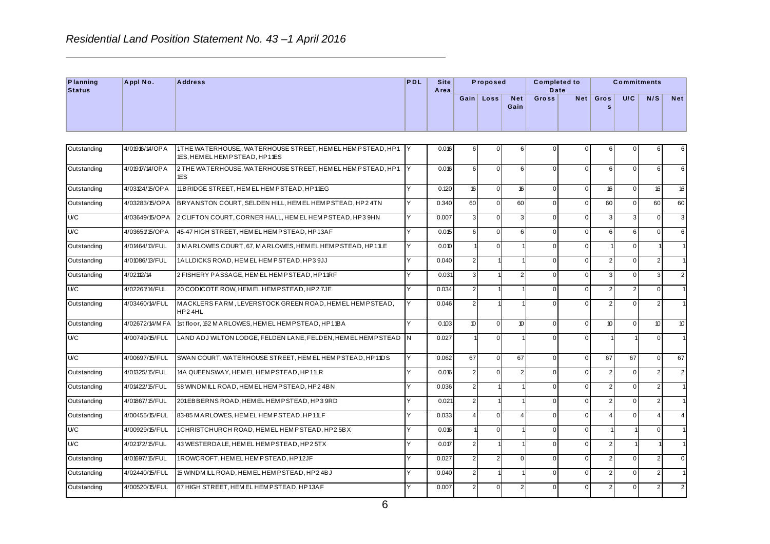## *Residential Land Position Statement No. 43 –1 April 2016*

| Planning Status | Appl No. | Address | PDL | Site Area | Proposed | | | Completed to Date | | Commitments | | | |
|---|---|---|---|---|---|---|---|---|---|---|---|---|---|
| | | | | | Gain | Loss | Net Gain | Gross | Net | Gross | U/C | N/S | Net |
| Outstanding | 4/01916/14/OPA | 1 THE WATERHOUSE,, WATERHOUSE STREET, HEMEL HEMPSTEAD, HP1 1ES, HEMEL HEMPSTEAD, HP1 1ES | Y | 0.016 | 6 | 0 | 6 | 0 | 0 | 6 | 0 | 6 | 6 |
| Outstanding | 4/01917/14/OPA | 2 THE WATERHOUSE, WATERHOUSE STREET, HEMEL HEMPSTEAD, HP1 1ES | Y | 0.016 | 6 | 0 | 6 | 0 | 0 | 6 | 0 | 6 | 6 |
| Outstanding | 4/03124/15/OPA | 11 BRIDGE STREET, HEMEL HEMPSTEAD, HP1 1EG | Y | 0.120 | 16 | 0 | 16 | 0 | 0 | 16 | 0 | 16 | 16 |
| Outstanding | 4/03283/15/OPA | BRYANSTON COURT, SELDEN HILL, HEMEL HEMPSTEAD, HP2 4TN | Y | 0.340 | 60 | 0 | 60 | 0 | 0 | 60 | 0 | 60 | 60 |
| U/C | 4/03649/15/OPA | 2 CLIFTON COURT, CORNER HALL, HEMEL HEMPSTEAD, HP3 9HN | Y | 0.007 | 3 | 0 | 3 | 0 | 0 | 3 | 3 | 0 | 3 |
| U/C | 4/03651/15/OPA | 45-47 HIGH STREET, HEMEL HEMPSTEAD, HP1 3AF | Y | 0.015 | 6 | 0 | 6 | 0 | 0 | 6 | 6 | 0 | 6 |
| Outstanding | 4/01464/13/FUL | 3 MARLOWES COURT, 67, MARLOWES, HEMEL HEMPSTEAD, HP1 1LE | Y | 0.010 | 1 | 0 | 1 | 0 | 0 | 1 | 0 | 1 | 1 |
| Outstanding | 4/01086/13/FUL | 1 ALLDICKS ROAD, HEMEL HEMPSTEAD, HP3 9JJ | Y | 0.040 | 2 | 1 | 1 | 0 | 0 | 2 | 0 | 2 | 1 |
| Outstanding | 4/02112/14 | 2 FISHERY PASSAGE, HEMEL HEMPSTEAD, HP1 1RF | Y | 0.031 | 3 | 1 | 2 | 0 | 0 | 3 | 0 | 3 | 2 |
| U/C | 4/02261/14/FUL | 20 CODICOTE ROW, HEMEL HEMPSTEAD, HP2 7JE | Y | 0.034 | 2 | 1 | 1 | 0 | 0 | 2 | 2 | 0 | 1 |
| Outstanding | 4/03460/14/FUL | MACKLERS FARM, LEVERSTOCK GREEN ROAD, HEMEL HEMPSTEAD, HP2 4HL | Y | 0.046 | 2 | 1 | 1 | 0 | 0 | 2 | 0 | 2 | 1 |
| Outstanding | 4/02672/14/MFA | 1st floor, 162 MARLOWES, HEMEL HEMPSTEAD, HP1 1BA | Y | 0.103 | 10 | 0 | 10 | 0 | 0 | 10 | 0 | 10 | 10 |
| U/C | 4/00749/15/FUL | LAND ADJ WILTON LODGE, FELDEN LANE, FELDEN, HEMEL HEMPSTEAD | N | 0.027 | 1 | 0 | 1 | 0 | 0 | 1 | 1 | 0 | 1 |
| U/C | 4/00697/15/FUL | SWAN COURT, WATERHOUSE STREET, HEMEL HEMPSTEAD, HP1 1DS | Y | 0.062 | 67 | 0 | 67 | 0 | 0 | 67 | 67 | 0 | 67 |
| Outstanding | 4/01325/15/FUL | 14A QUEENSWAY, HEMEL HEMPSTEAD, HP1 1LR | Y | 0.016 | 2 | 0 | 2 | 0 | 0 | 2 | 0 | 2 | 2 |
| Outstanding | 4/01422/15/FUL | 58 WINDMILL ROAD, HEMEL HEMPSTEAD, HP2 4BN | Y | 0.036 | 2 | 1 | 1 | 0 | 0 | 2 | 0 | 2 | 1 |
| Outstanding | 4/01867/15/FUL | 201 EBBERNS ROAD, HEMEL HEMPSTEAD, HP3 9RD | Y | 0.021 | 2 | 1 | 1 | 0 | 0 | 2 | 0 | 2 | 1 |
| Outstanding | 4/00455/15/FUL | 83-85 MARLOWES, HEMEL HEMPSTEAD, HP1 1LF | Y | 0.033 | 4 | 0 | 4 | 0 | 0 | 4 | 0 | 4 | 4 |
| U/C | 4/00929/15/FUL | 1 CHRISTCHURCH ROAD, HEMEL HEMPSTEAD, HP2 5BX | Y | 0.016 | 1 | 0 | 1 | 0 | 0 | 1 | 1 | 0 | 1 |
| U/C | 4/02172/15/FUL | 43 WESTERDALE, HEMEL HEMPSTEAD, HP2 5TX | Y | 0.017 | 2 | 1 | 1 | 0 | 0 | 2 | 1 | 1 | 1 |
| Outstanding | 4/01697/15/FUL | 1 ROWCROFT, HEMEL HEMPSTEAD, HP1 2JF | Y | 0.027 | 2 | 2 | 0 | 0 | 0 | 2 | 0 | 2 | 0 |
| Outstanding | 4/02440/15/FUL | 15 WINDMILL ROAD, HEMEL HEMPSTEAD, HP2 4BJ | Y | 0.040 | 2 | 1 | 1 | 0 | 0 | 2 | 0 | 2 | 1 |
| Outstanding | 4/00520/15/FUL | 67 HIGH STREET, HEMEL HEMPSTEAD, HP1 3AF | Y | 0.007 | 2 | 0 | 2 | 0 | 0 | 2 | 0 | 2 | 2 |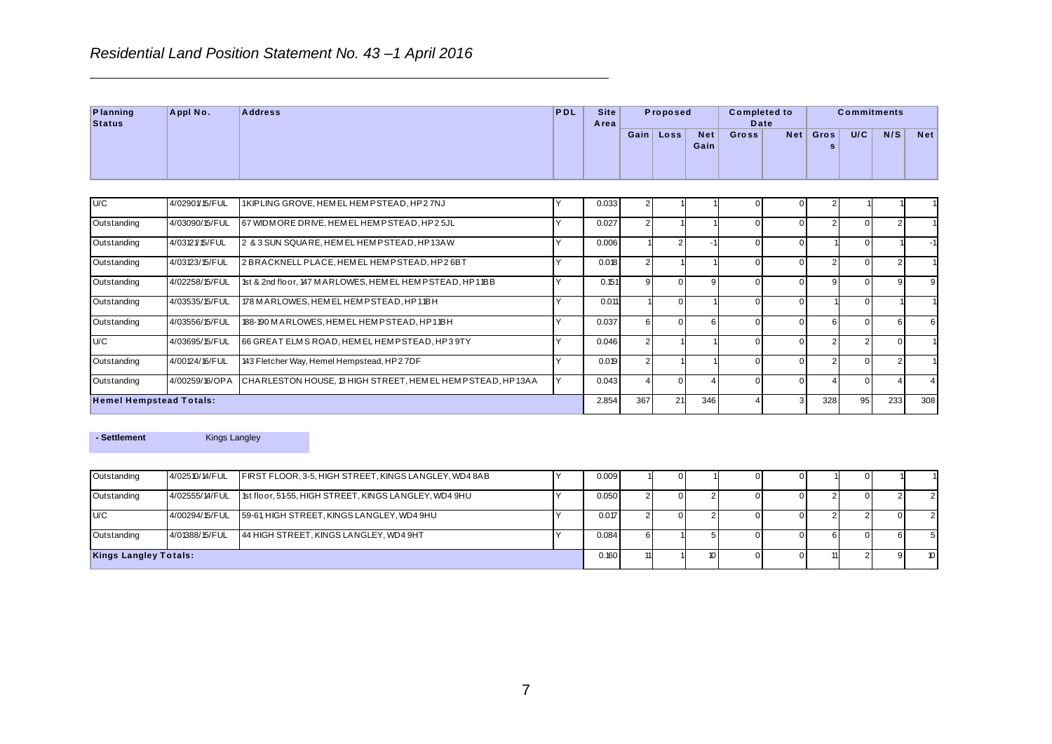*Residential Land Position Statement No. 43 –1 April 2016*

| Planning Status | Appl No. | Address | PDL | Site Area | Proposed | | | Completed to Date | | Commitments | | | |
|---|---|---|---|---|---|---|---|---|---|---|---|---|---|
| | | | | | Gain | Loss | Net Gain | Gross | Net | Gross | U/C | N/S | Net |
| U/C | 4/02901/15/FUL | 1 KIPLING GROVE, HEMEL HEMPSTEAD, HP2 7NJ | Y | 0.033 | 2 | 1 | 1 | 0 | 0 | 2 | 1 | 1 | 1 |
| Outstanding | 4/03090/15/FUL | 67 WIDMORE DRIVE, HEMEL HEMPSTEAD, HP2 5JL | Y | 0.027 | 2 | 1 | 1 | 0 | 0 | 2 | 0 | 2 | 1 |
| Outstanding | 4/03121/15/FUL | 2 & 3 SUN SQUARE, HEMEL HEMPSTEAD, HP1 3AW | Y | 0.006 | 1 | 2 | -1 | 0 | 0 | 1 | 0 | 1 | -1 |
| Outstanding | 4/03123/15/FUL | 2 BRACKNELL PLACE, HEMEL HEMPSTEAD, HP2 6BT | Y | 0.018 | 2 | 1 | 1 | 0 | 0 | 2 | 0 | 2 | 1 |
| Outstanding | 4/02258/15/FUL | 1st & 2nd floor, 147 MARLOWES, HEMEL HEMPSTEAD, HP1 1BB | Y | 0.151 | 9 | 0 | 9 | 0 | 0 | 9 | 0 | 9 | 9 |
| Outstanding | 4/03535/15/FUL | 178 MARLOWES, HEMEL HEMPSTEAD, HP1 1BH | Y | 0.011 | 1 | 0 | 1 | 0 | 0 | 1 | 0 | 1 | 1 |
| Outstanding | 4/03556/15/FUL | 188-190 MARLOWES, HEMEL HEMPSTEAD, HP1 1BH | Y | 0.037 | 6 | 0 | 6 | 0 | 0 | 6 | 0 | 6 | 6 |
| U/C | 4/03695/15/FUL | 66 GREAT ELMS ROAD, HEMEL HEMPSTEAD, HP3 9TY | Y | 0.046 | 2 | 1 | 1 | 0 | 0 | 2 | 2 | 0 | 1 |
| Outstanding | 4/00124/16/FUL | 143 Fletcher Way, Hemel Hempstead, HP2 7DF | Y | 0.019 | 2 | 1 | 1 | 0 | 0 | 2 | 0 | 2 | 1 |
| Outstanding | 4/00259/16/OPA | CHARLESTON HOUSE, 13 HIGH STREET, HEMEL HEMPSTEAD, HP1 3AA | Y | 0.043 | 4 | 0 | 4 | 0 | 0 | 4 | 0 | 4 | 4 |
| **Hemel Hempstead Totals:** | | | | 2.854 | 367 | 21 | 346 | 4 | 3 | 328 | 95 | 233 | 308 |

**- Settlement** Kings Langley

| Planning Status | Appl No. | Address | PDL | Site Area | Gain | Loss | Net Gain | Gross | Net | Gross | U/C | N/S | Net |
|---|---|---|---|---|---|---|---|---|---|---|---|---|---|
| Outstanding | 4/02510/14/FUL | FIRST FLOOR, 3-5, HIGH STREET, KINGS LANGLEY, WD4 8AB | Y | 0.009 | 1 | 0 | 1 | 0 | 0 | 1 | 0 | 1 | 1 |
| Outstanding | 4/02555/14/FUL | 1st floor, 51-55, HIGH STREET, KINGS LANGLEY, WD4 9HU | Y | 0.050 | 2 | 0 | 2 | 0 | 0 | 2 | 0 | 2 | 2 |
| U/C | 4/00294/15/FUL | 59-61, HIGH STREET, KINGS LANGLEY, WD4 9HU | Y | 0.017 | 2 | 0 | 2 | 0 | 0 | 2 | 2 | 0 | 2 |
| Outstanding | 4/01388/15/FUL | 44 HIGH STREET, KINGS LANGLEY, WD4 9HT | Y | 0.084 | 6 | 1 | 5 | 0 | 0 | 6 | 0 | 6 | 5 |
| **Kings Langley Totals:** | | | | 0.160 | 11 | 1 | 10 | 0 | 0 | 11 | 2 | 9 | 10 |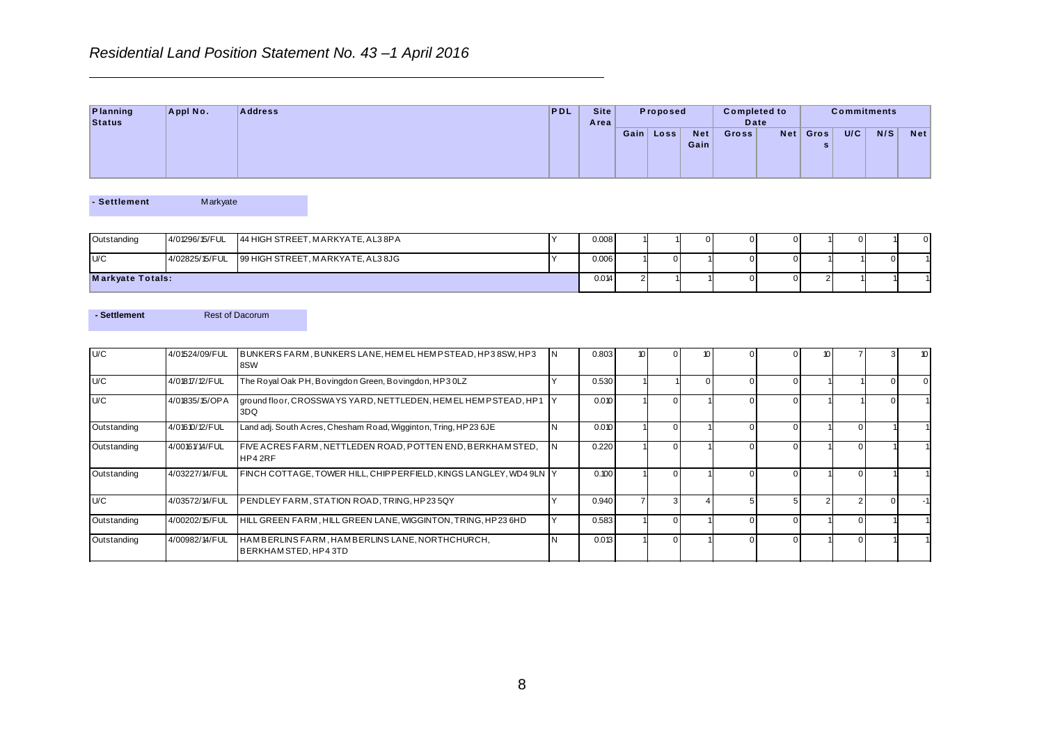## Residential Land Position Statement No. 43 –1 April 2016

| Planning Status | Appl No. | Address | PDL | Site Area | Proposed | | | Completed to Date | | Commitments | | | |
|---|---|---|---|---|---|---|---|---|---|---|---|---|---|
| | | | | | Gain | Loss | Net Gain | Gross | Net | Gross | U/C | N/S | Net |

**- Settlement** Markyate

| Planning Status | Appl No. | Address | PDL | Site Area | Gain | Loss | Net Gain | Gross | Net | Gross | U/C | N/S | Net |
|---|---|---|---|---|---|---|---|---|---|---|---|---|---|
| Outstanding | 4/01296/15/FUL | 44 HIGH STREET, MARKYATE, AL3 8PA | Y | 0.008 | 1 | 1 | 0 | 0 | 0 | 1 | 0 | 1 | 0 |
| U/C | 4/02825/15/FUL | 99 HIGH STREET, MARKYATE, AL3 8JG | Y | 0.006 | 1 | 0 | 1 | 0 | 0 | 1 | 1 | 0 | 1 |
| **Markyate Totals:** | | | | 0.014 | 2 | 1 | 1 | 0 | 0 | 2 | 1 | 1 | 1 |

**- Settlement** Rest of Dacorum

| Planning Status | Appl No. | Address | PDL | Site Area | Gain | Loss | Net Gain | Gross | Net | Gross | U/C | N/S | Net |
|---|---|---|---|---|---|---|---|---|---|---|---|---|---|
| U/C | 4/01524/09/FUL | BUNKERS FARM, BUNKERS LANE, HEMEL HEMPSTEAD, HP3 8SW, HP3 8SW | N | 0.803 | 10 | 0 | 10 | 0 | 0 | 10 | 7 | 3 | 10 |
| U/C | 4/01817/12/FUL | The Royal Oak PH, Bovingdon Green, Bovingdon, HP3 0LZ | Y | 0.530 | 1 | 1 | 0 | 0 | 0 | 1 | 1 | 0 | 0 |
| U/C | 4/01835/15/OPA | ground floor, CROSSWAYS YARD, NETTLEDEN, HEMEL HEMPSTEAD, HP1 3DQ | Y | 0.010 | 1 | 0 | 1 | 0 | 0 | 1 | 1 | 0 | 1 |
| Outstanding | 4/01610/12/FUL | Land adj. South Acres, Chesham Road, Wigginton, Tring, HP23 6JE | N | 0.010 | 1 | 0 | 1 | 0 | 0 | 1 | 0 | 1 | 1 |
| Outstanding | 4/00161/14/FUL | FIVE ACRES FARM, NETTLEDEN ROAD, POTTEN END, BERKHAMSTED, HP4 2RF | N | 0.220 | 1 | 0 | 1 | 0 | 0 | 1 | 0 | 1 | 1 |
| Outstanding | 4/03227/14/FUL | FINCH COTTAGE, TOWER HILL, CHIPPERFIELD, KINGS LANGLEY, WD4 9LN | Y | 0.100 | 1 | 0 | 1 | 0 | 0 | 1 | 0 | 1 | 1 |
| U/C | 4/03572/14/FUL | PENDLEY FARM, STATION ROAD, TRING, HP23 5QY | Y | 0.940 | 7 | 3 | 4 | 5 | 5 | 2 | 2 | 0 | -1 |
| Outstanding | 4/00202/15/FUL | HILL GREEN FARM, HILL GREEN LANE, WIGGINTON, TRING, HP23 6HD | Y | 0.583 | 1 | 0 | 1 | 0 | 0 | 1 | 0 | 1 | 1 |
| Outstanding | 4/00982/14/FUL | HAMBERLINS FARM, HAMBERLINS LANE, NORTHCHURCH, BERKHAMSTED, HP4 3TD | N | 0.013 | 1 | 0 | 1 | 0 | 0 | 1 | 0 | 1 | 1 |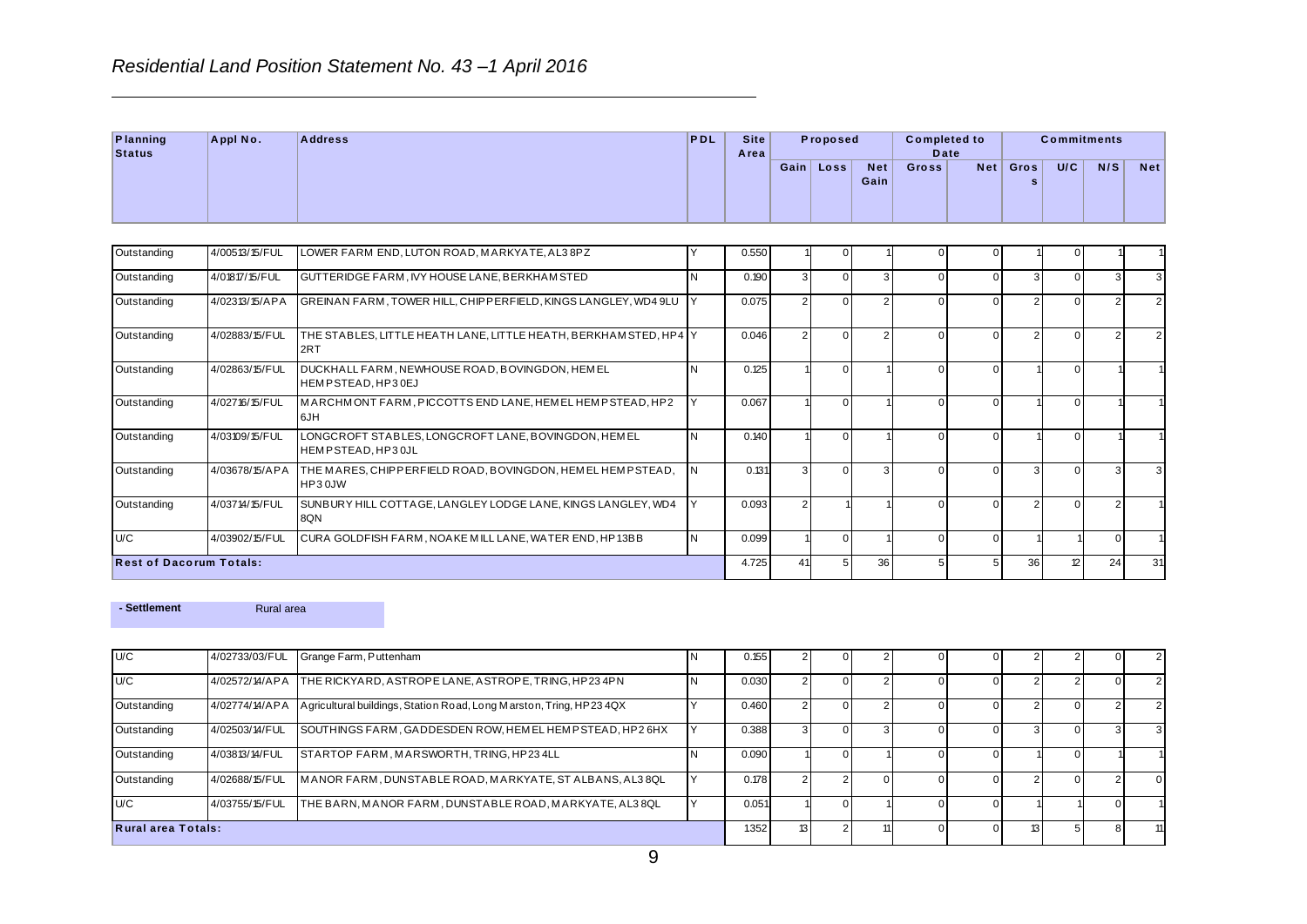*Residential Land Position Statement No. 43 –1 April 2016*

| Planning Status | Appl No. | Address | PDL | Site Area | Proposed | | | Completed to Date | | Commitments | | | |
|---|---|---|---|---|---|---|---|---|---|---|---|---|---|
| | | | | | Gain | Loss | Net Gain | Gross | Net | Gross | U/C | N/S | Net |
| Outstanding | 4/00513/15/FUL | LOWER FARM END, LUTON ROAD, MARKYATE, AL3 8PZ | Y | 0.550 | 1 | 0 | 1 | 0 | 0 | 1 | 0 | 1 | 1 |
| Outstanding | 4/01817/15/FUL | GUTTERIDGE FARM, IVY HOUSE LANE, BERKHAMSTED | N | 0.190 | 3 | 0 | 3 | 0 | 0 | 3 | 0 | 3 | 3 |
| Outstanding | 4/02313/15/APA | GREINAN FARM, TOWER HILL, CHIPPERFIELD, KINGS LANGLEY, WD4 9LU | Y | 0.075 | 2 | 0 | 2 | 0 | 0 | 2 | 0 | 2 | 2 |
| Outstanding | 4/02883/15/FUL | THE STABLES, LITTLE HEATH LANE, LITTLE HEATH, BERKHAMSTED, HP4 2RT | Y | 0.046 | 2 | 0 | 2 | 0 | 0 | 2 | 0 | 2 | 2 |
| Outstanding | 4/02863/15/FUL | DUCKHALL FARM, NEWHOUSE ROAD, BOVINGDON, HEMEL HEMPSTEAD, HP3 0EJ | N | 0.125 | 1 | 0 | 1 | 0 | 0 | 1 | 0 | 1 | 1 |
| Outstanding | 4/02716/15/FUL | MARCHMONT FARM, PICCOTTS END LANE, HEMEL HEMPSTEAD, HP2 6JH | Y | 0.067 | 1 | 0 | 1 | 0 | 0 | 1 | 0 | 1 | 1 |
| Outstanding | 4/03109/15/FUL | LONGCROFT STABLES, LONGCROFT LANE, BOVINGDON, HEMEL HEMPSTEAD, HP3 0JL | N | 0.140 | 1 | 0 | 1 | 0 | 0 | 1 | 0 | 1 | 1 |
| Outstanding | 4/03678/15/APA | THE MARES, CHIPPERFIELD ROAD, BOVINGDON, HEMEL HEMPSTEAD, HP3 0JW | N | 0.131 | 3 | 0 | 3 | 0 | 0 | 3 | 0 | 3 | 3 |
| Outstanding | 4/03714/15/FUL | SUNBURY HILL COTTAGE, LANGLEY LODGE LANE, KINGS LANGLEY, WD4 8QN | Y | 0.093 | 2 | 1 | 1 | 0 | 0 | 2 | 0 | 2 | 1 |
| U/C | 4/03902/15/FUL | CURA GOLDFISH FARM, NOAKE MILL LANE, WATER END, HP1 3BB | N | 0.099 | 1 | 0 | 1 | 0 | 0 | 1 | 1 | 0 | 1 |
| **Rest of Dacorum Totals:** | | | | 4.725 | 41 | 5 | 36 | 5 | 5 | 36 | 12 | 24 | 31 |

**- Settlement** Rural area

| Planning Status | Appl No. | Address | PDL | Site Area | Gain | Loss | Net Gain | Gross | Net | Gross | U/C | N/S | Net |
|---|---|---|---|---|---|---|---|---|---|---|---|---|---|
| U/C | 4/02733/03/FUL | Grange Farm, Puttenham | N | 0.155 | 2 | 0 | 2 | 0 | 0 | 2 | 2 | 0 | 2 |
| U/C | 4/02572/14/APA | THE RICKYARD, ASTROPE LANE, ASTROPE, TRING, HP23 4PN | N | 0.030 | 2 | 0 | 2 | 0 | 0 | 2 | 2 | 0 | 2 |
| Outstanding | 4/02774/14/APA | Agricultural buildings, Station Road, Long Marston, Tring, HP23 4QX | Y | 0.460 | 2 | 0 | 2 | 0 | 0 | 2 | 0 | 2 | 2 |
| Outstanding | 4/02503/14/FUL | SOUTHINGS FARM, GADDESDEN ROW, HEMEL HEMPSTEAD, HP2 6HX | Y | 0.388 | 3 | 0 | 3 | 0 | 0 | 3 | 0 | 3 | 3 |
| Outstanding | 4/03813/14/FUL | STARTOP FARM, MARSWORTH, TRING, HP23 4LL | N | 0.090 | 1 | 0 | 1 | 0 | 0 | 1 | 0 | 1 | 1 |
| Outstanding | 4/02688/15/FUL | MANOR FARM, DUNSTABLE ROAD, MARKYATE, ST ALBANS, AL3 8QL | Y | 0.178 | 2 | 2 | 0 | 0 | 0 | 2 | 0 | 2 | 0 |
| U/C | 4/03755/15/FUL | THE BARN, MANOR FARM, DUNSTABLE ROAD, MARKYATE, AL3 8QL | Y | 0.051 | 1 | 0 | 1 | 0 | 0 | 1 | 1 | 0 | 1 |
| **Rural area Totals:** | | | | 1.352 | 13 | 2 | 11 | 0 | 0 | 13 | 5 | 8 | 11 |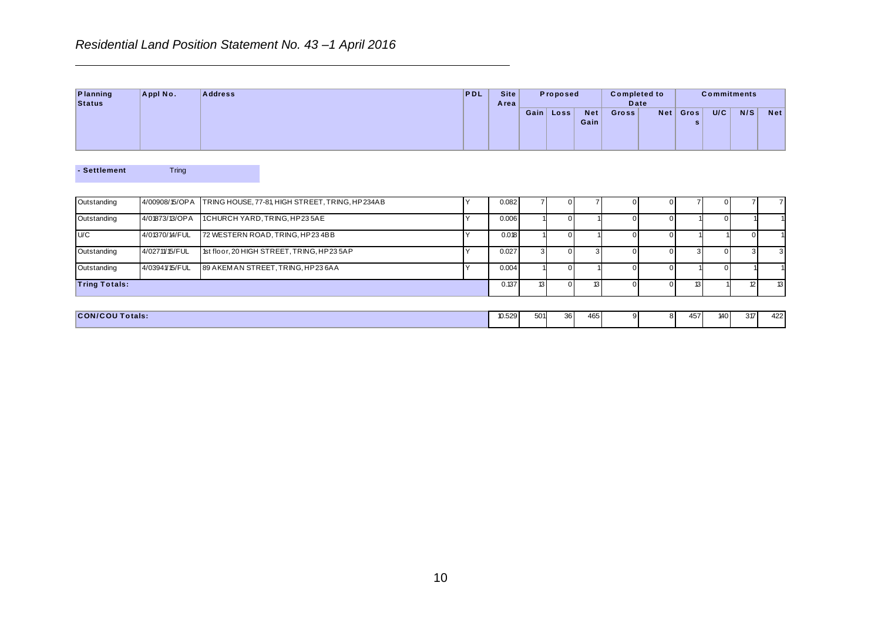## *Residential Land Position Statement No. 43 –1 April 2016*

| Planning Status | Appl No. | Address | PDL | Site Area | Proposed | | | Completed to Date | | Commitments | | | |
|---|---|---|---|---|---|---|---|---|---|---|---|---|---|
| | | | | | Gain | Loss | Net Gain | Gross | Net | Gross | U/C | N/S | Net |
| **- Settlement** | Tring | | | | | | | | | | | | |
| Outstanding | 4/00908/15/OPA | TRING HOUSE, 77-81, HIGH STREET, TRING, HP234AB | Y | 0.082 | 7 | 0 | 7 | 0 | 0 | 7 | 0 | 7 | 7 |
| Outstanding | 4/01873/13/OPA | 1 CHURCH YARD, TRING, HP23 5AE | Y | 0.006 | 1 | 0 | 1 | 0 | 0 | 1 | 0 | 1 | 1 |
| U/C | 4/01370/14/FUL | 72 WESTERN ROAD, TRING, HP23 4BB | Y | 0.018 | 1 | 0 | 1 | 0 | 0 | 1 | 1 | 0 | 1 |
| Outstanding | 4/02711/15/FUL | 1st floor, 20 HIGH STREET, TRING, HP23 5AP | Y | 0.027 | 3 | 0 | 3 | 0 | 0 | 3 | 0 | 3 | 3 |
| Outstanding | 4/03941/15/FUL | 89 AKEMAN STREET, TRING, HP23 6AA | Y | 0.004 | 1 | 0 | 1 | 0 | 0 | 1 | 0 | 1 | 1 |
| **Tring Totals:** | | | | 0.137 | 13 | 0 | 13 | 0 | 0 | 13 | 1 | 12 | 13 |
| **CON/COU Totals:** | | | | 10.529 | 501 | 36 | 465 | 9 | 8 | 457 | 140 | 317 | 422 |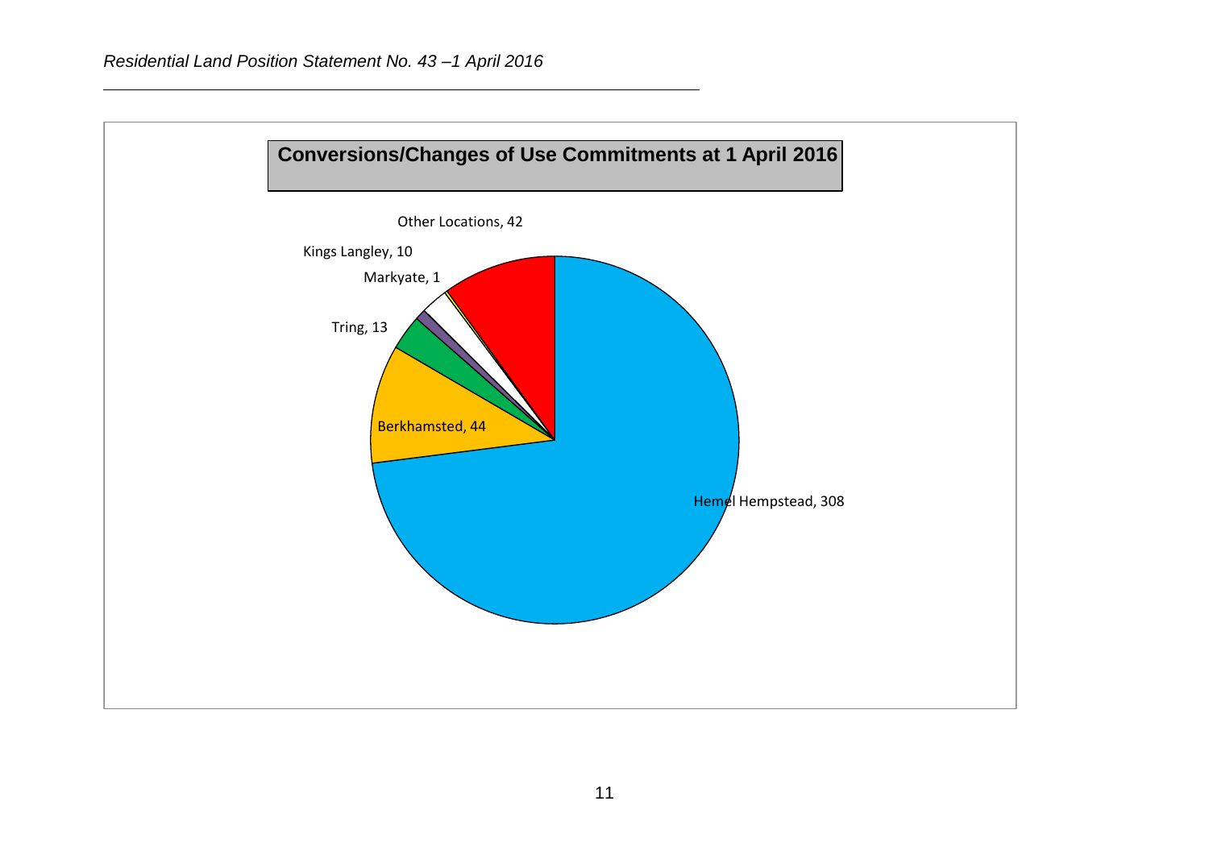## Conversions/Changes of Use Commitments at 1 April 2016

Other Locations, 42

Kings Langley, 10

Markyate, 1

Tring, 13

Berkhamsted, 44

Hemel Hempstead, 308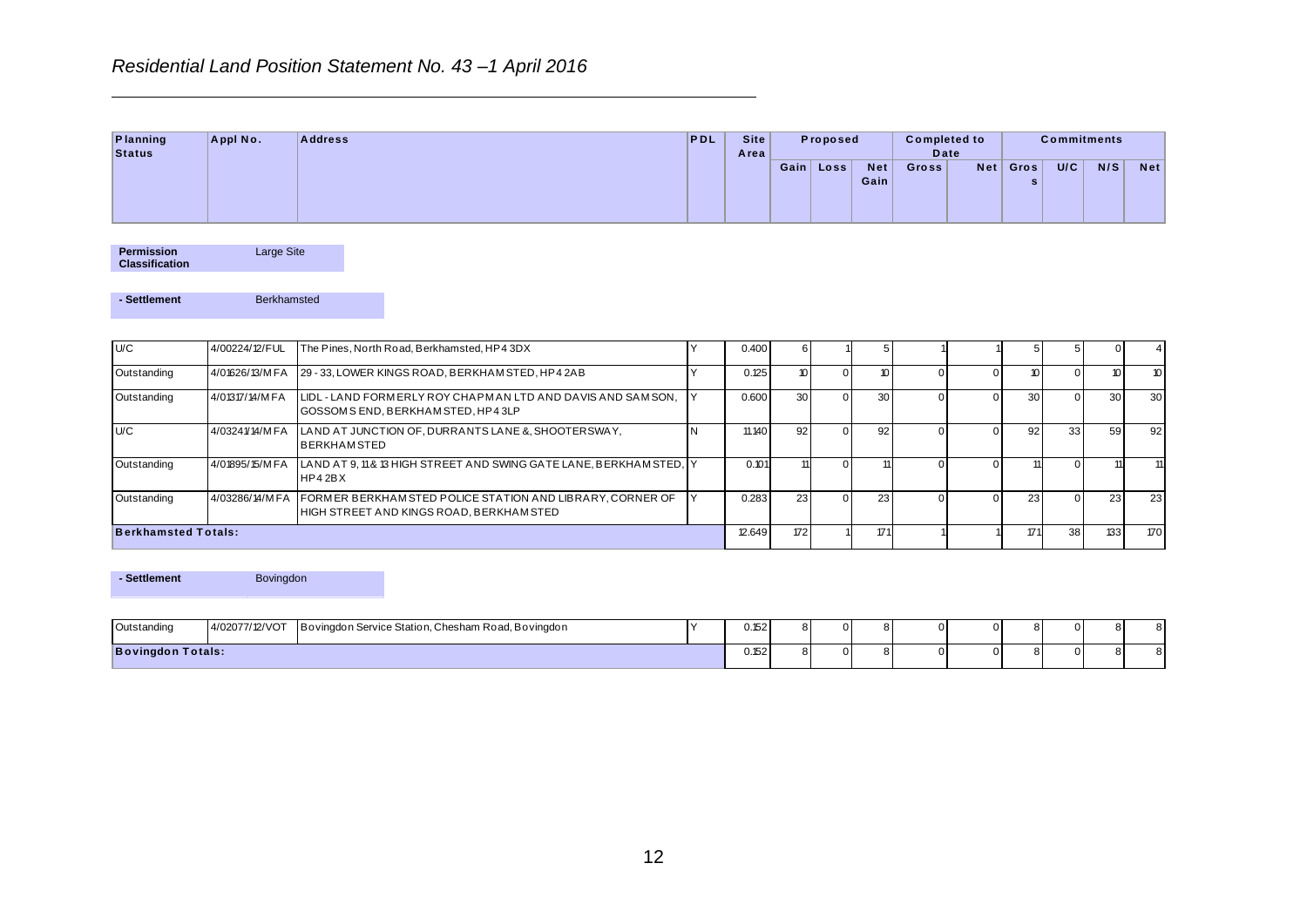*Residential Land Position Statement No. 43 –1 April 2016*

| Planning Status | Appl No. | Address | PDL | Site Area | Proposed | | | Completed to Date | | Commitments | | | |
|---|---|---|---|---|---|---|---|---|---|---|---|---|---|
| | | | | | Gain | Loss | Net Gain | Gross | Net | Gross | U/C | N/S | Net |

**Permission Classification** Large Site

**- Settlement** Berkhamsted

| Planning Status | Appl No. | Address | PDL | Site Area | Gain | Loss | Net Gain | Gross | Net | Gross | U/C | N/S | Net |
|---|---|---|---|---|---|---|---|---|---|---|---|---|---|
| U/C | 4/00224/12/FUL | The Pines, North Road, Berkhamsted, HP4 3DX | Y | 0.400 | 6 | 1 | 5 | 1 | 1 | 5 | 5 | 0 | 4 |
| Outstanding | 4/01626/13/MFA | 29 - 33, LOWER KINGS ROAD, BERKHAMSTED, HP4 2AB | Y | 0.125 | 10 | 0 | 10 | 0 | 0 | 10 | 0 | 10 | 10 |
| Outstanding | 4/01317/14/MFA | LIDL - LAND FORMERLY ROY CHAPMAN LTD AND DAVIS AND SAMSON, GOSSOMS END, BERKHAMSTED, HP4 3LP | Y | 0.600 | 30 | 0 | 30 | 0 | 0 | 30 | 0 | 30 | 30 |
| U/C | 4/03241/14/MFA | LAND AT JUNCTION OF, DURRANTS LANE &, SHOOTERSWAY, BERKHAMSTED | N | 11.140 | 92 | 0 | 92 | 0 | 0 | 92 | 33 | 59 | 92 |
| Outstanding | 4/01895/15/MFA | LAND AT 9, 11& 13 HIGH STREET AND SWING GATE LANE, BERKHAMSTED, HP4 2BX | Y | 0.101 | 11 | 0 | 11 | 0 | 0 | 11 | 0 | 11 | 11 |
| Outstanding | 4/03286/14/MFA | FORMER BERKHAMSTED POLICE STATION AND LIBRARY, CORNER OF HIGH STREET AND KINGS ROAD, BERKHAMSTED | Y | 0.283 | 23 | 0 | 23 | 0 | 0 | 23 | 0 | 23 | 23 |
| **Berkhamsted Totals:** | | | | 12.649 | 172 | 1 | 171 | 1 | 1 | 171 | 38 | 133 | 170 |

**- Settlement** Bovingdon

| Planning Status | Appl No. | Address | PDL | Site Area | Gain | Loss | Net Gain | Gross | Net | Gross | U/C | N/S | Net |
|---|---|---|---|---|---|---|---|---|---|---|---|---|---|
| Outstanding | 4/02077/12/VOT | Bovingdon Service Station, Chesham Road, Bovingdon | Y | 0.152 | 8 | 0 | 8 | 0 | 0 | 8 | 0 | 8 | 8 |
| **Bovingdon Totals:** | | | | 0.152 | 8 | 0 | 8 | 0 | 0 | 8 | 0 | 8 | 8 |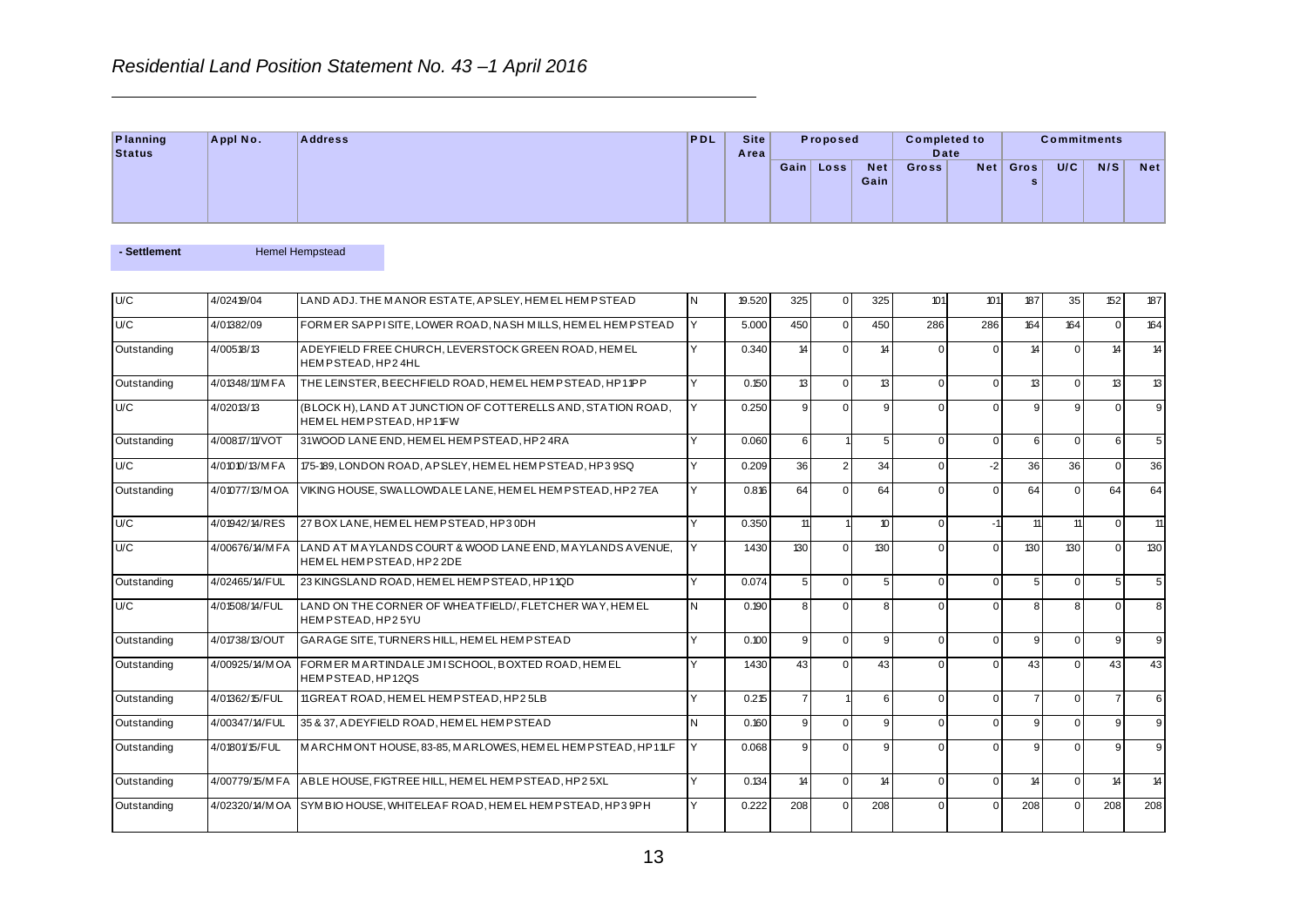# *Residential Land Position Statement No. 43 –1 April 2016*

| Planning Status | Appl No. | Address | PDL | Site Area | Proposed | | | Completed to Date | | Commitments | | | |
|---|---|---|---|---|---|---|---|---|---|---|---|---|---|
| | | | | | Gain | Loss | Net Gain | Gross | Net | Gross | U/C | N/S | Net |

**- Settlement** Hemel Hempstead

| Planning Status | Appl No. | Address | PDL | Site Area | Gain | Loss | Net Gain | Gross | Net | Gross | U/C | N/S | Net |
|---|---|---|---|---|---|---|---|---|---|---|---|---|---|
| U/C | 4/02419/04 | LAND ADJ. THE MANOR ESTATE, APSLEY, HEMEL HEMPSTEAD | N | 19.520 | 325 | 0 | 325 | 101 | 101 | 187 | 35 | 152 | 187 |
| U/C | 4/01382/09 | FORMER SAPPI SITE, LOWER ROAD, NASH MILLS, HEMEL HEMPSTEAD | Y | 5.000 | 450 | 0 | 450 | 286 | 286 | 164 | 164 | 0 | 164 |
| Outstanding | 4/00518/13 | ADEYFIELD FREE CHURCH, LEVERSTOCK GREEN ROAD, HEMEL HEMPSTEAD, HP2 4HL | Y | 0.340 | 14 | 0 | 14 | 0 | 0 | 14 | 0 | 14 | 14 |
| Outstanding | 4/01348/11/MFA | THE LEINSTER, BEECHFIELD ROAD, HEMEL HEMPSTEAD, HP1 1PP | Y | 0.150 | 13 | 0 | 13 | 0 | 0 | 13 | 0 | 13 | 13 |
| U/C | 4/02013/13 | (BLOCK H), LAND AT JUNCTION OF COTTERELLS AND, STATION ROAD, HEMEL HEMPSTEAD, HP1 1FW | Y | 0.250 | 9 | 0 | 9 | 0 | 0 | 9 | 9 | 0 | 9 |
| Outstanding | 4/00817/11/VOT | 31 WOOD LANE END, HEMEL HEMPSTEAD, HP2 4RA | Y | 0.060 | 6 | 1 | 5 | 0 | 0 | 6 | 0 | 6 | 5 |
| U/C | 4/01010/13/MFA | 175-189, LONDON ROAD, APSLEY, HEMEL HEMPSTEAD, HP3 9SQ | Y | 0.209 | 36 | 2 | 34 | 0 | -2 | 36 | 36 | 0 | 36 |
| Outstanding | 4/01077/13/MOA | VIKING HOUSE, SWALLOWDALE LANE, HEMEL HEMPSTEAD, HP2 7EA | Y | 0.816 | 64 | 0 | 64 | 0 | 0 | 64 | 0 | 64 | 64 |
| U/C | 4/01942/14/RES | 27 BOX LANE, HEMEL HEMPSTEAD, HP3 0DH | Y | 0.350 | 11 | 1 | 10 | 0 | -1 | 11 | 11 | 0 | 11 |
| U/C | 4/00676/14/MFA | LAND AT MAYLANDS COURT & WOOD LANE END, MAYLANDS AVENUE, HEMEL HEMPSTEAD, HP2 2DE | Y | 1.430 | 130 | 0 | 130 | 0 | 0 | 130 | 130 | 0 | 130 |
| Outstanding | 4/02465/14/FUL | 23 KINGSLAND ROAD, HEMEL HEMPSTEAD, HP1 1QD | Y | 0.074 | 5 | 0 | 5 | 0 | 0 | 5 | 0 | 5 | 5 |
| U/C | 4/01508/14/FUL | LAND ON THE CORNER OF WHEATFIELD/, FLETCHER WAY, HEMEL HEMPSTEAD, HP2 5YU | N | 0.190 | 8 | 0 | 8 | 0 | 0 | 8 | 8 | 0 | 8 |
| Outstanding | 4/01738/13/OUT | GARAGE SITE, TURNERS HILL, HEMEL HEMPSTEAD | Y | 0.100 | 9 | 0 | 9 | 0 | 0 | 9 | 0 | 9 | 9 |
| Outstanding | 4/00925/14/MOA | FORMER MARTINDALE JMI SCHOOL, BOXTED ROAD, HEMEL HEMPSTEAD, HP1 2QS | Y | 1.430 | 43 | 0 | 43 | 0 | 0 | 43 | 0 | 43 | 43 |
| Outstanding | 4/01362/15/FUL | 11 GREAT ROAD, HEMEL HEMPSTEAD, HP2 5LB | Y | 0.215 | 7 | 1 | 6 | 0 | 0 | 7 | 0 | 7 | 6 |
| Outstanding | 4/00347/14/FUL | 35 & 37, ADEYFIELD ROAD, HEMEL HEMPSTEAD | N | 0.160 | 9 | 0 | 9 | 0 | 0 | 9 | 0 | 9 | 9 |
| Outstanding | 4/01801/15/FUL | MARCHMONT HOUSE, 83-85, MARLOWES, HEMEL HEMPSTEAD, HP1 1LF | Y | 0.068 | 9 | 0 | 9 | 0 | 0 | 9 | 0 | 9 | 9 |
| Outstanding | 4/00779/15/MFA | ABLE HOUSE, FIGTREE HILL, HEMEL HEMPSTEAD, HP2 5XL | Y | 0.134 | 14 | 0 | 14 | 0 | 0 | 14 | 0 | 14 | 14 |
| Outstanding | 4/02320/14/MOA | SYMBIO HOUSE, WHITELEAF ROAD, HEMEL HEMPSTEAD, HP3 9PH | Y | 0.222 | 208 | 0 | 208 | 0 | 0 | 208 | 0 | 208 | 208 |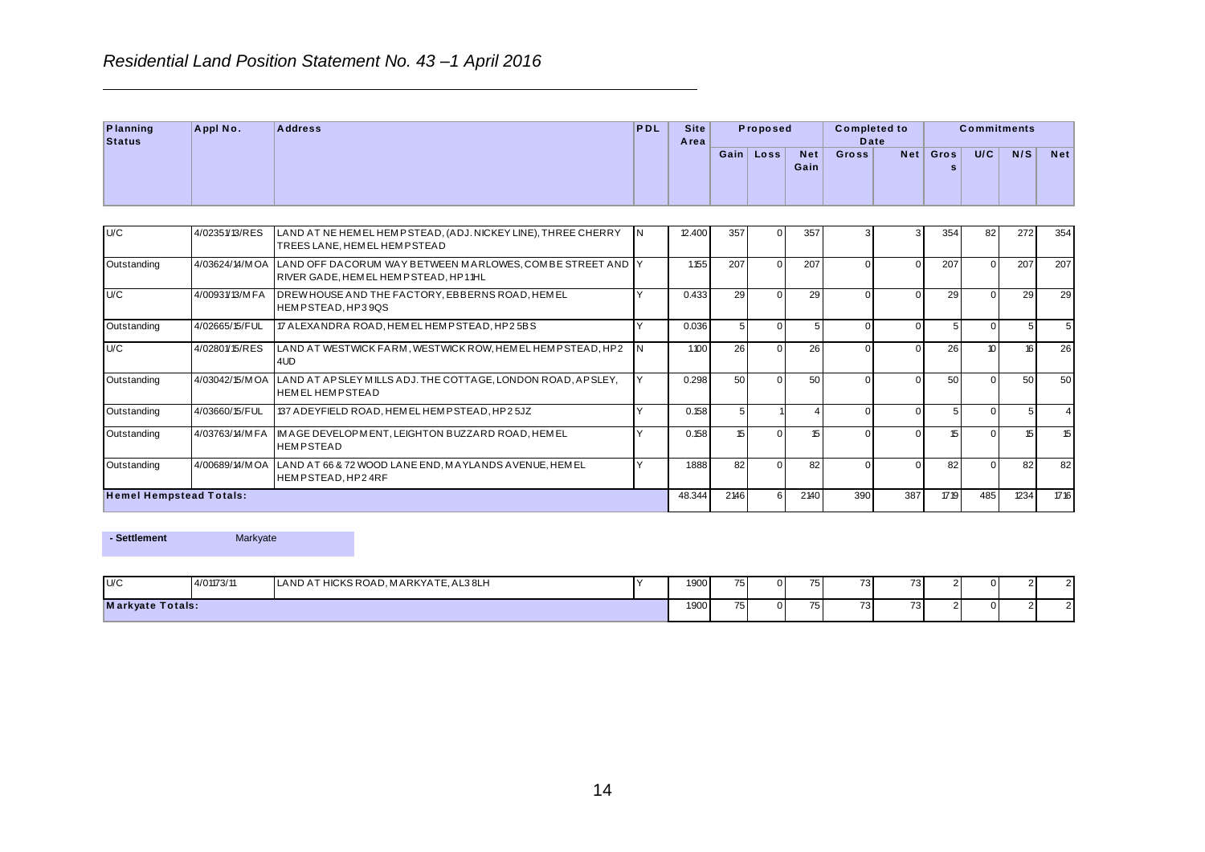## *Residential Land Position Statement No. 43 –1 April 2016*

| Planning Status | Appl No. | Address | PDL | Site Area | Proposed | | | Completed to Date | | Commitments | | | |
|---|---|---|---|---|---|---|---|---|---|---|---|---|---|
| | | | | | Gain | Loss | Net Gain | Gross | Net | Gross | U/C | N/S | Net |
| U/C | 4/02351/13/RES | LAND AT NE HEMEL HEMPSTEAD, (ADJ. NICKEY LINE), THREE CHERRY TREES LANE, HEMEL HEMPSTEAD | N | 12.400 | 357 | 0 | 357 | 3 | 3 | 354 | 82 | 272 | 354 |
| Outstanding | 4/03624/14/MOA | LAND OFF DACORUM WAY BETWEEN MARLOWES, COMBE STREET AND RIVER GADE, HEMEL HEMPSTEAD, HP11HL | Y | 1.155 | 207 | 0 | 207 | 0 | 0 | 207 | 0 | 207 | 207 |
| U/C | 4/00931/13/MFA | DREWHOUSE AND THE FACTORY, EBBERNS ROAD, HEMEL HEMPSTEAD, HP3 9QS | Y | 0.433 | 29 | 0 | 29 | 0 | 0 | 29 | 0 | 29 | 29 |
| Outstanding | 4/02665/15/FUL | 17 ALEXANDRA ROAD, HEMEL HEMPSTEAD, HP2 5BS | Y | 0.036 | 5 | 0 | 5 | 0 | 0 | 5 | 0 | 5 | 5 |
| U/C | 4/02801/15/RES | LAND AT WESTWICK FARM, WESTWICK ROW, HEMEL HEMPSTEAD, HP2 4UD | N | 1.100 | 26 | 0 | 26 | 0 | 0 | 26 | 10 | 16 | 26 |
| Outstanding | 4/03042/15/MOA | LAND AT APSLEY MILLS ADJ. THE COTTAGE, LONDON ROAD, APSLEY, HEMEL HEMPSTEAD | Y | 0.298 | 50 | 0 | 50 | 0 | 0 | 50 | 0 | 50 | 50 |
| Outstanding | 4/03660/15/FUL | 137 ADEYFIELD ROAD, HEMEL HEMPSTEAD, HP2 5JZ | Y | 0.158 | 5 | 1 | 4 | 0 | 0 | 5 | 0 | 5 | 4 |
| Outstanding | 4/03763/14/MFA | IMAGE DEVELOPMENT, LEIGHTON BUZZARD ROAD, HEMEL HEMPSTEAD | Y | 0.158 | 15 | 0 | 15 | 0 | 0 | 15 | 0 | 15 | 15 |
| Outstanding | 4/00689/14/MOA | LAND AT 66 & 72 WOOD LANE END, MAYLANDS AVENUE, HEMEL HEMPSTEAD, HP2 4RF | Y | 1.888 | 82 | 0 | 82 | 0 | 0 | 82 | 0 | 82 | 82 |
| **Hemel Hempstead Totals:** | | | | 48.344 | 2146 | 6 | 2140 | 390 | 387 | 1719 | 485 | 1234 | 1716 |

**- Settlement** Markyate

| Planning Status | Appl No. | Address | PDL | Site Area | Gain | Loss | Net Gain | Gross | Net | Gross | U/C | N/S | Net |
|---|---|---|---|---|---|---|---|---|---|---|---|---|---|
| U/C | 4/01173/11 | LAND AT HICKS ROAD, MARKYATE, AL3 8LH | Y | 1.900 | 75 | 0 | 75 | 73 | 73 | 2 | 0 | 2 | 2 |
| **Markyate Totals:** | | | | 1.900 | 75 | 0 | 75 | 73 | 73 | 2 | 0 | 2 | 2 |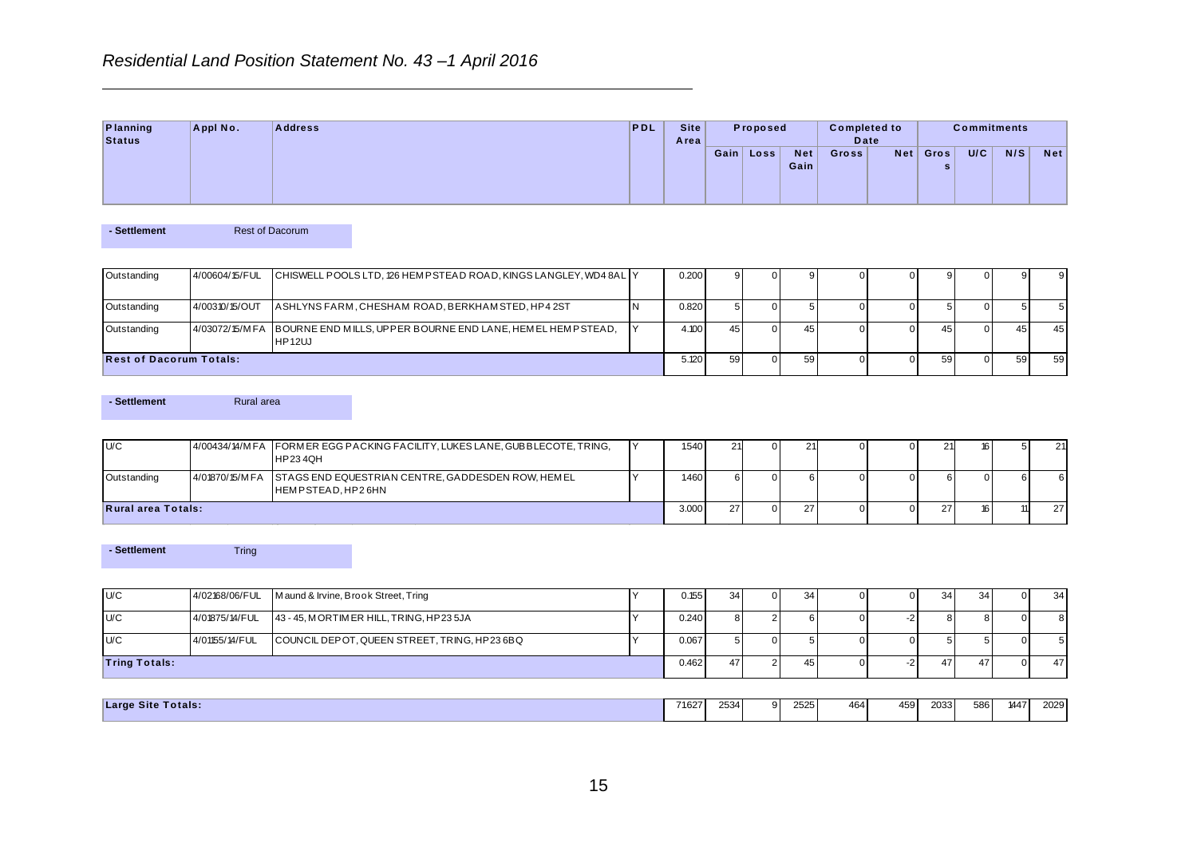*Residential Land Position Statement No. 43 –1 April 2016*

| Planning Status | Appl No. | Address | PDL | Site Area | Proposed | | | Completed to Date | | Commitments | | | |
|---|---|---|---|---|---|---|---|---|---|---|---|---|---|
| | | | | | Gain | Loss | Net Gain | Gross | Net | Gross | U/C | N/S | Net |
| **- Settlement** | Rest of Dacorum | | | | | | | | | | | | |
| Outstanding | 4/00604/15/FUL | CHISWELL POOLS LTD, 126 HEMPSTEAD ROAD, KINGS LANGLEY, WD4 8AL | Y | 0.200 | 9 | 0 | 9 | 0 | 0 | 9 | 0 | 9 | 9 |
| Outstanding | 4/00310/15/OUT | ASHLYNS FARM, CHESHAM ROAD, BERKHAMSTED, HP4 2ST | N | 0.820 | 5 | 0 | 5 | 0 | 0 | 5 | 0 | 5 | 5 |
| Outstanding | 4/03072/15/MFA | BOURNE END MILLS, UPPER BOURNE END LANE, HEMEL HEMPSTEAD, HP1 2UJ | Y | 4.100 | 45 | 0 | 45 | 0 | 0 | 45 | 0 | 45 | 45 |
| **Rest of Dacorum Totals:** | | | | 5.120 | 59 | 0 | 59 | 0 | 0 | 59 | 0 | 59 | 59 |
| **- Settlement** | Rural area | | | | | | | | | | | | |
| U/C | 4/00434/14/MFA | FORMER EGG PACKING FACILITY, LUKES LANE, GUBBLECOTE, TRING, HP23 4QH | Y | 1.540 | 21 | 0 | 21 | 0 | 0 | 21 | 16 | 5 | 21 |
| Outstanding | 4/01870/15/MFA | STAGS END EQUESTRIAN CENTRE, GADDESDEN ROW, HEMEL HEMPSTEAD, HP2 6HN | Y | 1.460 | 6 | 0 | 6 | 0 | 0 | 6 | 0 | 6 | 6 |
| **Rural area Totals:** | | | | 3.000 | 27 | 0 | 27 | 0 | 0 | 27 | 16 | 11 | 27 |
| **- Settlement** | Tring | | | | | | | | | | | | |
| U/C | 4/02168/06/FUL | Maund & Irvine, Brook Street, Tring | Y | 0.155 | 34 | 0 | 34 | 0 | 0 | 34 | 34 | 0 | 34 |
| U/C | 4/01875/14/FUL | 43 - 45, MORTIMER HILL, TRING, HP23 5JA | Y | 0.240 | 8 | 2 | 6 | 0 | -2 | 8 | 8 | 0 | 8 |
| U/C | 4/01155/14/FUL | COUNCIL DEPOT, QUEEN STREET, TRING, HP23 6BQ | Y | 0.067 | 5 | 0 | 5 | 0 | 0 | 5 | 5 | 0 | 5 |
| **Tring Totals:** | | | | 0.462 | 47 | 2 | 45 | 0 | -2 | 47 | 47 | 0 | 47 |
| **Large Site Totals:** | | | | 71.627 | 2534 | 9 | 2525 | 464 | 459 | 2033 | 586 | 1447 | 2029 |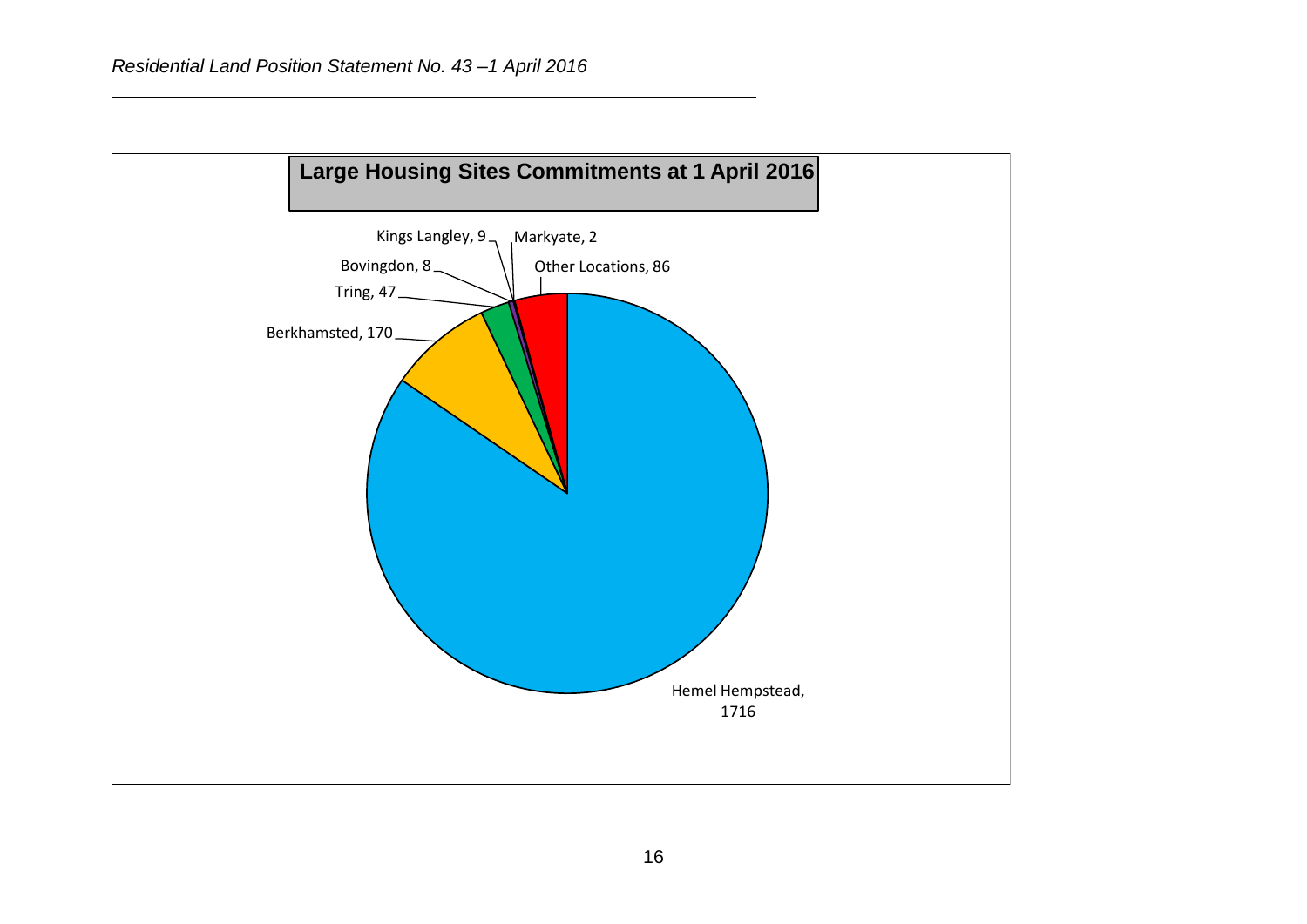**Large Housing Sites Commitments at 1 April 2016**

Kings Langley, 9

Markyate, 2

Bovingdon, 8

Other Locations, 86

Tring, 47

Berkhamsted, 170

Hemel Hempstead, 1716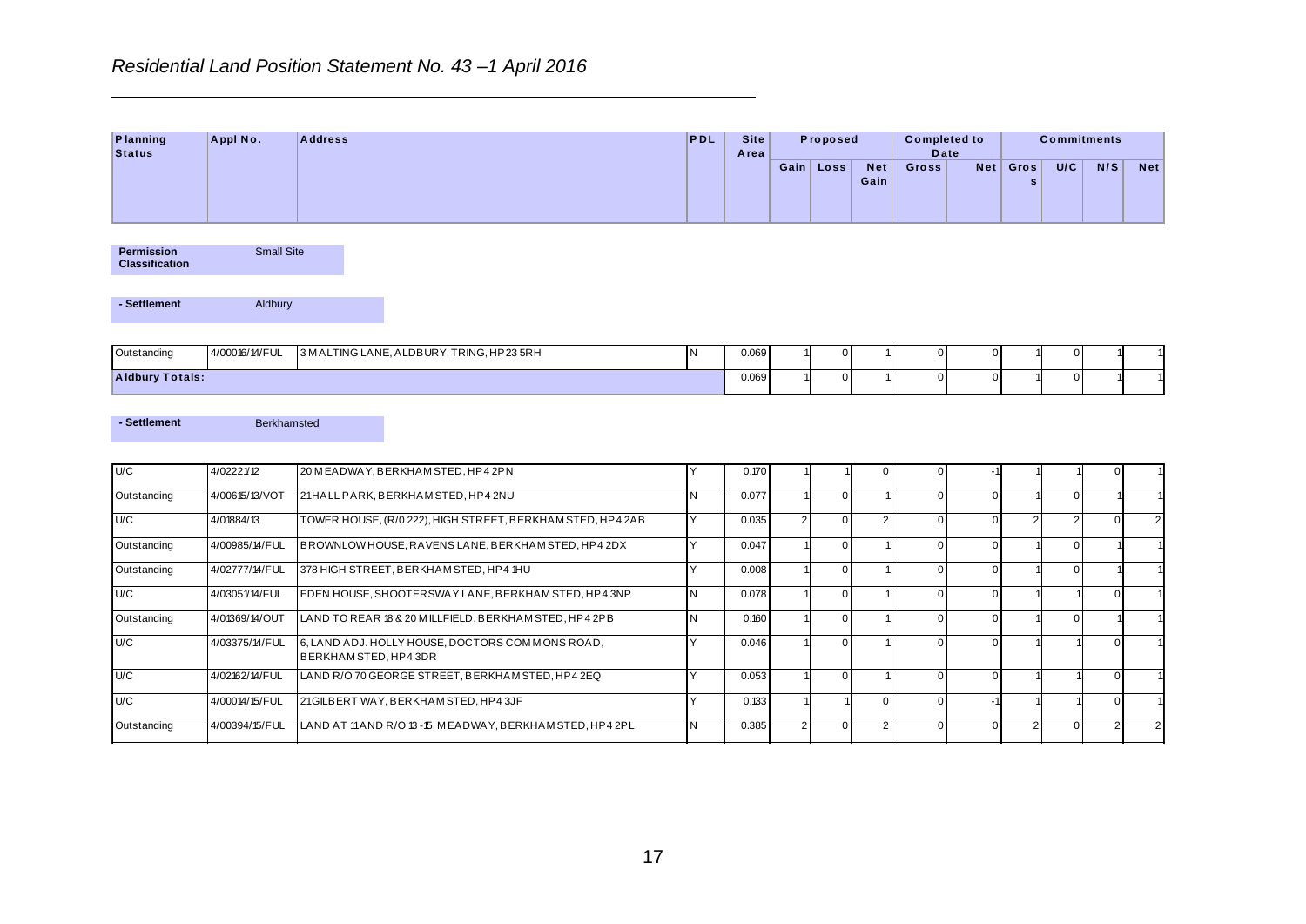## Residential Land Position Statement No. 43 –1 April 2016

| Planning Status | Appl No. | Address | PDL | Site Area | Proposed | | | Completed to Date | | Commitments | | | |
|---|---|---|---|---|---|---|---|---|---|---|---|---|---|
| | | | | | Gain | Loss | Net Gain | Gross | Net | Gross | U/C | N/S | Net |

**Permission Classification** Small Site

**- Settlement** Aldbury

| Planning Status | Appl No. | Address | PDL | Site Area | Gain | Loss | Net Gain | Gross | Net | Gross | U/C | N/S | Net |
|---|---|---|---|---|---|---|---|---|---|---|---|---|---|
| Outstanding | 4/00016/14/FUL | 3 MALTING LANE, ALDBURY, TRING, HP23 5RH | N | 0.069 | 1 | 0 | 1 | 0 | 0 | 1 | 0 | 1 | 1 |
| **Aldbury Totals:** | | | | 0.069 | 1 | 0 | 1 | 0 | 0 | 1 | 0 | 1 | 1 |

**- Settlement** Berkhamsted

| Planning Status | Appl No. | Address | PDL | Site Area | Gain | Loss | Net Gain | Gross | Net | Gross | U/C | N/S | Net |
|---|---|---|---|---|---|---|---|---|---|---|---|---|---|
| U/C | 4/02221/12 | 20 MEADWAY, BERKHAMSTED, HP4 2PN | Y | 0.170 | 1 | 1 | 0 | 0 | -1 | 1 | 1 | 0 | 1 |
| Outstanding | 4/00615/13/VOT | 21 HALL PARK, BERKHAMSTED, HP4 2NU | N | 0.077 | 1 | 0 | 1 | 0 | 0 | 1 | 0 | 1 | 1 |
| U/C | 4/01884/13 | TOWER HOUSE, (R/0 222), HIGH STREET, BERKHAMSTED, HP4 2AB | Y | 0.035 | 2 | 0 | 2 | 0 | 0 | 2 | 2 | 0 | 2 |
| Outstanding | 4/00985/14/FUL | BROWNLOW HOUSE, RAVENS LANE, BERKHAMSTED, HP4 2DX | Y | 0.047 | 1 | 0 | 1 | 0 | 0 | 1 | 0 | 1 | 1 |
| Outstanding | 4/02777/14/FUL | 378 HIGH STREET, BERKHAMSTED, HP4 1HU | Y | 0.008 | 1 | 0 | 1 | 0 | 0 | 1 | 0 | 1 | 1 |
| U/C | 4/03051/14/FUL | EDEN HOUSE, SHOOTERSWAY LANE, BERKHAMSTED, HP4 3NP | N | 0.078 | 1 | 0 | 1 | 0 | 0 | 1 | 1 | 0 | 1 |
| Outstanding | 4/01369/14/OUT | LAND TO REAR 18 & 20 MILLFIELD, BERKHAMSTED, HP4 2PB | N | 0.160 | 1 | 0 | 1 | 0 | 0 | 1 | 0 | 1 | 1 |
| U/C | 4/03375/14/FUL | 6, LAND ADJ. HOLLY HOUSE, DOCTORS COMMONS ROAD, BERKHAMSTED, HP4 3DR | Y | 0.046 | 1 | 0 | 1 | 0 | 0 | 1 | 1 | 0 | 1 |
| U/C | 4/02162/14/FUL | LAND R/O 70 GEORGE STREET, BERKHAMSTED, HP4 2EQ | Y | 0.053 | 1 | 0 | 1 | 0 | 0 | 1 | 1 | 0 | 1 |
| U/C | 4/00014/15/FUL | 21 GILBERT WAY, BERKHAMSTED, HP4 3JF | Y | 0.133 | 1 | 1 | 0 | 0 | -1 | 1 | 1 | 0 | 1 |
| Outstanding | 4/00394/15/FUL | LAND AT 11 AND R/O 13-15, MEADWAY, BERKHAMSTED, HP4 2PL | N | 0.385 | 2 | 0 | 2 | 0 | 0 | 2 | 0 | 2 | 2 |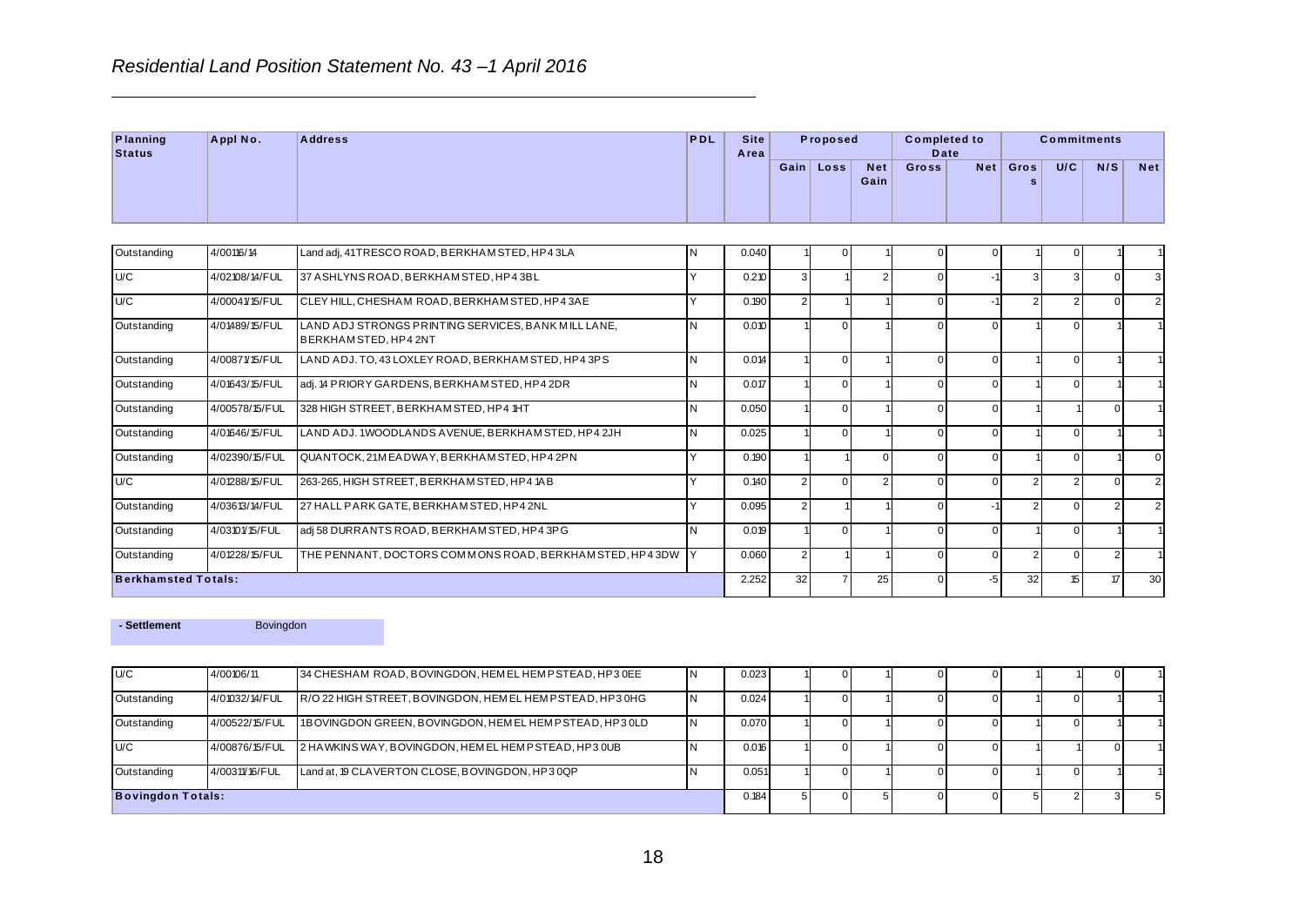*Residential Land Position Statement No. 43 –1 April 2016*

| Planning Status | Appl No. | Address | PDL | Site Area | Proposed | | | Completed to Date | | Commitments | | | |
|---|---|---|---|---|---|---|---|---|---|---|---|---|---|
| | | | | | Gain | Loss | Net Gain | Gross | Net | Gross | U/C | N/S | Net |
| Outstanding | 4/00116/14 | Land adj, 41 TRESCO ROAD, BERKHAMSTED, HP4 3LA | N | 0.040 | 1 | 0 | 1 | 0 | 0 | 1 | 0 | 1 | 1 |
| U/C | 4/02108/14/FUL | 37 ASHLYNS ROAD, BERKHAMSTED, HP4 3BL | Y | 0.210 | 3 | 1 | 2 | 0 | -1 | 3 | 3 | 0 | 3 |
| U/C | 4/00041/15/FUL | CLEY HILL, CHESHAM ROAD, BERKHAMSTED, HP4 3AE | Y | 0.190 | 2 | 1 | 1 | 0 | -1 | 2 | 2 | 0 | 2 |
| Outstanding | 4/01489/15/FUL | LAND ADJ STRONGS PRINTING SERVICES, BANK MILL LANE, BERKHAMSTED, HP4 2NT | N | 0.010 | 1 | 0 | 1 | 0 | 0 | 1 | 0 | 1 | 1 |
| Outstanding | 4/00871/15/FUL | LAND ADJ. TO, 43 LOXLEY ROAD, BERKHAMSTED, HP4 3PS | N | 0.014 | 1 | 0 | 1 | 0 | 0 | 1 | 0 | 1 | 1 |
| Outstanding | 4/01643/15/FUL | adj. 14 PRIORY GARDENS, BERKHAMSTED, HP4 2DR | N | 0.017 | 1 | 0 | 1 | 0 | 0 | 1 | 0 | 1 | 1 |
| Outstanding | 4/00578/15/FUL | 328 HIGH STREET, BERKHAMSTED, HP4 1HT | N | 0.050 | 1 | 0 | 1 | 0 | 0 | 1 | 1 | 0 | 1 |
| Outstanding | 4/01646/15/FUL | LAND ADJ. 1 WOODLANDS AVENUE, BERKHAMSTED, HP4 2JH | N | 0.025 | 1 | 0 | 1 | 0 | 0 | 1 | 0 | 1 | 1 |
| Outstanding | 4/02390/15/FUL | QUANTOCK, 21 MEADWAY, BERKHAMSTED, HP4 2PN | Y | 0.190 | 1 | 1 | 0 | 0 | 0 | 1 | 0 | 1 | 0 |
| U/C | 4/01288/15/FUL | 263-265, HIGH STREET, BERKHAMSTED, HP4 1AB | Y | 0.140 | 2 | 0 | 2 | 0 | 0 | 2 | 2 | 0 | 2 |
| Outstanding | 4/03613/14/FUL | 27 HALL PARK GATE, BERKHAMSTED, HP4 2NL | Y | 0.095 | 2 | 1 | 1 | 0 | -1 | 2 | 0 | 2 | 2 |
| Outstanding | 4/03101/15/FUL | adj 58 DURRANTS ROAD, BERKHAMSTED, HP4 3PG | N | 0.019 | 1 | 0 | 1 | 0 | 0 | 1 | 0 | 1 | 1 |
| Outstanding | 4/01228/15/FUL | THE PENNANT, DOCTORS COMMONS ROAD, BERKHAMSTED, HP4 3DW | Y | 0.060 | 2 | 1 | 1 | 0 | 0 | 2 | 0 | 2 | 1 |
| **Berkhamsted Totals:** | | | | 2.252 | 32 | 7 | 25 | 0 | -5 | 32 | 15 | 17 | 30 |

**- Settlement** Bovingdon

| Planning Status | Appl No. | Address | PDL | Site Area | Gain | Loss | Net Gain | Gross | Net | Gross | U/C | N/S | Net |
|---|---|---|---|---|---|---|---|---|---|---|---|---|---|
| U/C | 4/00106/11 | 34 CHESHAM ROAD, BOVINGDON, HEMEL HEMPSTEAD, HP3 0EE | N | 0.023 | 1 | 0 | 1 | 0 | 0 | 1 | 1 | 0 | 1 |
| Outstanding | 4/01032/14/FUL | R/O 22 HIGH STREET, BOVINGDON, HEMEL HEMPSTEAD, HP3 0HG | N | 0.024 | 1 | 0 | 1 | 0 | 0 | 1 | 0 | 1 | 1 |
| Outstanding | 4/00522/15/FUL | 1 BOVINGDON GREEN, BOVINGDON, HEMEL HEMPSTEAD, HP3 0LD | N | 0.070 | 1 | 0 | 1 | 0 | 0 | 1 | 0 | 1 | 1 |
| U/C | 4/00876/15/FUL | 2 HAWKINS WAY, BOVINGDON, HEMEL HEMPSTEAD, HP3 0UB | N | 0.016 | 1 | 0 | 1 | 0 | 0 | 1 | 1 | 0 | 1 |
| Outstanding | 4/00311/16/FUL | Land at, 19 CLAVERTON CLOSE, BOVINGDON, HP3 0QP | N | 0.051 | 1 | 0 | 1 | 0 | 0 | 1 | 0 | 1 | 1 |
| **Bovingdon Totals:** | | | | 0.184 | 5 | 0 | 5 | 0 | 0 | 5 | 2 | 3 | 5 |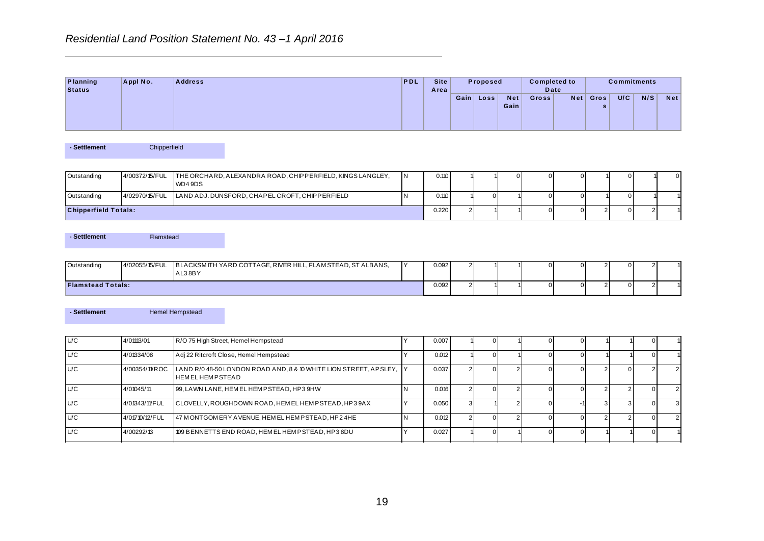*Residential Land Position Statement No. 43 –1 April 2016*

| Planning Status | Appl No. | Address | PDL | Site Area | Proposed | | | Completed to Date | | Commitments | | | |
|---|---|---|---|---|---|---|---|---|---|---|---|---|---|
| | | | | | Gain | Loss | Net Gain | Gross | Net | Gross | U/C | N/S | Net |

**- Settlement** Chipperfield

| Planning Status | Appl No. | Address | PDL | Site Area | Gain | Loss | Net Gain | Gross | Net | Gross | U/C | N/S | Net |
|---|---|---|---|---|---|---|---|---|---|---|---|---|---|
| Outstanding | 4/00372/15/FUL | THE ORCHARD, ALEXANDRA ROAD, CHIPPERFIELD, KINGS LANGLEY, WD4 9DS | N | 0.110 | 1 | 1 | 0 | 0 | 0 | 1 | 0 | 1 | 0 |
| Outstanding | 4/02970/15/FUL | LAND ADJ. DUNSFORD, CHAPEL CROFT, CHIPPERFIELD | N | 0.110 | 1 | 0 | 1 | 0 | 0 | 1 | 0 | 1 | 1 |
| **Chipperfield Totals:** | | | | 0.220 | 2 | 1 | 1 | 0 | 0 | 2 | 0 | 2 | 1 |

**- Settlement** Flamstead

| Planning Status | Appl No. | Address | PDL | Site Area | Gain | Loss | Net Gain | Gross | Net | Gross | U/C | N/S | Net |
|---|---|---|---|---|---|---|---|---|---|---|---|---|---|
| Outstanding | 4/02055/15/FUL | BLACKSMITH YARD COTTAGE, RIVER HILL, FLAMSTEAD, ST ALBANS, AL3 8BY | Y | 0.092 | 2 | 1 | 1 | 0 | 0 | 2 | 0 | 2 | 1 |
| **Flamstead Totals:** | | | | 0.092 | 2 | 1 | 1 | 0 | 0 | 2 | 0 | 2 | 1 |

**- Settlement** Hemel Hempstead

| Planning Status | Appl No. | Address | PDL | Site Area | Gain | Loss | Net Gain | Gross | Net | Gross | U/C | N/S | Net |
|---|---|---|---|---|---|---|---|---|---|---|---|---|---|
| U/C | 4/01113/01 | R/O 75 High Street, Hemel Hempstead | Y | 0.007 | 1 | 0 | 1 | 0 | 0 | 1 | 1 | 0 | 1 |
| U/C | 4/01334/08 | Adj 22 Ritcroft Close, Hemel Hempstead | Y | 0.012 | 1 | 0 | 1 | 0 | 0 | 1 | 1 | 0 | 1 |
| U/C | 4/00354/11/ROC | LAND R/O 48-50 LONDON ROAD AND, 8 & 10 WHITE LION STREET, APSLEY, HEMEL HEMPSTEAD | Y | 0.037 | 2 | 0 | 2 | 0 | 0 | 2 | 0 | 2 | 2 |
| U/C | 4/01045/11 | 99, LAWN LANE, HEMEL HEMPSTEAD, HP3 9HW | N | 0.016 | 2 | 0 | 2 | 0 | 0 | 2 | 2 | 0 | 2 |
| U/C | 4/01343/11/FUL | CLOVELLY, ROUGHDOWN ROAD, HEMEL HEMPSTEAD, HP3 9AX | Y | 0.050 | 3 | 1 | 2 | 0 | -1 | 3 | 3 | 0 | 3 |
| U/C | 4/01710/12/FUL | 47 MONTGOMERY AVENUE, HEMEL HEMPSTEAD, HP2 4HE | N | 0.012 | 2 | 0 | 2 | 0 | 0 | 2 | 2 | 0 | 2 |
| U/C | 4/00292/13 | 109 BENNETTS END ROAD, HEMEL HEMPSTEAD, HP3 8DU | Y | 0.027 | 1 | 0 | 1 | 0 | 0 | 1 | 1 | 0 | 1 |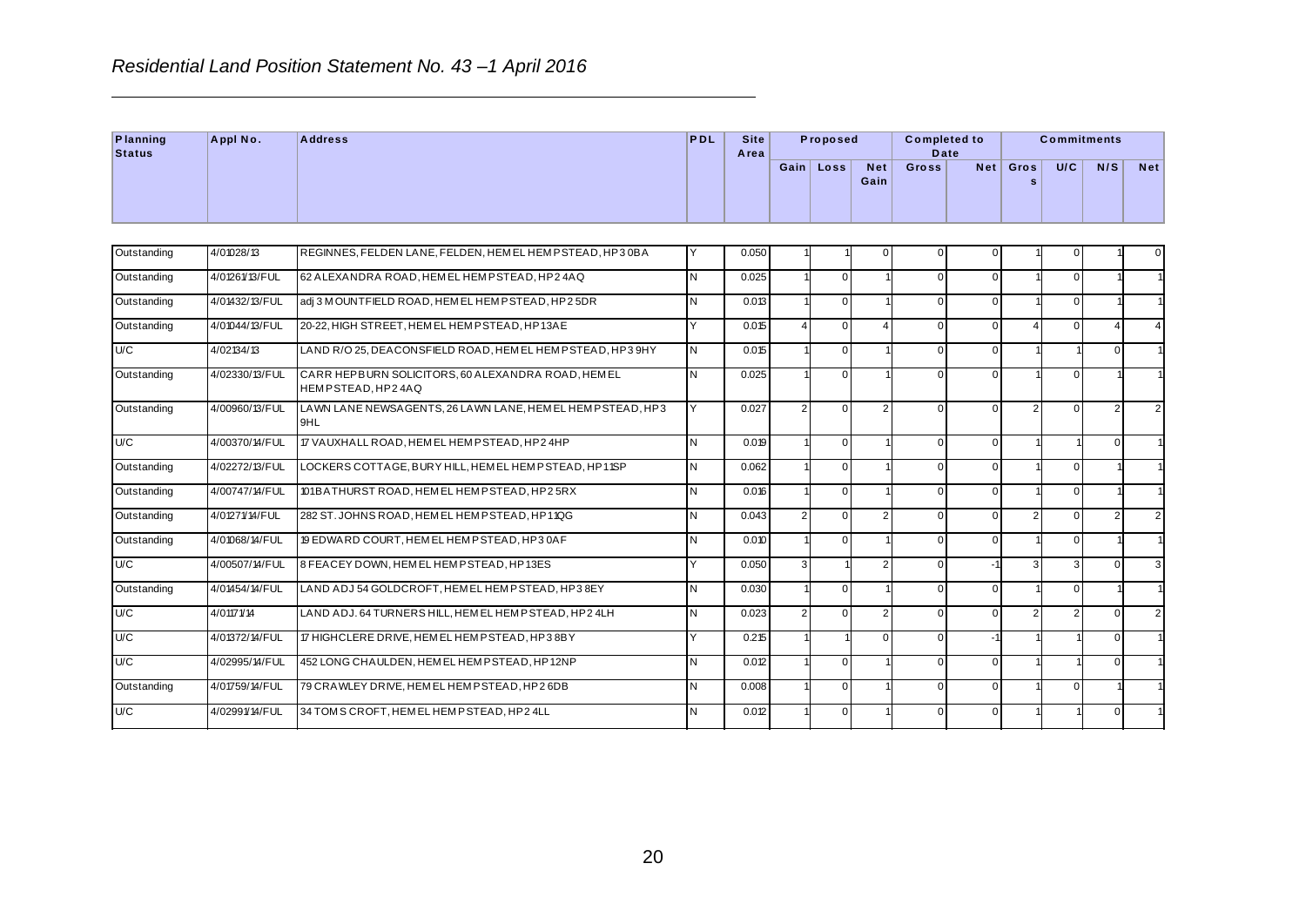*Residential Land Position Statement No. 43 –1 April 2016*

| Planning Status | Appl No. | Address | PDL | Site Area | Proposed | | | Completed to Date | | Commitments | | | |
|---|---|---|---|---|---|---|---|---|---|---|---|---|---|
| | | | | | Gain | Loss | Net Gain | Gross | Net | Gross | U/C | N/S | Net |
| Outstanding | 4/01028/13 | REGINNES, FELDEN LANE, FELDEN, HEMEL HEMPSTEAD, HP3 0BA | Y | 0.050 | 1 | 1 | 0 | 0 | 0 | 1 | 0 | 1 | 0 |
| Outstanding | 4/01261/13/FUL | 62 ALEXANDRA ROAD, HEMEL HEMPSTEAD, HP2 4AQ | N | 0.025 | 1 | 0 | 1 | 0 | 0 | 1 | 0 | 1 | 1 |
| Outstanding | 4/01432/13/FUL | adj 3 MOUNTFIELD ROAD, HEMEL HEMPSTEAD, HP2 5DR | N | 0.013 | 1 | 0 | 1 | 0 | 0 | 1 | 0 | 1 | 1 |
| Outstanding | 4/01044/13/FUL | 20-22, HIGH STREET, HEMEL HEMPSTEAD, HP1 3AE | Y | 0.015 | 4 | 0 | 4 | 0 | 0 | 4 | 0 | 4 | 4 |
| U/C | 4/02134/13 | LAND R/O 25, DEACONSFIELD ROAD, HEMEL HEMPSTEAD, HP3 9HY | N | 0.015 | 1 | 0 | 1 | 0 | 0 | 1 | 1 | 0 | 1 |
| Outstanding | 4/02330/13/FUL | CARR HEPBURN SOLICITORS, 60 ALEXANDRA ROAD, HEMEL HEMPSTEAD, HP2 4AQ | N | 0.025 | 1 | 0 | 1 | 0 | 0 | 1 | 0 | 1 | 1 |
| Outstanding | 4/00960/13/FUL | LAWN LANE NEWSAGENTS, 26 LAWN LANE, HEMEL HEMPSTEAD, HP3 9HL | Y | 0.027 | 2 | 0 | 2 | 0 | 0 | 2 | 0 | 2 | 2 |
| U/C | 4/00370/14/FUL | 17 VAUXHALL ROAD, HEMEL HEMPSTEAD, HP2 4HP | N | 0.019 | 1 | 0 | 1 | 0 | 0 | 1 | 1 | 0 | 1 |
| Outstanding | 4/02272/13/FUL | LOCKERS COTTAGE, BURY HILL, HEMEL HEMPSTEAD, HP1 1SP | N | 0.062 | 1 | 0 | 1 | 0 | 0 | 1 | 0 | 1 | 1 |
| Outstanding | 4/00747/14/FUL | 101 BATHURST ROAD, HEMEL HEMPSTEAD, HP2 5RX | N | 0.016 | 1 | 0 | 1 | 0 | 0 | 1 | 0 | 1 | 1 |
| Outstanding | 4/01271/14/FUL | 282 ST. JOHNS ROAD, HEMEL HEMPSTEAD, HP1 1QG | N | 0.043 | 2 | 0 | 2 | 0 | 0 | 2 | 0 | 2 | 2 |
| Outstanding | 4/01068/14/FUL | 19 EDWARD COURT, HEMEL HEMPSTEAD, HP3 0AF | N | 0.010 | 1 | 0 | 1 | 0 | 0 | 1 | 0 | 1 | 1 |
| U/C | 4/00507/14/FUL | 8 FEACEY DOWN, HEMEL HEMPSTEAD, HP1 3ES | Y | 0.050 | 3 | 1 | 2 | 0 | -1 | 3 | 3 | 0 | 3 |
| Outstanding | 4/01454/14/FUL | LAND ADJ 54 GOLDCROFT, HEMEL HEMPSTEAD, HP3 8EY | N | 0.030 | 1 | 0 | 1 | 0 | 0 | 1 | 0 | 1 | 1 |
| U/C | 4/01171/14 | LAND ADJ. 64 TURNERS HILL, HEMEL HEMPSTEAD, HP2 4LH | N | 0.023 | 2 | 0 | 2 | 0 | 0 | 2 | 2 | 0 | 2 |
| U/C | 4/01372/14/FUL | 17 HIGHCLERE DRIVE, HEMEL HEMPSTEAD, HP3 8BY | Y | 0.215 | 1 | 1 | 0 | 0 | -1 | 1 | 1 | 0 | 1 |
| U/C | 4/02995/14/FUL | 452 LONG CHAULDEN, HEMEL HEMPSTEAD, HP1 2NP | N | 0.012 | 1 | 0 | 1 | 0 | 0 | 1 | 1 | 0 | 1 |
| Outstanding | 4/01759/14/FUL | 79 CRAWLEY DRIVE, HEMEL HEMPSTEAD, HP2 6DB | N | 0.008 | 1 | 0 | 1 | 0 | 0 | 1 | 0 | 1 | 1 |
| U/C | 4/02991/14/FUL | 34 TOMS CROFT, HEMEL HEMPSTEAD, HP2 4LL | N | 0.012 | 1 | 0 | 1 | 0 | 0 | 1 | 1 | 0 | 1 |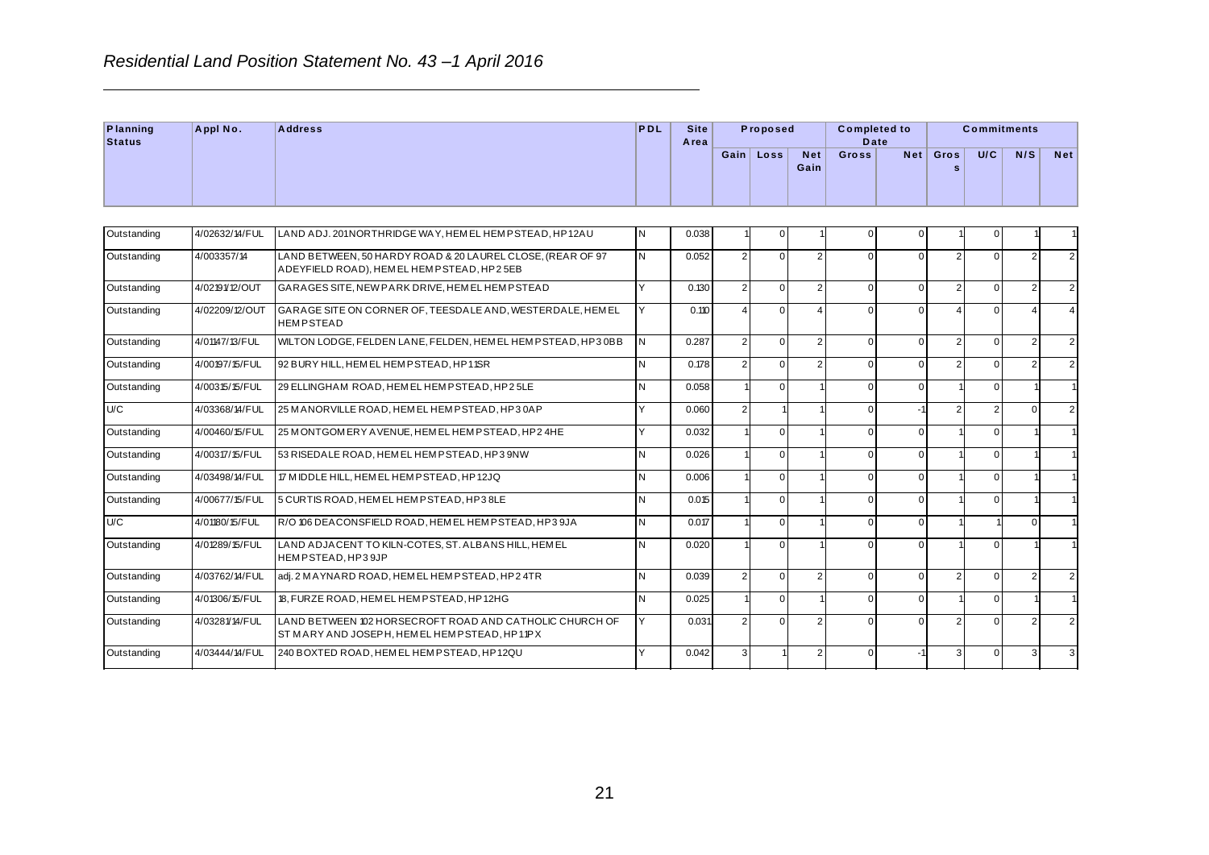*Residential Land Position Statement No. 43 –1 April 2016*

| Planning Status | Appl No. | Address | PDL | Site Area | Proposed | | | Completed to Date | | Commitments | | | |
|---|---|---|---|---|---|---|---|---|---|---|---|---|---|
| | | | | | Gain | Loss | Net Gain | Gross | Net | Gross | U/C | N/S | Net |
| Outstanding | 4/02632/14/FUL | LAND ADJ. 201 NORTHRIDGE WAY, HEMEL HEMPSTEAD, HP1 2AU | N | 0.038 | 1 | 0 | 1 | 0 | 0 | 1 | 0 | 1 | 1 |
| Outstanding | 4/003357/14 | LAND BETWEEN, 50 HARDY ROAD & 20 LAUREL CLOSE, (REAR OF 97 ADEYFIELD ROAD), HEMEL HEMPSTEAD, HP2 5EB | N | 0.052 | 2 | 0 | 2 | 0 | 0 | 2 | 0 | 2 | 2 |
| Outstanding | 4/02191/12/OUT | GARAGES SITE, NEW PARK DRIVE, HEMEL HEMPSTEAD | Y | 0.130 | 2 | 0 | 2 | 0 | 0 | 2 | 0 | 2 | 2 |
| Outstanding | 4/02209/12/OUT | GARAGE SITE ON CORNER OF, TEESDALE AND, WESTERDALE, HEMEL HEMPSTEAD | Y | 0.110 | 4 | 0 | 4 | 0 | 0 | 4 | 0 | 4 | 4 |
| Outstanding | 4/01147/13/FUL | WILTON LODGE, FELDEN LANE, FELDEN, HEMEL HEMPSTEAD, HP3 0BB | N | 0.287 | 2 | 0 | 2 | 0 | 0 | 2 | 0 | 2 | 2 |
| Outstanding | 4/00197/15/FUL | 92 BURY HILL, HEMEL HEMPSTEAD, HP1 1SR | N | 0.178 | 2 | 0 | 2 | 0 | 0 | 2 | 0 | 2 | 2 |
| Outstanding | 4/00315/15/FUL | 29 ELLINGHAM ROAD, HEMEL HEMPSTEAD, HP2 5LE | N | 0.058 | 1 | 0 | 1 | 0 | 0 | 1 | 0 | 1 | 1 |
| U/C | 4/03368/14/FUL | 25 MANORVILLE ROAD, HEMEL HEMPSTEAD, HP3 0AP | Y | 0.060 | 2 | 1 | 1 | 0 | -1 | 2 | 2 | 0 | 2 |
| Outstanding | 4/00460/15/FUL | 25 MONTGOMERY AVENUE, HEMEL HEMPSTEAD, HP2 4HE | Y | 0.032 | 1 | 0 | 1 | 0 | 0 | 1 | 0 | 1 | 1 |
| Outstanding | 4/00317/15/FUL | 53 RISEDALE ROAD, HEMEL HEMPSTEAD, HP3 9NW | N | 0.026 | 1 | 0 | 1 | 0 | 0 | 1 | 0 | 1 | 1 |
| Outstanding | 4/03498/14/FUL | 17 MIDDLE HILL, HEMEL HEMPSTEAD, HP1 2JQ | N | 0.006 | 1 | 0 | 1 | 0 | 0 | 1 | 0 | 1 | 1 |
| Outstanding | 4/00677/15/FUL | 5 CURTIS ROAD, HEMEL HEMPSTEAD, HP3 8LE | N | 0.015 | 1 | 0 | 1 | 0 | 0 | 1 | 0 | 1 | 1 |
| U/C | 4/01180/15/FUL | R/O 106 DEACONSFIELD ROAD, HEMEL HEMPSTEAD, HP3 9JA | N | 0.017 | 1 | 0 | 1 | 0 | 0 | 1 | 1 | 0 | 1 |
| Outstanding | 4/01289/15/FUL | LAND ADJACENT TO KILN-COTES, ST. ALBANS HILL, HEMEL HEMPSTEAD, HP3 9JP | N | 0.020 | 1 | 0 | 1 | 0 | 0 | 1 | 0 | 1 | 1 |
| Outstanding | 4/03762/14/FUL | adj. 2 MAYNARD ROAD, HEMEL HEMPSTEAD, HP2 4TR | N | 0.039 | 2 | 0 | 2 | 0 | 0 | 2 | 0 | 2 | 2 |
| Outstanding | 4/01306/15/FUL | 18, FURZE ROAD, HEMEL HEMPSTEAD, HP1 2HG | N | 0.025 | 1 | 0 | 1 | 0 | 0 | 1 | 0 | 1 | 1 |
| Outstanding | 4/03281/14/FUL | LAND BETWEEN 102 HORSECROFT ROAD AND CATHOLIC CHURCH OF ST MARY AND JOSEPH, HEMEL HEMPSTEAD, HP1 1PX | Y | 0.031 | 2 | 0 | 2 | 0 | 0 | 2 | 0 | 2 | 2 |
| Outstanding | 4/03444/14/FUL | 240 BOXTED ROAD, HEMEL HEMPSTEAD, HP1 2QU | Y | 0.042 | 3 | 1 | 2 | 0 | -1 | 3 | 0 | 3 | 3 |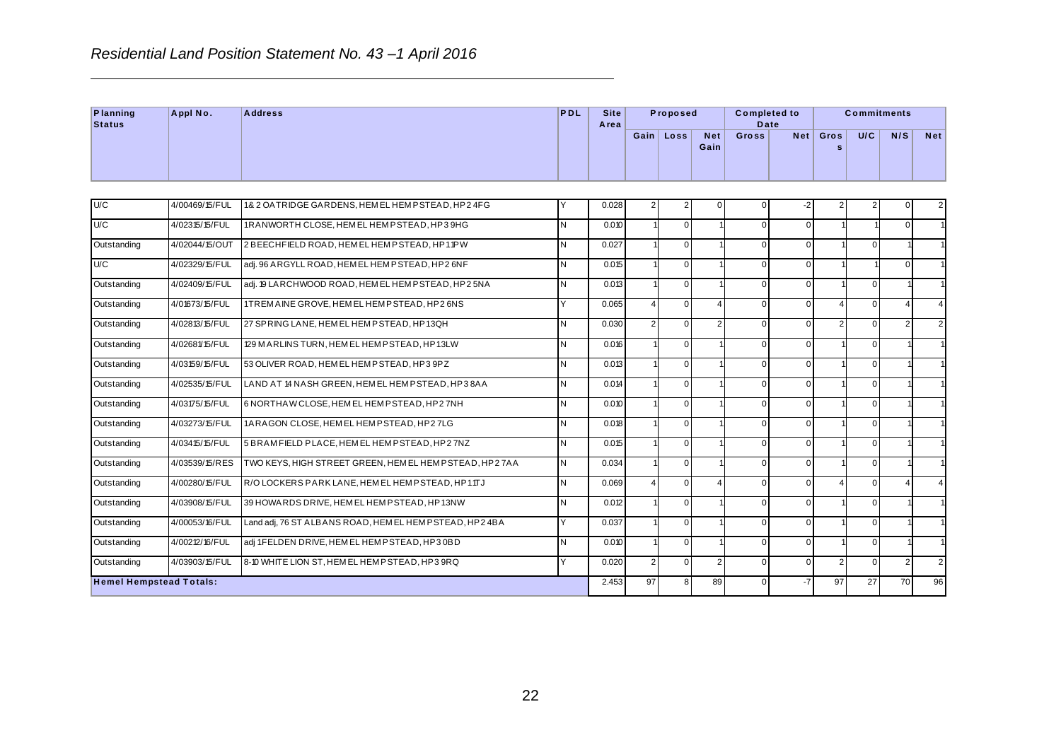## *Residential Land Position Statement No. 43 –1 April 2016*

| Planning Status | Appl No. | Address | PDL | Site Area | Proposed | | | Completed to Date | | Commitments | | | |
|---|---|---|---|---|---|---|---|---|---|---|---|---|---|
| | | | | | Gain | Loss | Net Gain | Gross | Net | Gross | U/C | N/S | Net |
| U/C | 4/00469/15/FUL | 1& 2 OATRIDGE GARDENS, HEMEL HEMPSTEAD, HP2 4FG | Y | 0.028 | 2 | 2 | 0 | 0 | -2 | 2 | 2 | 0 | 2 |
| U/C | 4/02315/15/FUL | 1 RANWORTH CLOSE, HEMEL HEMPSTEAD, HP3 9HG | N | 0.010 | 1 | 0 | 1 | 0 | 0 | 1 | 1 | 0 | 1 |
| Outstanding | 4/02044/15/OUT | 2 BEECHFIELD ROAD, HEMEL HEMPSTEAD, HP1 1PW | N | 0.027 | 1 | 0 | 1 | 0 | 0 | 1 | 0 | 1 | 1 |
| U/C | 4/02329/15/FUL | adj. 96 ARGYLL ROAD, HEMEL HEMPSTEAD, HP2 6NF | N | 0.015 | 1 | 0 | 1 | 0 | 0 | 1 | 1 | 0 | 1 |
| Outstanding | 4/02409/15/FUL | adj. 19 LARCHWOOD ROAD, HEMEL HEMPSTEAD, HP2 5NA | N | 0.013 | 1 | 0 | 1 | 0 | 0 | 1 | 0 | 1 | 1 |
| Outstanding | 4/01673/15/FUL | 1 TREMAINE GROVE, HEMEL HEMPSTEAD, HP2 6NS | Y | 0.065 | 4 | 0 | 4 | 0 | 0 | 4 | 0 | 4 | 4 |
| Outstanding | 4/02813/15/FUL | 27 SPRING LANE, HEMEL HEMPSTEAD, HP1 3QH | N | 0.030 | 2 | 0 | 2 | 0 | 0 | 2 | 0 | 2 | 2 |
| Outstanding | 4/02681/15/FUL | 129 MARLINS TURN, HEMEL HEMPSTEAD, HP1 3LW | N | 0.016 | 1 | 0 | 1 | 0 | 0 | 1 | 0 | 1 | 1 |
| Outstanding | 4/03159/15/FUL | 53 OLIVER ROAD, HEMEL HEMPSTEAD, HP3 9PZ | N | 0.013 | 1 | 0 | 1 | 0 | 0 | 1 | 0 | 1 | 1 |
| Outstanding | 4/02535/15/FUL | LAND AT 14 NASH GREEN, HEMEL HEMPSTEAD, HP3 8AA | N | 0.014 | 1 | 0 | 1 | 0 | 0 | 1 | 0 | 1 | 1 |
| Outstanding | 4/03175/15/FUL | 6 NORTHAW CLOSE, HEMEL HEMPSTEAD, HP2 7NH | N | 0.010 | 1 | 0 | 1 | 0 | 0 | 1 | 0 | 1 | 1 |
| Outstanding | 4/03273/15/FUL | 1 ARAGON CLOSE, HEMEL HEMPSTEAD, HP2 7LG | N | 0.018 | 1 | 0 | 1 | 0 | 0 | 1 | 0 | 1 | 1 |
| Outstanding | 4/03415/15/FUL | 5 BRAMFIELD PLACE, HEMEL HEMPSTEAD, HP2 7NZ | N | 0.015 | 1 | 0 | 1 | 0 | 0 | 1 | 0 | 1 | 1 |
| Outstanding | 4/03539/15/RES | TWO KEYS, HIGH STREET GREEN, HEMEL HEMPSTEAD, HP2 7AA | N | 0.034 | 1 | 0 | 1 | 0 | 0 | 1 | 0 | 1 | 1 |
| Outstanding | 4/00280/15/FUL | R/O LOCKERS PARK LANE, HEMEL HEMPSTEAD, HP1 1TJ | N | 0.069 | 4 | 0 | 4 | 0 | 0 | 4 | 0 | 4 | 4 |
| Outstanding | 4/03908/15/FUL | 39 HOWARDS DRIVE, HEMEL HEMPSTEAD, HP1 3NW | N | 0.012 | 1 | 0 | 1 | 0 | 0 | 1 | 0 | 1 | 1 |
| Outstanding | 4/00053/16/FUL | Land adj, 76 ST ALBANS ROAD, HEMEL HEMPSTEAD, HP2 4BA | Y | 0.037 | 1 | 0 | 1 | 0 | 0 | 1 | 0 | 1 | 1 |
| Outstanding | 4/00212/16/FUL | adj 1 FELDEN DRIVE, HEMEL HEMPSTEAD, HP3 0BD | N | 0.010 | 1 | 0 | 1 | 0 | 0 | 1 | 0 | 1 | 1 |
| Outstanding | 4/03903/15/FUL | 8-10 WHITE LION ST, HEMEL HEMPSTEAD, HP3 9RQ | Y | 0.020 | 2 | 0 | 2 | 0 | 0 | 2 | 0 | 2 | 2 |
| **Hemel Hempstead Totals:** | | | | 2.453 | 97 | 8 | 89 | 0 | -7 | 97 | 27 | 70 | 96 |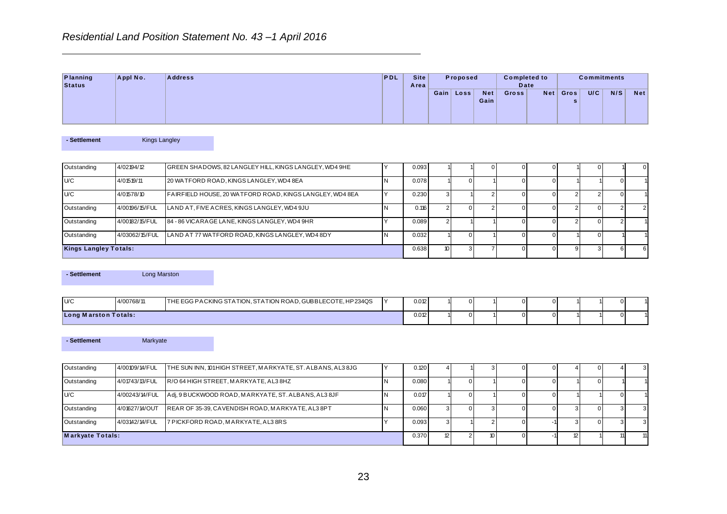*Residential Land Position Statement No. 43 –1 April 2016*

| Planning Status | Appl No. | Address | PDL | Site Area | Proposed | | | Completed to Date | | Commitments | | | |
|---|---|---|---|---|---|---|---|---|---|---|---|---|---|
| | | | | | Gain | Loss | Net Gain | Gross | Net | Gross | U/C | N/S | Net |

**- Settlement** Kings Langley

| Planning Status | Appl No. | Address | PDL | Site Area | Gain | Loss | Net Gain | Gross | Net | Gross | U/C | N/S | Net |
|---|---|---|---|---|---|---|---|---|---|---|---|---|---|
| Outstanding | 4/02194/12 | GREEN SHADOWS, 82 LANGLEY HILL, KINGS LANGLEY, WD4 9HE | Y | 0.093 | 1 | 1 | 0 | 0 | 0 | 1 | 0 | 1 | 0 |
| U/C | 4/01519/11 | 20 WATFORD ROAD, KINGS LANGLEY, WD4 8EA | N | 0.078 | 1 | 0 | 1 | 0 | 0 | 1 | 1 | 0 | 1 |
| U/C | 4/01578/10 | FAIRFIELD HOUSE, 20 WATFORD ROAD, KINGS LANGLEY, WD4 8EA | Y | 0.230 | 3 | 1 | 2 | 0 | 0 | 2 | 2 | 0 | 1 |
| Outstanding | 4/00196/15/FUL | LAND AT, FIVE ACRES, KINGS LANGLEY, WD4 9JU | N | 0.116 | 2 | 0 | 2 | 0 | 0 | 2 | 0 | 2 | 2 |
| Outstanding | 4/00182/15/FUL | 84 - 86 VICARAGE LANE, KINGS LANGLEY, WD4 9HR | Y | 0.089 | 2 | 1 | 1 | 0 | 0 | 2 | 0 | 2 | 1 |
| Outstanding | 4/03062/15/FUL | LAND AT 77 WATFORD ROAD, KINGS LANGLEY, WD4 8DY | N | 0.032 | 1 | 0 | 1 | 0 | 0 | 1 | 0 | 1 | 1 |
| **Kings Langley Totals:** | | | | 0.638 | 10 | 3 | 7 | 0 | 0 | 9 | 3 | 6 | 6 |

**- Settlement** Long Marston

| Planning Status | Appl No. | Address | PDL | Site Area | Gain | Loss | Net Gain | Gross | Net | Gross | U/C | N/S | Net |
|---|---|---|---|---|---|---|---|---|---|---|---|---|---|
| U/C | 4/00768/11 | THE EGG PACKING STATION, STATION ROAD, GUBBLECOTE, HP23 4QS | Y | 0.012 | 1 | 0 | 1 | 0 | 0 | 1 | 1 | 0 | 1 |
| **Long Marston Totals:** | | | | 0.012 | 1 | 0 | 1 | 0 | 0 | 1 | 1 | 0 | 1 |

**- Settlement** Markyate

| Planning Status | Appl No. | Address | PDL | Site Area | Gain | Loss | Net Gain | Gross | Net | Gross | U/C | N/S | Net |
|---|---|---|---|---|---|---|---|---|---|---|---|---|---|
| Outstanding | 4/00109/14/FUL | THE SUN INN, 101 HIGH STREET, MARKYATE, ST. ALBANS, AL3 8JG | Y | 0.120 | 4 | 1 | 3 | 0 | 0 | 4 | 0 | 4 | 3 |
| Outstanding | 4/01743/13/FUL | R/O 64 HIGH STREET, MARKYATE, AL3 8HZ | N | 0.080 | 1 | 0 | 1 | 0 | 0 | 1 | 0 | 1 | 1 |
| U/C | 4/00243/14/FUL | Adj, 9 BUCKWOOD ROAD, MARKYATE, ST. ALBANS, AL3 8JF | N | 0.017 | 1 | 0 | 1 | 0 | 0 | 1 | 1 | 0 | 1 |
| Outstanding | 4/01627/14/OUT | REAR OF 35-39, CAVENDISH ROAD, MARKYATE, AL3 8PT | N | 0.060 | 3 | 0 | 3 | 0 | 0 | 3 | 0 | 3 | 3 |
| Outstanding | 4/03142/14/FUL | 7 PICKFORD ROAD, MARKYATE, AL3 8RS | Y | 0.093 | 3 | 1 | 2 | 0 | -1 | 3 | 0 | 3 | 3 |
| **Markyate Totals:** | | | | 0.370 | 12 | 2 | 10 | 0 | -1 | 12 | 1 | 11 | 11 |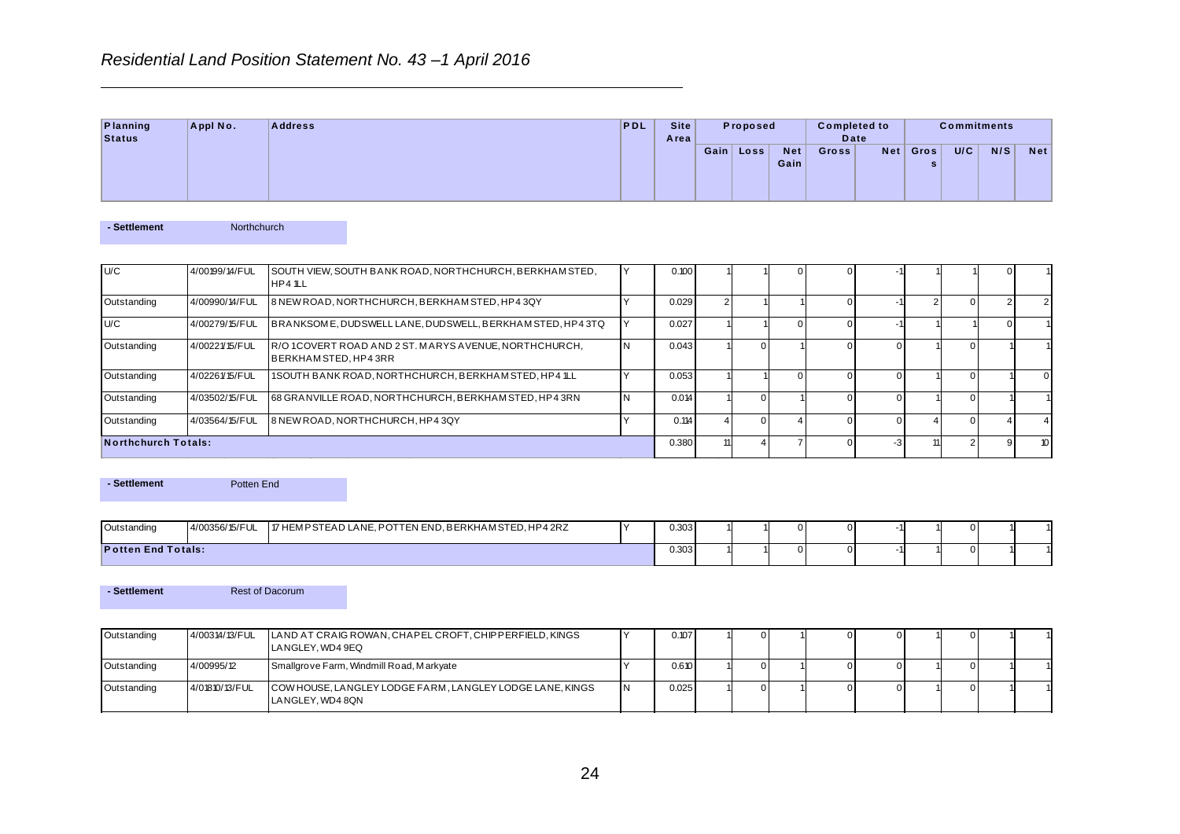## *Residential Land Position Statement No. 43 –1 April 2016*

| Planning Status | Appl No. | Address | PDL | Site Area | Proposed | | | Completed to Date | | Commitments | | | |
|---|---|---|---|---|---|---|---|---|---|---|---|---|---|
| | | | | | Gain | Loss | Net Gain | Gross | Net | Gross | U/C | N/S | Net |
| **- Settlement** | | Northchurch | | | | | | | | | | | |
| U/C | 4/00199/14/FUL | SOUTH VIEW, SOUTH BANK ROAD, NORTHCHURCH, BERKHAMSTED, HP4 1LL | Y | 0.100 | 1 | 1 | 0 | 0 | -1 | 1 | 1 | 0 | 1 |
| Outstanding | 4/00990/14/FUL | 8 NEW ROAD, NORTHCHURCH, BERKHAMSTED, HP4 3QY | Y | 0.029 | 2 | 1 | 1 | 0 | -1 | 2 | 0 | 2 | 2 |
| U/C | 4/00279/15/FUL | BRANKSOME, DUDSWELL LANE, DUDSWELL, BERKHAMSTED, HP4 3TQ | Y | 0.027 | 1 | 1 | 0 | 0 | -1 | 1 | 1 | 0 | 1 |
| Outstanding | 4/00221/15/FUL | R/O 1 COVERT ROAD AND 2 ST. MARYS AVENUE, NORTHCHURCH, BERKHAMSTED, HP4 3RR | N | 0.043 | 1 | 0 | 1 | 0 | 0 | 1 | 0 | 1 | 1 |
| Outstanding | 4/02261/15/FUL | 1 SOUTH BANK ROAD, NORTHCHURCH, BERKHAMSTED, HP4 1LL | Y | 0.053 | 1 | 1 | 0 | 0 | 0 | 1 | 0 | 1 | 0 |
| Outstanding | 4/03502/15/FUL | 68 GRANVILLE ROAD, NORTHCHURCH, BERKHAMSTED, HP4 3RN | N | 0.014 | 1 | 0 | 1 | 0 | 0 | 1 | 0 | 1 | 1 |
| Outstanding | 4/03564/15/FUL | 8 NEW ROAD, NORTHCHURCH, HP4 3QY | Y | 0.114 | 4 | 0 | 4 | 0 | 0 | 4 | 0 | 4 | 4 |
| **Northchurch Totals:** | | | | 0.380 | 11 | 4 | 7 | 0 | -3 | 11 | 2 | 9 | 10 |
| **- Settlement** | | Potten End | | | | | | | | | | | |
| Outstanding | 4/00356/15/FUL | 17 HEMPSTEAD LANE, POTTEN END, BERKHAMSTED, HP4 2RZ | Y | 0.303 | 1 | 1 | 0 | 0 | -1 | 1 | 0 | 1 | 1 |
| **Potten End Totals:** | | | | 0.303 | 1 | 1 | 0 | 0 | -1 | 1 | 0 | 1 | 1 |
| **- Settlement** | | Rest of Dacorum | | | | | | | | | | | |
| Outstanding | 4/00314/13/FUL | LAND AT CRAIG ROWAN, CHAPEL CROFT, CHIPPERFIELD, KINGS LANGLEY, WD4 9EQ | Y | 0.107 | 1 | 0 | 1 | 0 | 0 | 1 | 0 | 1 | 1 |
| Outstanding | 4/00995/12 | Smallgrove Farm, Windmill Road, Markyate | Y | 0.610 | 1 | 0 | 1 | 0 | 0 | 1 | 0 | 1 | 1 |
| Outstanding | 4/01810/13/FUL | COW HOUSE, LANGLEY LODGE FARM, LANGLEY LODGE LANE, KINGS LANGLEY, WD4 8QN | N | 0.025 | 1 | 0 | 1 | 0 | 0 | 1 | 0 | 1 | 1 |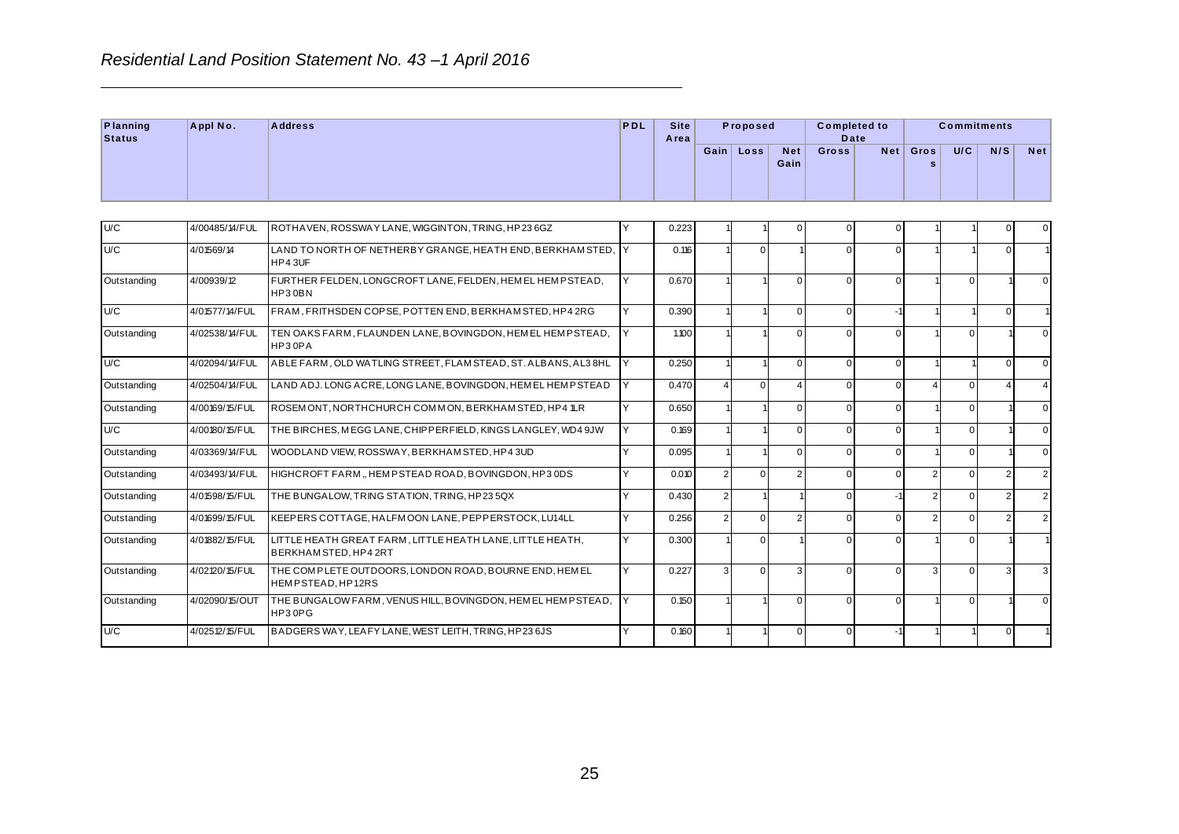## *Residential Land Position Statement No. 43 –1 April 2016*

| Planning Status | Appl No. | Address | PDL | Site Area | Proposed | | | Completed to Date | | Commitments | | | |
|---|---|---|---|---|---|---|---|---|---|---|---|---|---|
| | | | | | Gain | Loss | Net Gain | Gross | Net | Gross | U/C | N/S | Net |
| U/C | 4/00485/14/FUL | ROTHAVEN, ROSSWAY LANE, WIGGINTON, TRING, HP23 6GZ | Y | 0.223 | 1 | 1 | 0 | 0 | 0 | 1 | 1 | 0 | 0 |
| U/C | 4/01569/14 | LAND TO NORTH OF NETHERBY GRANGE, HEATH END, BERKHAMSTED, HP4 3UF | Y | 0.116 | 1 | 0 | 1 | 0 | 0 | 1 | 1 | 0 | 1 |
| Outstanding | 4/00939/12 | FURTHER FELDEN, LONGCROFT LANE, FELDEN, HEMEL HEMPSTEAD, HP3 0BN | Y | 0.670 | 1 | 1 | 0 | 0 | 0 | 1 | 0 | 1 | 0 |
| U/C | 4/01577/14/FUL | FRAM, FRITHSDEN COPSE, POTTEN END, BERKHAMSTED, HP4 2RG | Y | 0.390 | 1 | 1 | 0 | 0 | -1 | 1 | 1 | 0 | 1 |
| Outstanding | 4/02538/14/FUL | TEN OAKS FARM, FLAUNDEN LANE, BOVINGDON, HEMEL HEMPSTEAD, HP3 0PA | Y | 1.100 | 1 | 1 | 0 | 0 | 0 | 1 | 0 | 1 | 0 |
| U/C | 4/02094/14/FUL | ABLE FARM, OLD WATLING STREET, FLAMSTEAD, ST. ALBANS, AL3 8HL | Y | 0.250 | 1 | 1 | 0 | 0 | 0 | 1 | 1 | 0 | 0 |
| Outstanding | 4/02504/14/FUL | LAND ADJ. LONG ACRE, LONG LANE, BOVINGDON, HEMEL HEMPSTEAD | Y | 0.470 | 4 | 0 | 4 | 0 | 0 | 4 | 0 | 4 | 4 |
| Outstanding | 4/00169/15/FUL | ROSEMONT, NORTHCHURCH COMMON, BERKHAMSTED, HP4 1LR | Y | 0.650 | 1 | 1 | 0 | 0 | 0 | 1 | 0 | 1 | 0 |
| U/C | 4/00180/15/FUL | THE BIRCHES, MEGG LANE, CHIPPERFIELD, KINGS LANGLEY, WD4 9JW | Y | 0.169 | 1 | 1 | 0 | 0 | 0 | 1 | 0 | 1 | 0 |
| Outstanding | 4/03369/14/FUL | WOODLAND VIEW, ROSSWAY, BERKHAMSTED, HP4 3UD | Y | 0.095 | 1 | 1 | 0 | 0 | 0 | 1 | 0 | 1 | 0 |
| Outstanding | 4/03493/14/FUL | HIGHCROFT FARM,, HEMPSTEAD ROAD, BOVINGDON, HP3 0DS | Y | 0.010 | 2 | 0 | 2 | 0 | 0 | 2 | 0 | 2 | 2 |
| Outstanding | 4/01598/15/FUL | THE BUNGALOW, TRING STATION, TRING, HP23 5QX | Y | 0.430 | 2 | 1 | 1 | 0 | -1 | 2 | 0 | 2 | 2 |
| Outstanding | 4/01699/15/FUL | KEEPERS COTTAGE, HALFMOON LANE, PEPPERSTOCK, LU1 4LL | Y | 0.256 | 2 | 0 | 2 | 0 | 0 | 2 | 0 | 2 | 2 |
| Outstanding | 4/01882/15/FUL | LITTLE HEATH GREAT FARM, LITTLE HEATH LANE, LITTLE HEATH, BERKHAMSTED, HP4 2RT | Y | 0.300 | 1 | 0 | 1 | 0 | 0 | 1 | 0 | 1 | 1 |
| Outstanding | 4/02120/15/FUL | THE COMPLETE OUTDOORS, LONDON ROAD, BOURNE END, HEMEL HEMPSTEAD, HP1 2RS | Y | 0.227 | 3 | 0 | 3 | 0 | 0 | 3 | 0 | 3 | 3 |
| Outstanding | 4/02090/15/OUT | THE BUNGALOW FARM, VENUS HILL, BOVINGDON, HEMEL HEMPSTEAD, HP3 0PG | Y | 0.150 | 1 | 1 | 0 | 0 | 0 | 1 | 0 | 1 | 0 |
| U/C | 4/02512/15/FUL | BADGERS WAY, LEAFY LANE, WEST LEITH, TRING, HP23 6JS | Y | 0.160 | 1 | 1 | 0 | 0 | -1 | 1 | 1 | 0 | 1 |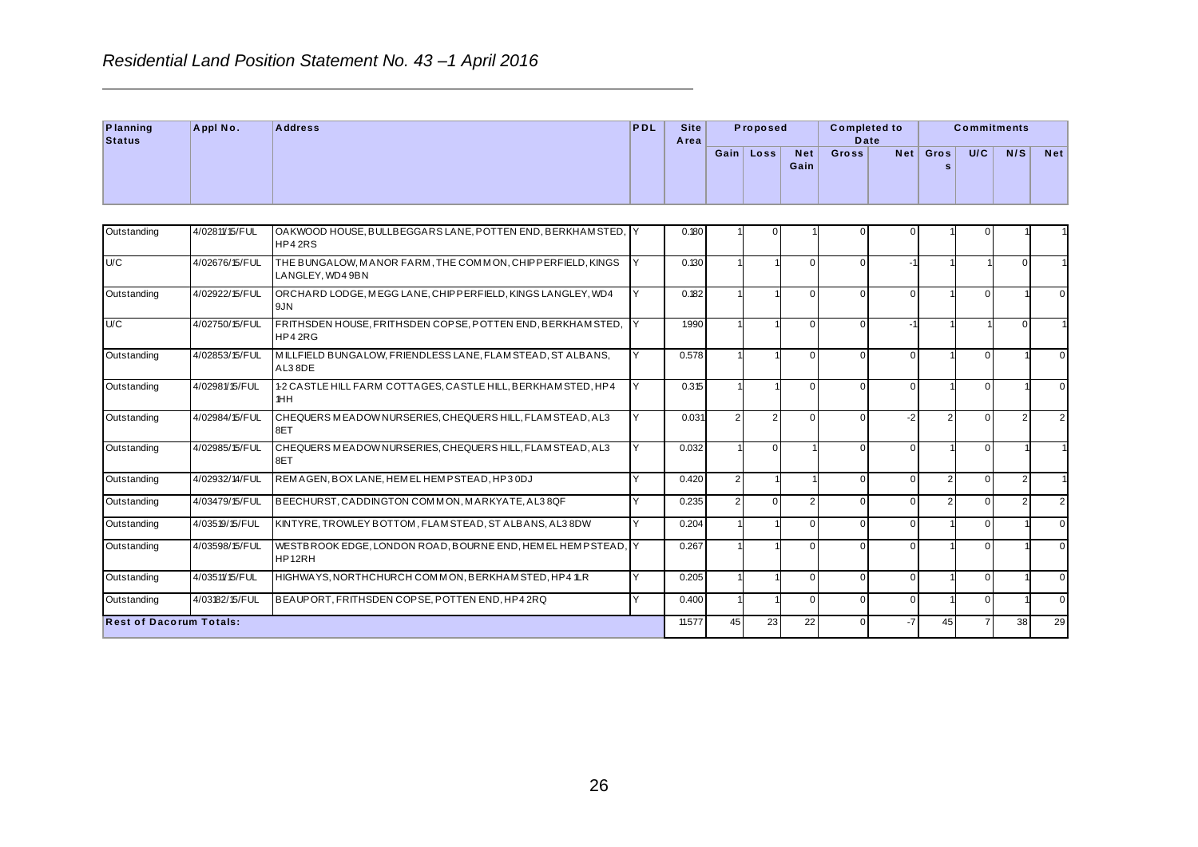*Residential Land Position Statement No. 43 –1 April 2016*

| Planning Status | Appl No. | Address | PDL | Site Area | Proposed | | | Completed to Date | | Commitments | | | |
|---|---|---|---|---|---|---|---|---|---|---|---|---|---|
| | | | | | Gain | Loss | Net Gain | Gross | Net | Gross | U/C | N/S | Net |
| Outstanding | 4/02811/15/FUL | OAKWOOD HOUSE, BULLBEGGARS LANE, POTTEN END, BERKHAMSTED, HP4 2RS | Y | 0.180 | 1 | 0 | 1 | 0 | 0 | 1 | 0 | 1 | 1 |
| U/C | 4/02676/15/FUL | THE BUNGALOW, MANOR FARM, THE COMMON, CHIPPERFIELD, KINGS LANGLEY, WD4 9BN | Y | 0.130 | 1 | 1 | 0 | 0 | -1 | 1 | 1 | 0 | 1 |
| Outstanding | 4/02922/15/FUL | ORCHARD LODGE, MEGG LANE, CHIPPERFIELD, KINGS LANGLEY, WD4 9JN | Y | 0.182 | 1 | 1 | 0 | 0 | 0 | 1 | 0 | 1 | 0 |
| U/C | 4/02750/15/FUL | FRITHSDEN HOUSE, FRITHSDEN COPSE, POTTEN END, BERKHAMSTED, HP4 2RG | Y | 1.990 | 1 | 1 | 0 | 0 | -1 | 1 | 1 | 0 | 1 |
| Outstanding | 4/02853/15/FUL | MILLFIELD BUNGALOW, FRIENDLESS LANE, FLAMSTEAD, ST ALBANS, AL3 8DE | Y | 0.578 | 1 | 1 | 0 | 0 | 0 | 1 | 0 | 1 | 0 |
| Outstanding | 4/02981/15/FUL | 1-2 CASTLE HILL FARM COTTAGES, CASTLE HILL, BERKHAMSTED, HP4 1HH | Y | 0.315 | 1 | 1 | 0 | 0 | 0 | 1 | 0 | 1 | 0 |
| Outstanding | 4/02984/15/FUL | CHEQUERS MEADOW NURSERIES, CHEQUERS HILL, FLAMSTEAD, AL3 8ET | Y | 0.031 | 2 | 2 | 0 | 0 | -2 | 2 | 0 | 2 | 2 |
| Outstanding | 4/02985/15/FUL | CHEQUERS MEADOW NURSERIES, CHEQUERS HILL, FLAMSTEAD, AL3 8ET | Y | 0.032 | 1 | 0 | 1 | 0 | 0 | 1 | 0 | 1 | 1 |
| Outstanding | 4/02932/14/FUL | REMAGEN, BOX LANE, HEMEL HEMPSTEAD, HP3 0DJ | Y | 0.420 | 2 | 1 | 1 | 0 | 0 | 2 | 0 | 2 | 1 |
| Outstanding | 4/03479/15/FUL | BEECHURST, CADDINGTON COMMON, MARKYATE, AL3 8QF | Y | 0.235 | 2 | 0 | 2 | 0 | 0 | 2 | 0 | 2 | 2 |
| Outstanding | 4/03519/15/FUL | KINTYRE, TROWLEY BOTTOM, FLAMSTEAD, ST ALBANS, AL3 8DW | Y | 0.204 | 1 | 1 | 0 | 0 | 0 | 1 | 0 | 1 | 0 |
| Outstanding | 4/03598/15/FUL | WESTBROOK EDGE, LONDON ROAD, BOURNE END, HEMEL HEMPSTEAD, HP1 2RH | Y | 0.267 | 1 | 1 | 0 | 0 | 0 | 1 | 0 | 1 | 0 |
| Outstanding | 4/03511/15/FUL | HIGHWAYS, NORTHCHURCH COMMON, BERKHAMSTED, HP4 1LR | Y | 0.205 | 1 | 1 | 0 | 0 | 0 | 1 | 0 | 1 | 0 |
| Outstanding | 4/03182/15/FUL | BEAUPORT, FRITHSDEN COPSE, POTTEN END, HP4 2RQ | Y | 0.400 | 1 | 1 | 0 | 0 | 0 | 1 | 0 | 1 | 0 |
| **Rest of Dacorum Totals:** | | | | 11.577 | 45 | 23 | 22 | 0 | -7 | 45 | 7 | 38 | 29 |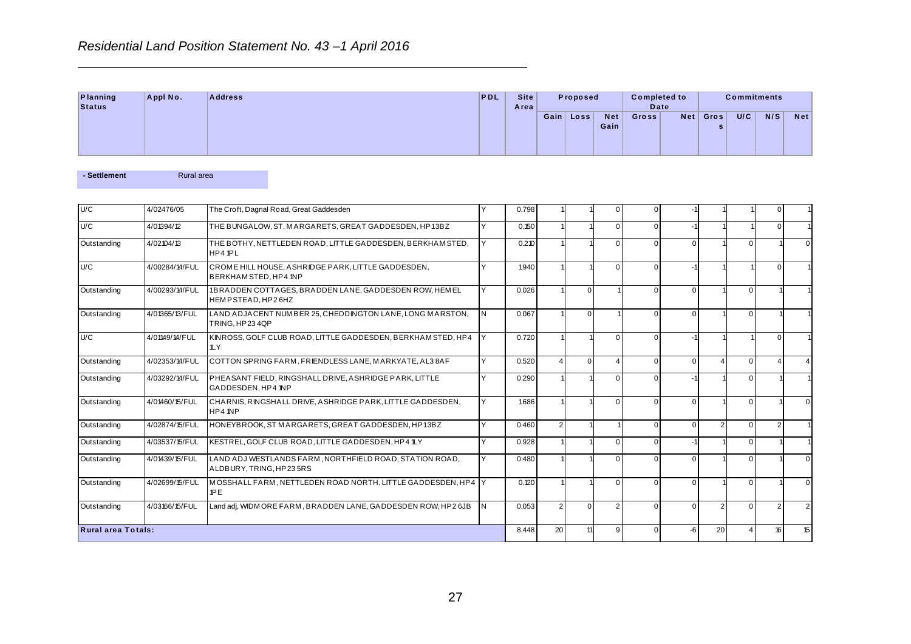*Residential Land Position Statement No. 43 –1 April 2016*

| Planning Status | Appl No. | Address | PDL | Site Area | Proposed | | | Completed to Date | | Commitments | | | |
|---|---|---|---|---|---|---|---|---|---|---|---|---|---|
| | | | | | Gain | Loss | Net Gain | Gross | Net | Gross | U/C | N/S | Net |
| **- Settlement** | Rural area | | | | | | | | | | | | |
| U/C | 4/02476/05 | The Croft, Dagnal Road, Great Gaddesden | Y | 0.798 | 1 | 1 | 0 | 0 | -1 | 1 | 1 | 0 | 1 |
| U/C | 4/01394/12 | THE BUNGALOW, ST. MARGARETS, GREAT GADDESDEN, HP13BZ | Y | 0.150 | 1 | 1 | 0 | 0 | -1 | 1 | 1 | 0 | 1 |
| Outstanding | 4/02104/13 | THE BOTHY, NETTLEDEN ROAD, LITTLE GADDESDEN, BERKHAMSTED, HP4 1PL | Y | 0.210 | 1 | 1 | 0 | 0 | 0 | 1 | 0 | 1 | 0 |
| U/C | 4/00284/14/FUL | CROME HILL HOUSE, ASHRIDGE PARK, LITTLE GADDESDEN, BERKHAMSTED, HP4 1NP | Y | 1.940 | 1 | 1 | 0 | 0 | -1 | 1 | 1 | 0 | 1 |
| Outstanding | 4/00293/14/FUL | 1 BRADDEN COTTAGES, BRADDEN LANE, GADDESDEN ROW, HEMEL HEMPSTEAD, HP2 6HZ | Y | 0.026 | 1 | 0 | 1 | 0 | 0 | 1 | 0 | 1 | 1 |
| Outstanding | 4/01365/13/FUL | LAND ADJACENT NUMBER 25, CHEDDINGTON LANE, LONG MARSTON, TRING, HP23 4QP | N | 0.067 | 1 | 0 | 1 | 0 | 0 | 1 | 0 | 1 | 1 |
| U/C | 4/01149/14/FUL | KINROSS, GOLF CLUB ROAD, LITTLE GADDESDEN, BERKHAMSTED, HP4 1LY | Y | 0.720 | 1 | 1 | 0 | 0 | -1 | 1 | 1 | 0 | 1 |
| Outstanding | 4/02353/14/FUL | COTTON SPRING FARM, FRIENDLESS LANE, MARKYATE, AL3 8AF | Y | 0.520 | 4 | 0 | 4 | 0 | 0 | 4 | 0 | 4 | 4 |
| Outstanding | 4/03292/14/FUL | PHEASANT FIELD, RINGSHALL DRIVE, ASHRIDGE PARK, LITTLE GADDESDEN, HP4 1NP | Y | 0.290 | 1 | 1 | 0 | 0 | -1 | 1 | 0 | 1 | 1 |
| Outstanding | 4/01460/15/FUL | CHARNIS, RINGSHALL DRIVE, ASHRIDGE PARK, LITTLE GADDESDEN, HP4 1NP | Y | 1.686 | 1 | 1 | 0 | 0 | 0 | 1 | 0 | 1 | 0 |
| Outstanding | 4/02874/15/FUL | HONEYBROOK, ST MARGARETS, GREAT GADDESDEN, HP13BZ | Y | 0.460 | 2 | 1 | 1 | 0 | 0 | 2 | 0 | 2 | 1 |
| Outstanding | 4/03537/15/FUL | KESTREL, GOLF CLUB ROAD, LITTLE GADDESDEN, HP4 1LY | Y | 0.928 | 1 | 1 | 0 | 0 | -1 | 1 | 0 | 1 | 1 |
| Outstanding | 4/01439/15/FUL | LAND ADJ WESTLANDS FARM, NORTHFIELD ROAD, STATION ROAD, ALDBURY, TRING, HP23 5RS | Y | 0.480 | 1 | 1 | 0 | 0 | 0 | 1 | 0 | 1 | 0 |
| Outstanding | 4/02699/15/FUL | MOSSHALL FARM, NETTLEDEN ROAD NORTH, LITTLE GADDESDEN, HP4 1PE | Y | 0.120 | 1 | 1 | 0 | 0 | 0 | 1 | 0 | 1 | 0 |
| Outstanding | 4/03166/15/FUL | Land adj, WIDMORE FARM, BRADDEN LANE, GADDESDEN ROW, HP2 6JB | N | 0.053 | 2 | 0 | 2 | 0 | 0 | 2 | 0 | 2 | 2 |
| **Rural area Totals:** | | | | 8.448 | 20 | 11 | 9 | 0 | -6 | 20 | 4 | 16 | 15 |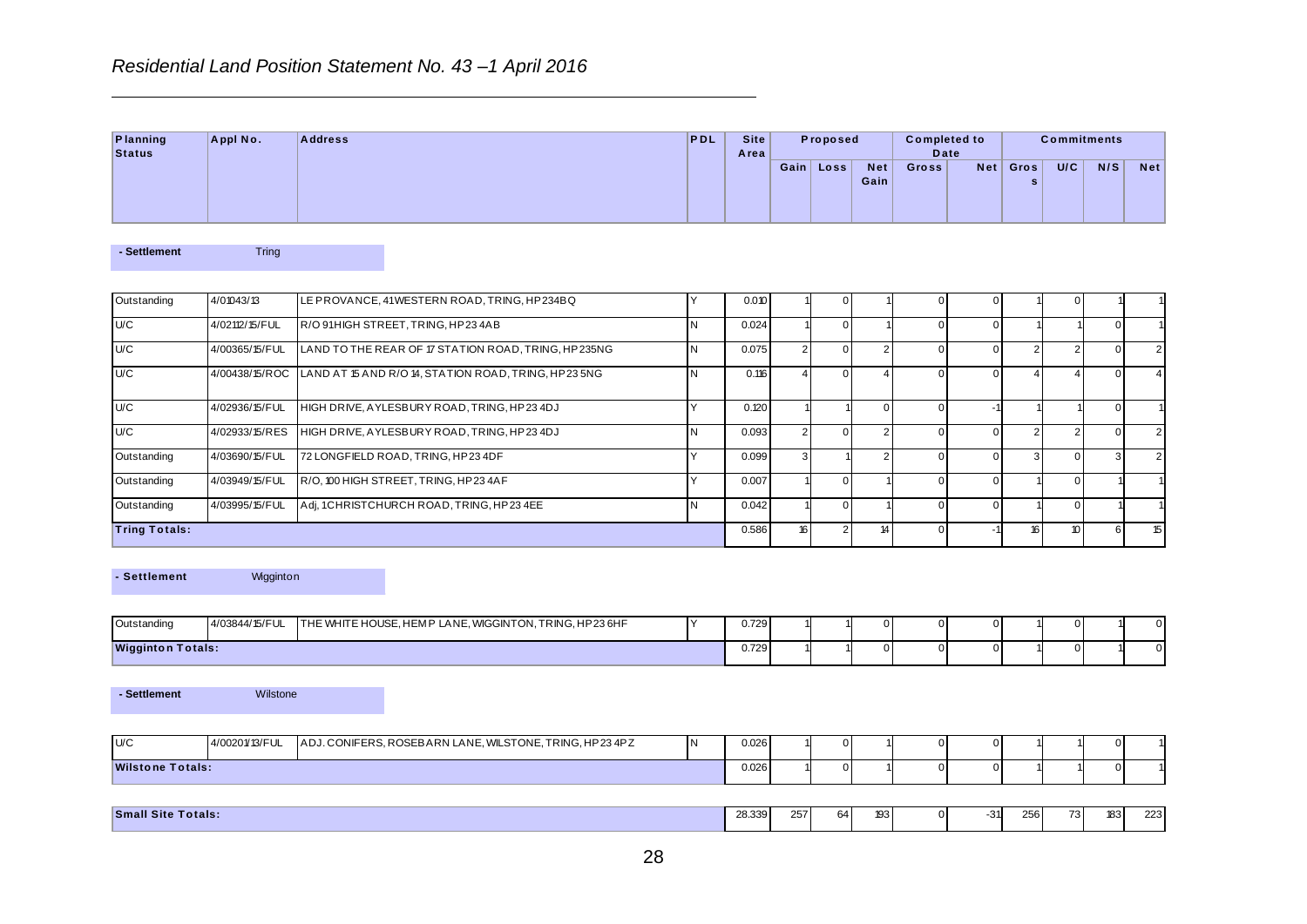*Residential Land Position Statement No. 43 –1 April 2016*

| Planning Status | Appl No. | Address | PDL | Site Area | Proposed | | | Completed to Date | | Commitments | | | |
|---|---|---|---|---|---|---|---|---|---|---|---|---|---|
| | | | | | Gain | Loss | Net Gain | Gross | Net | Gross | U/C | N/S | Net |
| **- Settlement** | Tring | | | | | | | | | | | | |
| Outstanding | 4/01043/13 | LE PROVANCE, 41 WESTERN ROAD, TRING, HP23 4BQ | Y | 0.010 | 1 | 0 | 1 | 0 | 0 | 1 | 0 | 1 | 1 |
| U/C | 4/02112/15/FUL | R/O 91 HIGH STREET, TRING, HP23 4AB | N | 0.024 | 1 | 0 | 1 | 0 | 0 | 1 | 1 | 0 | 1 |
| U/C | 4/00365/15/FUL | LAND TO THE REAR OF 17 STATION ROAD, TRING, HP23 5NG | N | 0.075 | 2 | 0 | 2 | 0 | 0 | 2 | 2 | 0 | 2 |
| U/C | 4/00438/15/ROC | LAND AT 15 AND R/O 14, STATION ROAD, TRING, HP23 5NG | N | 0.116 | 4 | 0 | 4 | 0 | 0 | 4 | 4 | 0 | 4 |
| U/C | 4/02936/15/FUL | HIGH DRIVE, AYLESBURY ROAD, TRING, HP23 4DJ | Y | 0.120 | 1 | 1 | 0 | 0 | -1 | 1 | 1 | 0 | 1 |
| U/C | 4/02933/15/RES | HIGH DRIVE, AYLESBURY ROAD, TRING, HP23 4DJ | N | 0.093 | 2 | 0 | 2 | 0 | 0 | 2 | 2 | 0 | 2 |
| Outstanding | 4/03690/15/FUL | 72 LONGFIELD ROAD, TRING, HP23 4DF | Y | 0.099 | 3 | 1 | 2 | 0 | 0 | 3 | 0 | 3 | 2 |
| Outstanding | 4/03949/15/FUL | R/O, 100 HIGH STREET, TRING, HP23 4AF | Y | 0.007 | 1 | 0 | 1 | 0 | 0 | 1 | 0 | 1 | 1 |
| Outstanding | 4/03995/15/FUL | Adj, 1 CHRISTCHURCH ROAD, TRING, HP23 4EE | N | 0.042 | 1 | 0 | 1 | 0 | 0 | 1 | 0 | 1 | 1 |
| **Tring Totals:** | | | | 0.586 | 16 | 2 | 14 | 0 | -1 | 16 | 10 | 6 | 15 |
| **- Settlement** | Wigginton | | | | | | | | | | | | |
| Outstanding | 4/03844/15/FUL | THE WHITE HOUSE, HEMP LANE, WIGGINTON, TRING, HP23 6HF | Y | 0.729 | 1 | 1 | 0 | 0 | 0 | 1 | 0 | 1 | 0 |
| **Wigginton Totals:** | | | | 0.729 | 1 | 1 | 0 | 0 | 0 | 1 | 0 | 1 | 0 |
| **- Settlement** | Wilstone | | | | | | | | | | | | |
| U/C | 4/00201/13/FUL | ADJ. CONIFERS, ROSEBARN LANE, WILSTONE, TRING, HP23 4PZ | N | 0.026 | 1 | 0 | 1 | 0 | 0 | 1 | 1 | 0 | 1 |
| **Wilstone Totals:** | | | | 0.026 | 1 | 0 | 1 | 0 | 0 | 1 | 1 | 0 | 1 |
| **Small Site Totals:** | | | | 28.339 | 257 | 64 | 193 | 0 | -31 | 256 | 73 | 183 | 223 |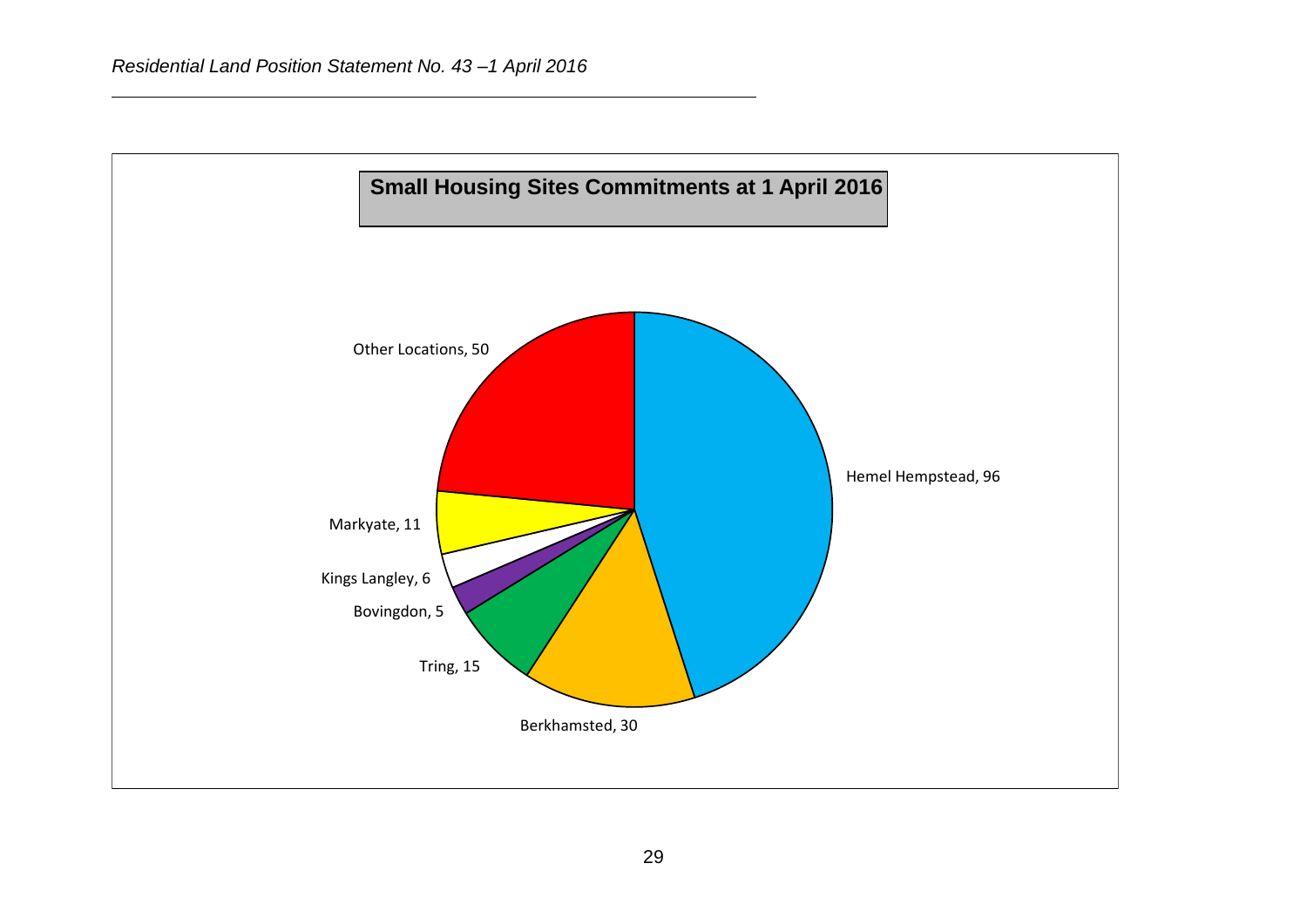## Small Housing Sites Commitments at 1 April 2016

Other Locations, 50

Hemel Hempstead, 96

Markyate, 11

Kings Langley, 6

Bovingdon, 5

Tring, 15

Berkhamsted, 30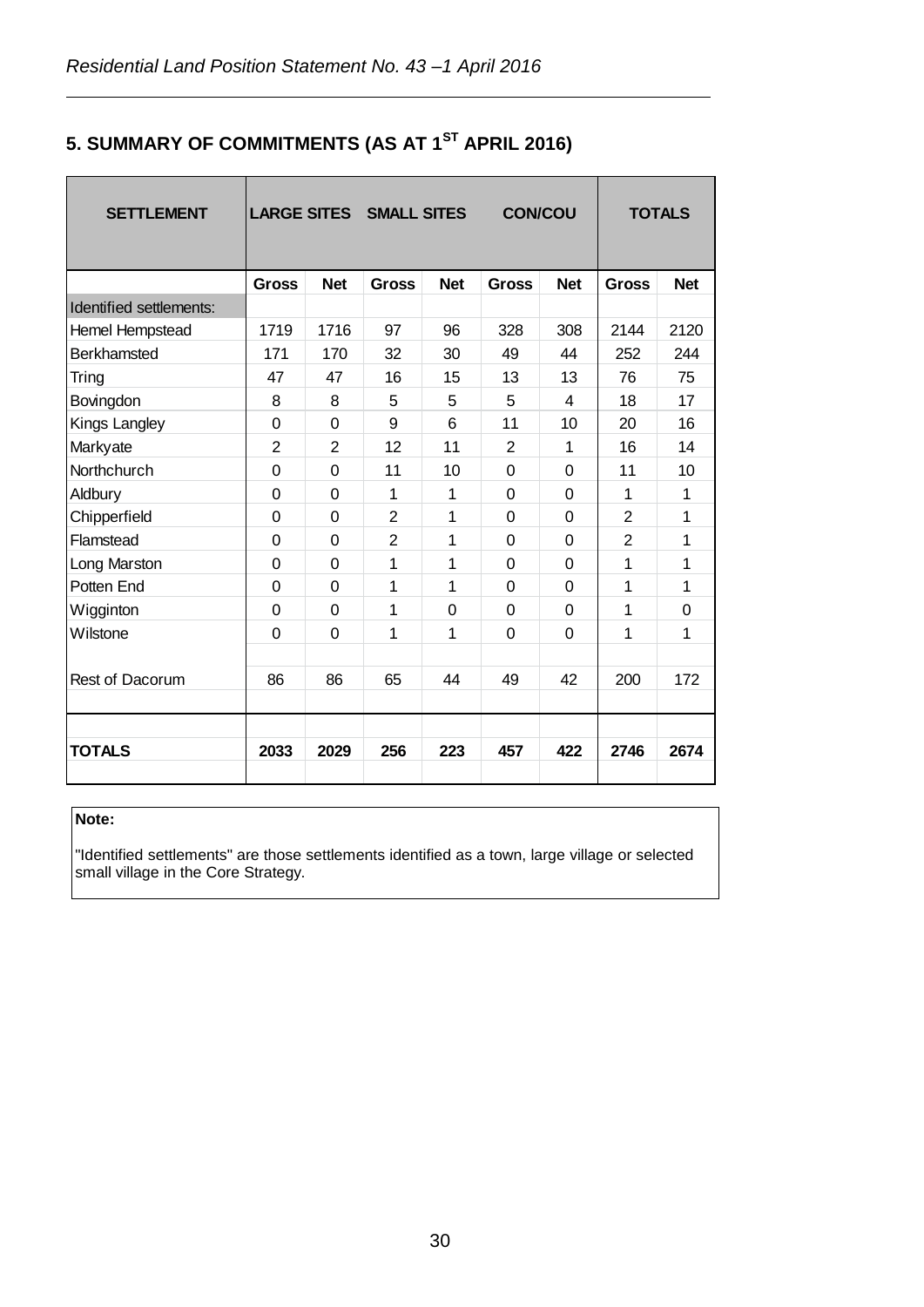## 5. SUMMARY OF COMMITMENTS (AS AT 1ST APRIL 2016)

| SETTLEMENT | LARGE SITES | | SMALL SITES | | CON/COU | | TOTALS | |
|---|---|---|---|---|---|---|---|---|
| | **Gross** | **Net** | **Gross** | **Net** | **Gross** | **Net** | **Gross** | **Net** |
| Identified settlements: | | | | | | | | |
| Hemel Hempstead | 1719 | 1716 | 97 | 96 | 328 | 308 | 2144 | 2120 |
| Berkhamsted | 171 | 170 | 32 | 30 | 49 | 44 | 252 | 244 |
| Tring | 47 | 47 | 16 | 15 | 13 | 13 | 76 | 75 |
| Bovingdon | 8 | 8 | 5 | 5 | 5 | 4 | 18 | 17 |
| Kings Langley | 0 | 0 | 9 | 6 | 11 | 10 | 20 | 16 |
| Markyate | 2 | 2 | 12 | 11 | 2 | 1 | 16 | 14 |
| Northchurch | 0 | 0 | 11 | 10 | 0 | 0 | 11 | 10 |
| Aldbury | 0 | 0 | 1 | 1 | 0 | 0 | 1 | 1 |
| Chipperfield | 0 | 0 | 2 | 1 | 0 | 0 | 2 | 1 |
| Flamstead | 0 | 0 | 2 | 1 | 0 | 0 | 2 | 1 |
| Long Marston | 0 | 0 | 1 | 1 | 0 | 0 | 1 | 1 |
| Potten End | 0 | 0 | 1 | 1 | 0 | 0 | 1 | 1 |
| Wigginton | 0 | 0 | 1 | 0 | 0 | 0 | 1 | 0 |
| Wilstone | 0 | 0 | 1 | 1 | 0 | 0 | 1 | 1 |
| Rest of Dacorum | 86 | 86 | 65 | 44 | 49 | 42 | 200 | 172 |
| **TOTALS** | **2033** | **2029** | **256** | **223** | **457** | **422** | **2746** | **2674** |

**Note:**

"Identified settlements" are those settlements identified as a town, large village or selected small village in the Core Strategy.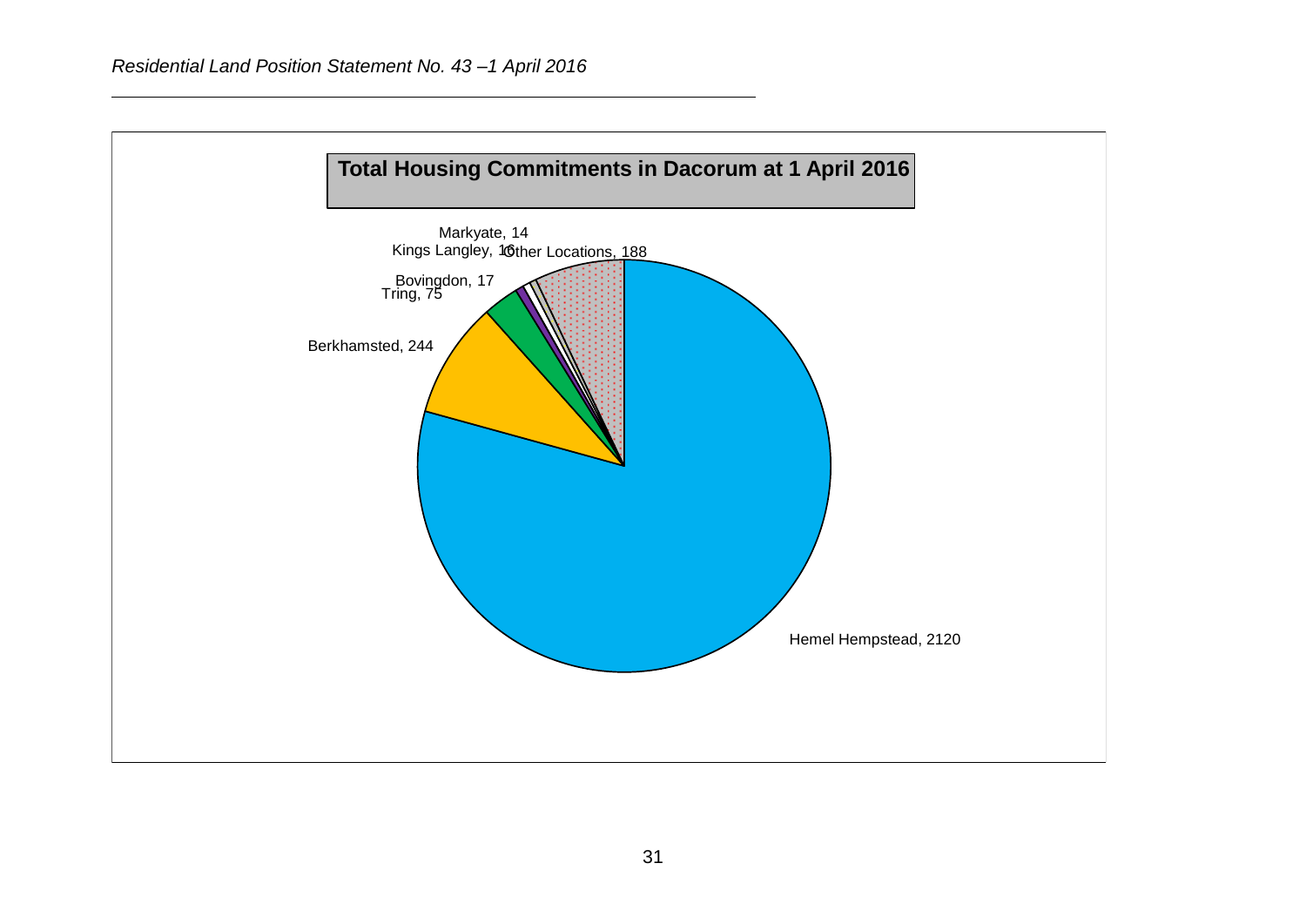**Total Housing Commitments in Dacorum at 1 April 2016**

Markyate, 14
Kings Langley, 16
Other Locations, 188
Bovingdon, 17
Tring, 75
Berkhamsted, 244
Hemel Hempstead, 2120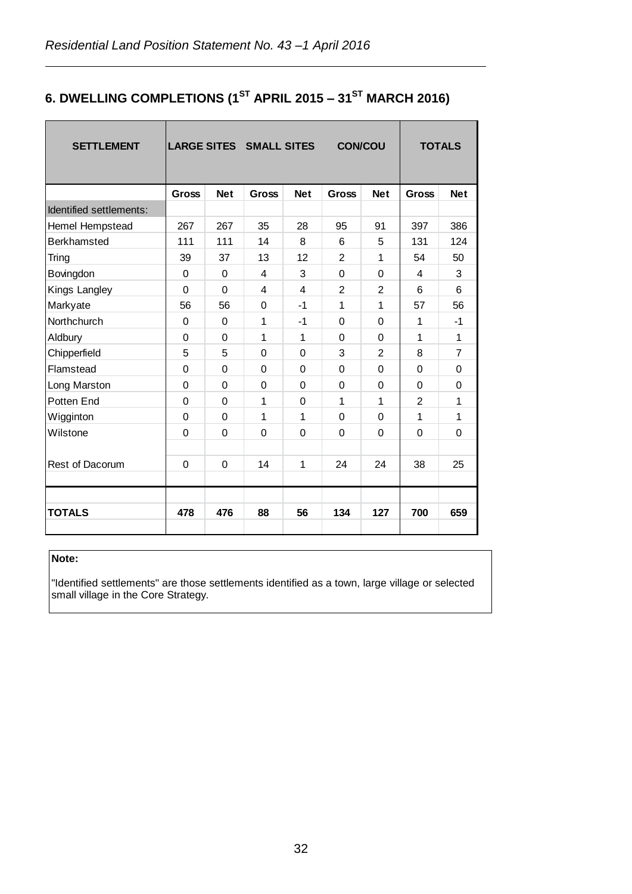## 6. DWELLING COMPLETIONS (1ST APRIL 2015 – 31ST MARCH 2016)

| SETTLEMENT | LARGE SITES | | SMALL SITES | | CON/COU | | TOTALS | |
|---|---|---|---|---|---|---|---|---|
| | Gross | Net | Gross | Net | Gross | Net | Gross | Net |
| Identified settlements: | | | | | | | | |
| Hemel Hempstead | 267 | 267 | 35 | 28 | 95 | 91 | 397 | 386 |
| Berkhamsted | 111 | 111 | 14 | 8 | 6 | 5 | 131 | 124 |
| Tring | 39 | 37 | 13 | 12 | 2 | 1 | 54 | 50 |
| Bovingdon | 0 | 0 | 4 | 3 | 0 | 0 | 4 | 3 |
| Kings Langley | 0 | 0 | 4 | 4 | 2 | 2 | 6 | 6 |
| Markyate | 56 | 56 | 0 | -1 | 1 | 1 | 57 | 56 |
| Northchurch | 0 | 0 | 1 | -1 | 0 | 0 | 1 | -1 |
| Aldbury | 0 | 0 | 1 | 1 | 0 | 0 | 1 | 1 |
| Chipperfield | 5 | 5 | 0 | 0 | 3 | 2 | 8 | 7 |
| Flamstead | 0 | 0 | 0 | 0 | 0 | 0 | 0 | 0 |
| Long Marston | 0 | 0 | 0 | 0 | 0 | 0 | 0 | 0 |
| Potten End | 0 | 0 | 1 | 0 | 1 | 1 | 2 | 1 |
| Wigginton | 0 | 0 | 1 | 1 | 0 | 0 | 1 | 1 |
| Wilstone | 0 | 0 | 0 | 0 | 0 | 0 | 0 | 0 |
| Rest of Dacorum | 0 | 0 | 14 | 1 | 24 | 24 | 38 | 25 |
| **TOTALS** | **478** | **476** | **88** | **56** | **134** | **127** | **700** | **659** |

**Note:**

"Identified settlements" are those settlements identified as a town, large village or selected small village in the Core Strategy.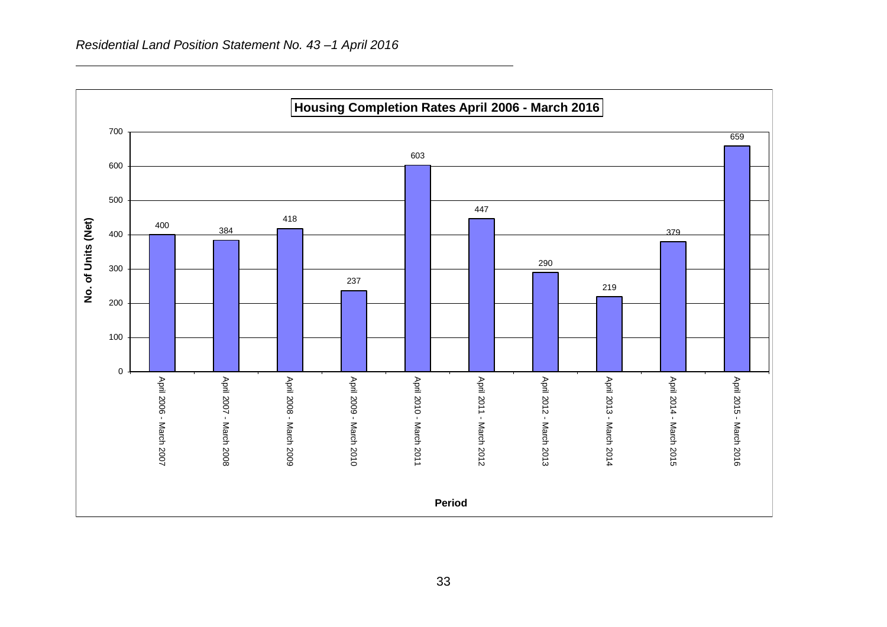**Housing Completion Rates April 2006 - March 2016**

| Period | No. of Units (Net) |
| --- | --- |
| April 2006 - March 2007 | 400 |
| April 2007 - March 2008 | 384 |
| April 2008 - March 2009 | 418 |
| April 2009 - March 2010 | 237 |
| April 2010 - March 2011 | 603 |
| April 2011 - March 2012 | 447 |
| April 2012 - March 2013 | 290 |
| April 2013 - March 2014 | 219 |
| April 2014 - March 2015 | 379 |
| April 2015 - March 2016 | 659 |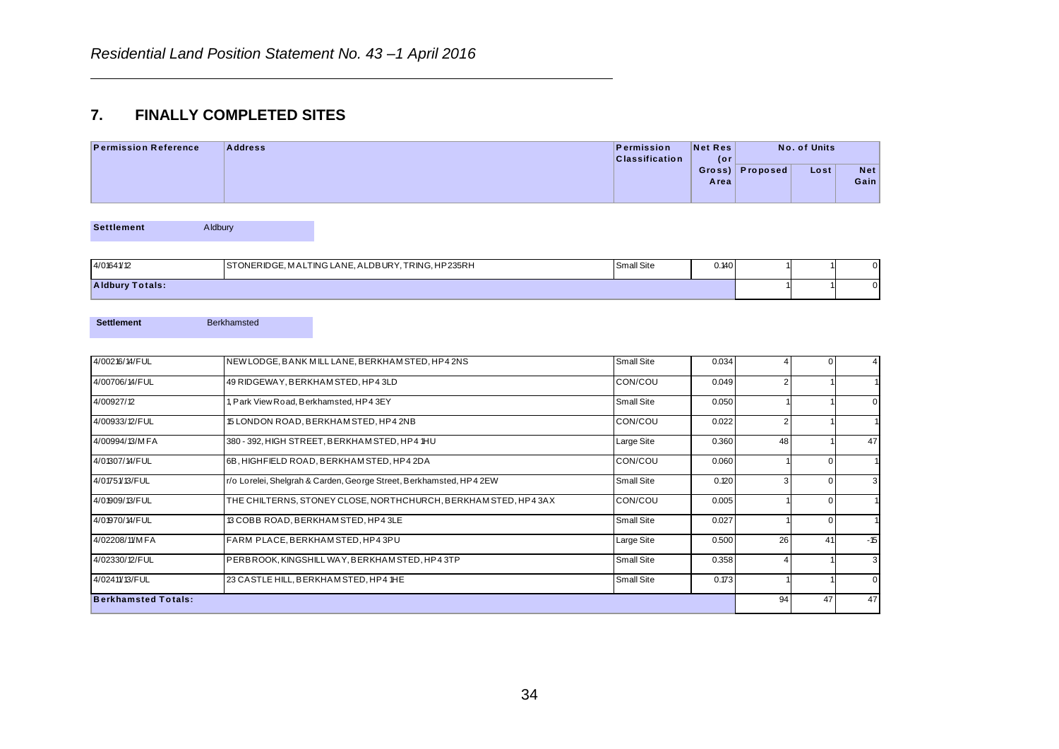## 7. FINALLY COMPLETED SITES

| Permission Reference | Address | Permission Classification | Net Res (or Gross) Area | No. of Units | | |
|---|---|---|---|---|---|---|
| | | | | Proposed | Lost | Net Gain |

**Settlement** Aldbury

| Permission Reference | Address | Permission Classification | Net Res (or Gross) Area | Proposed | Lost | Net Gain |
|---|---|---|---|---|---|---|
| 4/01641/12 | STONERIDGE, MALTING LANE, ALDBURY, TRING, HP235RH | Small Site | 0.140 | 1 | 1 | 0 |
| **Aldbury Totals:** | | | | 1 | 1 | 0 |

**Settlement** Berkhamsted

| Permission Reference | Address | Permission Classification | Net Res (or Gross) Area | Proposed | Lost | Net Gain |
|---|---|---|---|---|---|---|
| 4/00216/14/FUL | NEW LODGE, BANK MILL LANE, BERKHAMSTED, HP4 2NS | Small Site | 0.034 | 4 | 0 | 4 |
| 4/00706/14/FUL | 49 RIDGEWAY, BERKHAMSTED, HP4 3LD | CON/COU | 0.049 | 2 | 1 | 1 |
| 4/00927/12 | 1, Park View Road, Berkhamsted, HP4 3EY | Small Site | 0.050 | 1 | 1 | 0 |
| 4/00933/12/FUL | 15 LONDON ROAD, BERKHAMSTED, HP4 2NB | CON/COU | 0.022 | 2 | 1 | 1 |
| 4/00994/13/MFA | 380 - 392, HIGH STREET, BERKHAMSTED, HP4 1HU | Large Site | 0.360 | 48 | 1 | 47 |
| 4/01307/14/FUL | 6B, HIGHFIELD ROAD, BERKHAMSTED, HP4 2DA | CON/COU | 0.060 | 1 | 0 | 1 |
| 4/01751/13/FUL | r/o Lorelei, Shelgrah & Carden, George Street, Berkhamsted, HP4 2EW | Small Site | 0.120 | 3 | 0 | 3 |
| 4/01909/13/FUL | THE CHILTERNS, STONEY CLOSE, NORTHCHURCH, BERKHAMSTED, HP4 3AX | CON/COU | 0.005 | 1 | 0 | 1 |
| 4/01970/14/FUL | 13 COBB ROAD, BERKHAMSTED, HP4 3LE | Small Site | 0.027 | 1 | 0 | 1 |
| 4/02208/11/MFA | FARM PLACE, BERKHAMSTED, HP4 3PU | Large Site | 0.500 | 26 | 41 | -15 |
| 4/02330/12/FUL | PERBROOK, KINGSHILL WAY, BERKHAMSTED, HP4 3TP | Small Site | 0.358 | 4 | 1 | 3 |
| 4/02411/13/FUL | 23 CASTLE HILL, BERKHAMSTED, HP4 1HE | Small Site | 0.173 | 1 | 1 | 0 |
| **Berkhamsted Totals:** | | | | 94 | 47 | 47 |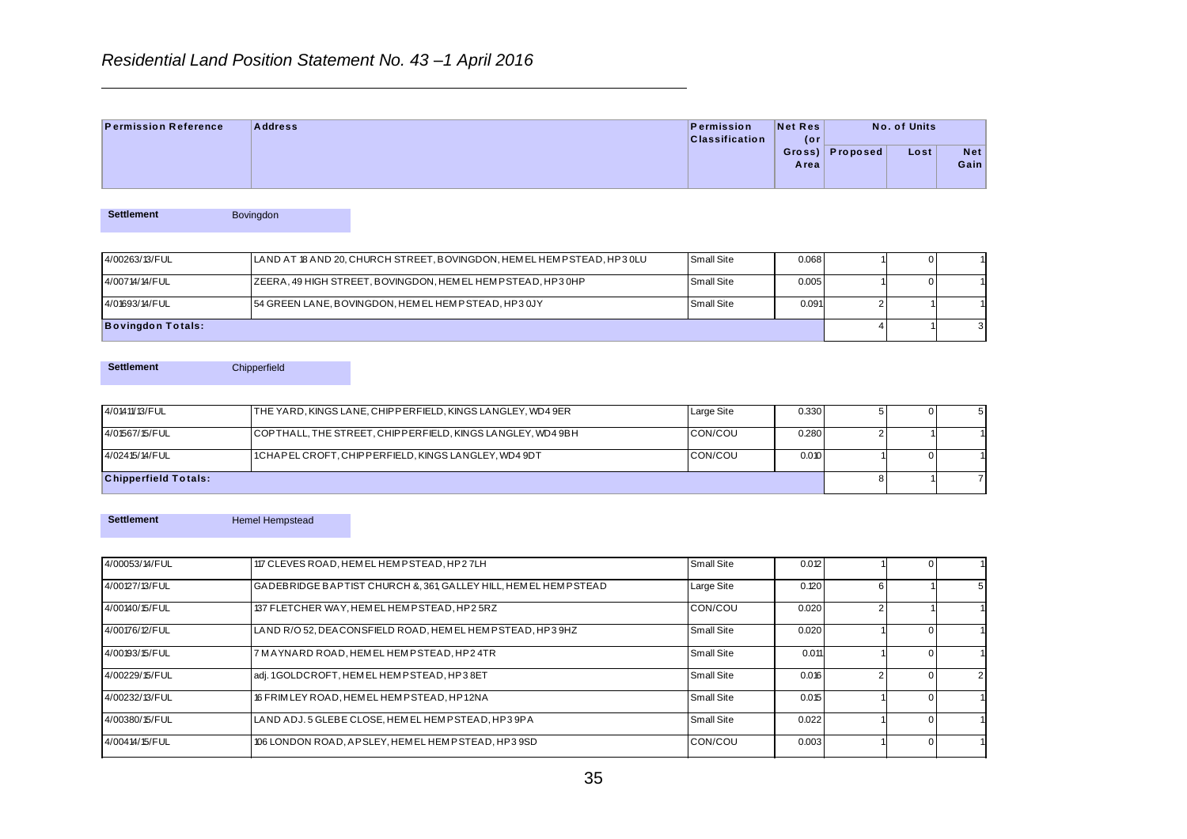## Residential Land Position Statement No. 43 –1 April 2016

| Permission Reference | Address | Permission Classification | Net Res (or Gross) Area | No. of Units | | |
|---|---|---|---|---|---|---|
| | | | | Proposed | Lost | Net Gain |

**Settlement** Bovingdon

| Permission Reference | Address | Permission Classification | Net Res (or Gross) Area | Proposed | Lost | Net Gain |
|---|---|---|---|---|---|---|
| 4/00263/13/FUL | LAND AT 18 AND 20, CHURCH STREET, BOVINGDON, HEMEL HEMPSTEAD, HP3 0LU | Small Site | 0.068 | 1 | 0 | 1 |
| 4/00714/14/FUL | ZEERA, 49 HIGH STREET, BOVINGDON, HEMEL HEMPSTEAD, HP3 0HP | Small Site | 0.005 | 1 | 0 | 1 |
| 4/01693/14/FUL | 54 GREEN LANE, BOVINGDON, HEMEL HEMPSTEAD, HP3 0JY | Small Site | 0.091 | 2 | 1 | 1 |
| **Bovingdon Totals:** | | | | 4 | 1 | 3 |

**Settlement** Chipperfield

| Permission Reference | Address | Permission Classification | Net Res (or Gross) Area | Proposed | Lost | Net Gain |
|---|---|---|---|---|---|---|
| 4/01411/13/FUL | THE YARD, KINGS LANE, CHIPPERFIELD, KINGS LANGLEY, WD4 9ER | Large Site | 0.330 | 5 | 0 | 5 |
| 4/01567/15/FUL | COPTHALL, THE STREET, CHIPPERFIELD, KINGS LANGLEY, WD4 9BH | CON/COU | 0.280 | 2 | 1 | 1 |
| 4/02415/14/FUL | 1 CHAPEL CROFT, CHIPPERFIELD, KINGS LANGLEY, WD4 9DT | CON/COU | 0.010 | 1 | 0 | 1 |
| **Chipperfield Totals:** | | | | 8 | 1 | 7 |

**Settlement** Hemel Hempstead

| Permission Reference | Address | Permission Classification | Net Res (or Gross) Area | Proposed | Lost | Net Gain |
|---|---|---|---|---|---|---|
| 4/00053/14/FUL | 117 CLEVES ROAD, HEMEL HEMPSTEAD, HP2 7LH | Small Site | 0.012 | 1 | 0 | 1 |
| 4/00127/13/FUL | GADEBRIDGE BAPTIST CHURCH &, 361, GALLEY HILL, HEMEL HEMPSTEAD | Large Site | 0.120 | 6 | 1 | 5 |
| 4/00140/15/FUL | 137 FLETCHER WAY, HEMEL HEMPSTEAD, HP2 5RZ | CON/COU | 0.020 | 2 | 1 | 1 |
| 4/00176/12/FUL | LAND R/O 52, DEACONSFIELD ROAD, HEMEL HEMPSTEAD, HP3 9HZ | Small Site | 0.020 | 1 | 0 | 1 |
| 4/00193/15/FUL | 7 MAYNARD ROAD, HEMEL HEMPSTEAD, HP2 4TR | Small Site | 0.011 | 1 | 0 | 1 |
| 4/00229/15/FUL | adj. 1 GOLDCROFT, HEMEL HEMPSTEAD, HP3 8ET | Small Site | 0.016 | 2 | 0 | 2 |
| 4/00232/13/FUL | 16 FRIMLEY ROAD, HEMEL HEMPSTEAD, HP1 2NA | Small Site | 0.015 | 1 | 0 | 1 |
| 4/00380/15/FUL | LAND ADJ. 5 GLEBE CLOSE, HEMEL HEMPSTEAD, HP3 9PA | Small Site | 0.022 | 1 | 0 | 1 |
| 4/00414/15/FUL | 106 LONDON ROAD, APSLEY, HEMEL HEMPSTEAD, HP3 9SD | CON/COU | 0.003 | 1 | 0 | 1 |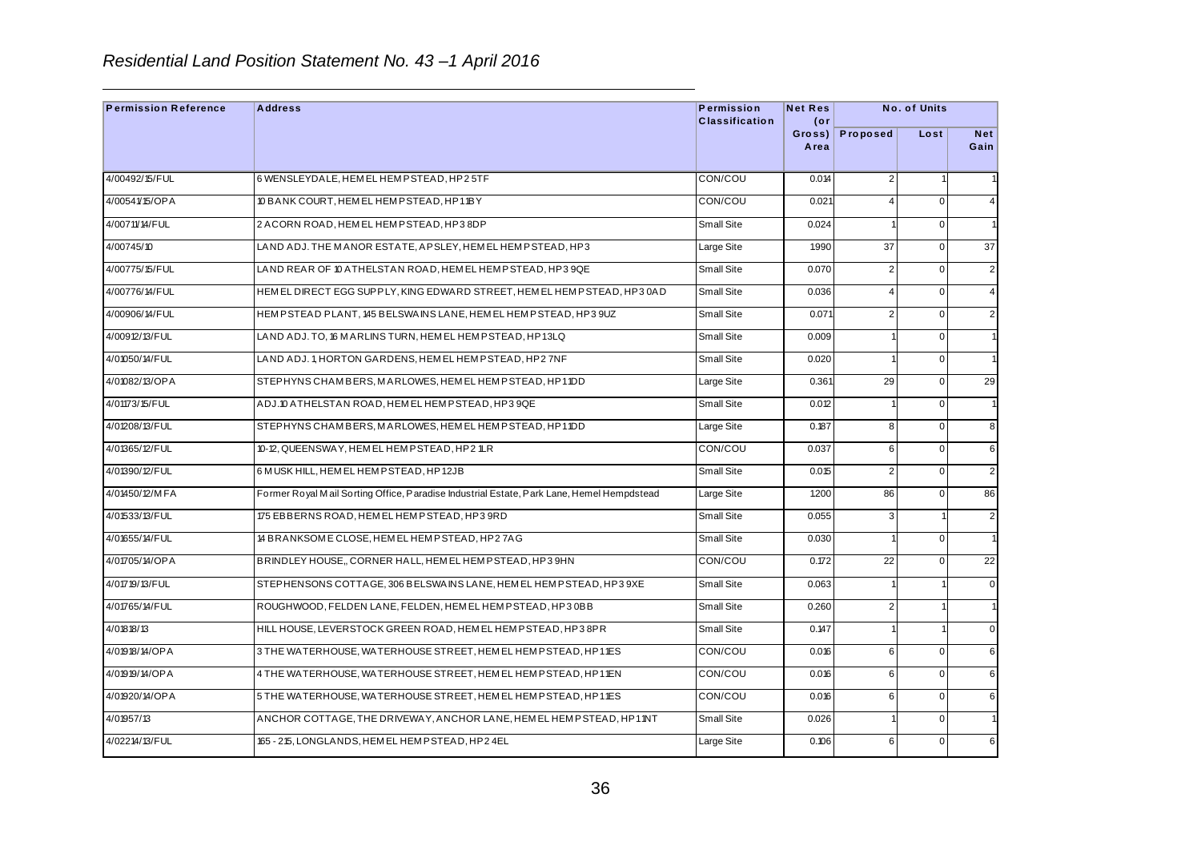*Residential Land Position Statement No. 43 –1 April 2016*

| Permission Reference | Address | Permission Classification | Net Res (or Gross) Area | No. of Units | | |
|---|---|---|---|---|---|---|
| | | | | Proposed | Lost | Net Gain |
| 4/00492/15/FUL | 6 WENSLEYDALE, HEMEL HEMPSTEAD, HP2 5TF | CON/COU | 0.014 | 2 | 1 | 1 |
| 4/00541/15/OPA | 10 BANK COURT, HEMEL HEMPSTEAD, HP1 1BY | CON/COU | 0.021 | 4 | 0 | 4 |
| 4/00711/14/FUL | 2 ACORN ROAD, HEMEL HEMPSTEAD, HP3 8DP | Small Site | 0.024 | 1 | 0 | 1 |
| 4/00745/10 | LAND ADJ. THE MANOR ESTATE, APSLEY, HEMEL HEMPSTEAD, HP3 | Large Site | 1.990 | 37 | 0 | 37 |
| 4/00775/15/FUL | LAND REAR OF 10 ATHELSTAN ROAD, HEMEL HEMPSTEAD, HP3 9QE | Small Site | 0.070 | 2 | 0 | 2 |
| 4/00776/14/FUL | HEMEL DIRECT EGG SUPPLY, KING EDWARD STREET, HEMEL HEMPSTEAD, HP3 0AD | Small Site | 0.036 | 4 | 0 | 4 |
| 4/00906/14/FUL | HEMPSTEAD PLANT, 145 BELSWAINS LANE, HEMEL HEMPSTEAD, HP3 9UZ | Small Site | 0.071 | 2 | 0 | 2 |
| 4/00912/13/FUL | LAND ADJ. TO, 16 MARLINS TURN, HEMEL HEMPSTEAD, HP1 3LQ | Small Site | 0.009 | 1 | 0 | 1 |
| 4/01050/14/FUL | LAND ADJ. 1, HORTON GARDENS, HEMEL HEMPSTEAD, HP2 7NF | Small Site | 0.020 | 1 | 0 | 1 |
| 4/01082/13/OPA | STEPHYNS CHAMBERS, MARLOWES, HEMEL HEMPSTEAD, HP1 1DD | Large Site | 0.361 | 29 | 0 | 29 |
| 4/01173/15/FUL | ADJ.10 ATHELSTAN ROAD, HEMEL HEMPSTEAD, HP3 9QE | Small Site | 0.012 | 1 | 0 | 1 |
| 4/01208/13/FUL | STEPHYNS CHAMBERS, MARLOWES, HEMEL HEMPSTEAD, HP1 1DD | Large Site | 0.187 | 8 | 0 | 8 |
| 4/01365/12/FUL | 10-12, QUEENSWAY, HEMEL HEMPSTEAD, HP2 1LR | CON/COU | 0.037 | 6 | 0 | 6 |
| 4/01390/12/FUL | 6 MUSK HILL, HEMEL HEMPSTEAD, HP1 2JB | Small Site | 0.015 | 2 | 0 | 2 |
| 4/01450/12/MFA | Former Royal Mail Sorting Office, Paradise Industrial Estate, Park Lane, Hemel Hempdstead | Large Site | 1.200 | 86 | 0 | 86 |
| 4/01533/13/FUL | 175 EBBERNS ROAD, HEMEL HEMPSTEAD, HP3 9RD | Small Site | 0.055 | 3 | 1 | 2 |
| 4/01655/14/FUL | 14 BRANKSOME CLOSE, HEMEL HEMPSTEAD, HP2 7AG | Small Site | 0.030 | 1 | 0 | 1 |
| 4/01705/14/OPA | BRINDLEY HOUSE,, CORNER HALL, HEMEL HEMPSTEAD, HP3 9HN | CON/COU | 0.172 | 22 | 0 | 22 |
| 4/01719/13/FUL | STEPHENSONS COTTAGE, 306 BELSWAINS LANE, HEMEL HEMPSTEAD, HP3 9XE | Small Site | 0.063 | 1 | 1 | 0 |
| 4/01765/14/FUL | ROUGHWOOD, FELDEN LANE, FELDEN, HEMEL HEMPSTEAD, HP3 0BB | Small Site | 0.260 | 2 | 1 | 1 |
| 4/01818/13 | HILL HOUSE, LEVERSTOCK GREEN ROAD, HEMEL HEMPSTEAD, HP3 8PR | Small Site | 0.147 | 1 | 1 | 0 |
| 4/01918/14/OPA | 3 THE WATERHOUSE, WATERHOUSE STREET, HEMEL HEMPSTEAD, HP1 1ES | CON/COU | 0.016 | 6 | 0 | 6 |
| 4/01919/14/OPA | 4 THE WATERHOUSE, WATERHOUSE STREET, HEMEL HEMPSTEAD, HP1 1EN | CON/COU | 0.016 | 6 | 0 | 6 |
| 4/01920/14/OPA | 5 THE WATERHOUSE, WATERHOUSE STREET, HEMEL HEMPSTEAD, HP1 1ES | CON/COU | 0.016 | 6 | 0 | 6 |
| 4/01957/13 | ANCHOR COTTAGE, THE DRIVEWAY, ANCHOR LANE, HEMEL HEMPSTEAD, HP1 1NT | Small Site | 0.026 | 1 | 0 | 1 |
| 4/02214/13/FUL | 165 - 215, LONGLANDS, HEMEL HEMPSTEAD, HP2 4EL | Large Site | 0.106 | 6 | 0 | 6 |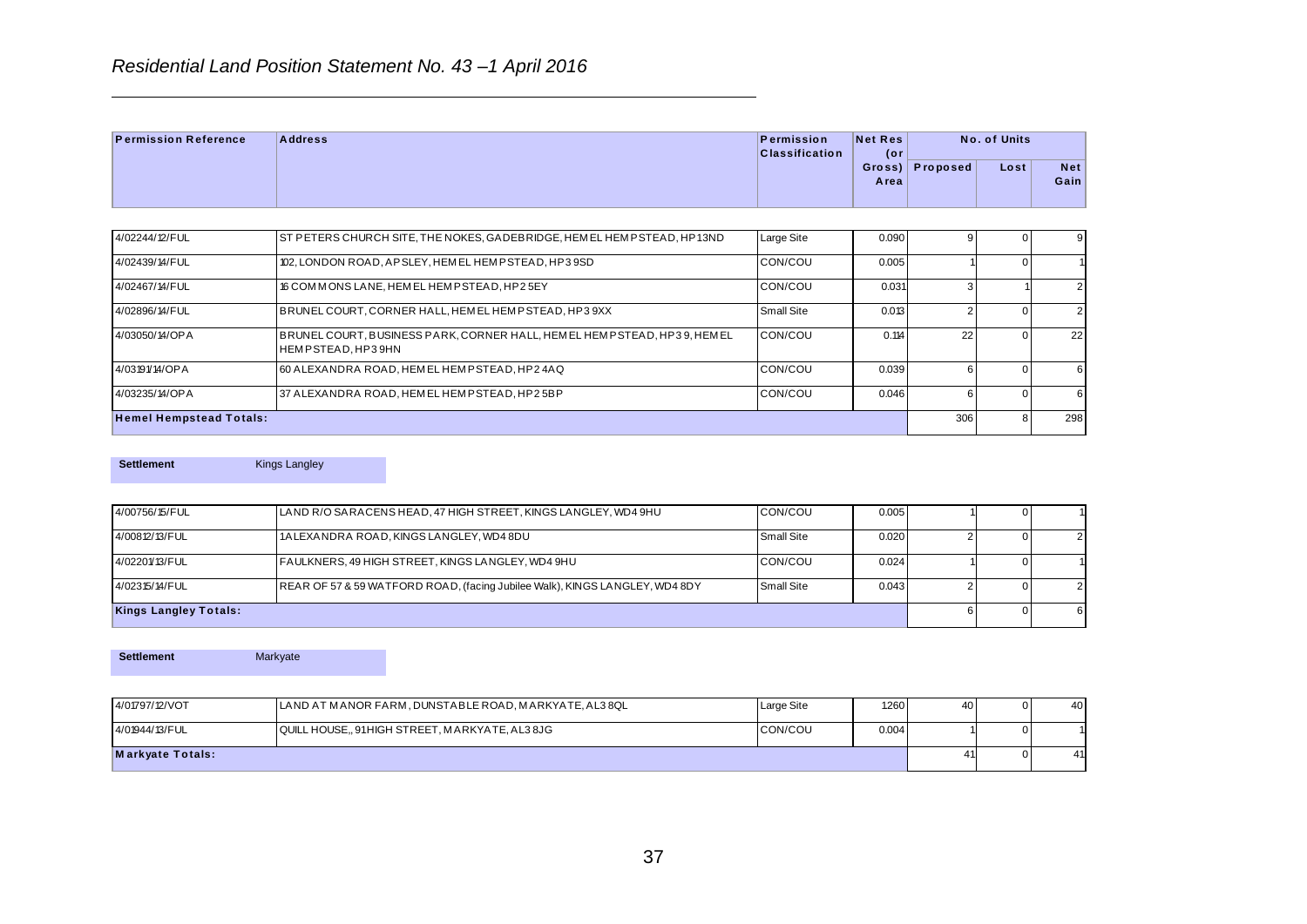*Residential Land Position Statement No. 43 –1 April 2016*

| Permission Reference | Address | Permission Classification | Net Res (or Gross) Area | No. of Units | | |
|---|---|---|---|---|---|---|
| | | | | Proposed | Lost | Net Gain |
| 4/02244/12/FUL | ST PETERS CHURCH SITE, THE NOKES, GADEBRIDGE, HEMEL HEMPSTEAD, HP1 3ND | Large Site | 0.090 | 9 | 0 | 9 |
| 4/02439/14/FUL | 102, LONDON ROAD, APSLEY, HEMEL HEMPSTEAD, HP3 9SD | CON/COU | 0.005 | 1 | 0 | 1 |
| 4/02467/14/FUL | 16 COMMONS LANE, HEMEL HEMPSTEAD, HP2 5EY | CON/COU | 0.031 | 3 | 1 | 2 |
| 4/02896/14/FUL | BRUNEL COURT, CORNER HALL, HEMEL HEMPSTEAD, HP3 9XX | Small Site | 0.013 | 2 | 0 | 2 |
| 4/03050/14/OPA | BRUNEL COURT, BUSINESS PARK, CORNER HALL, HEMEL HEMPSTEAD, HP3 9, HEMEL HEMPSTEAD, HP3 9HN | CON/COU | 0.114 | 22 | 0 | 22 |
| 4/03191/14/OPA | 60 ALEXANDRA ROAD, HEMEL HEMPSTEAD, HP2 4AQ | CON/COU | 0.039 | 6 | 0 | 6 |
| 4/03235/14/OPA | 37 ALEXANDRA ROAD, HEMEL HEMPSTEAD, HP2 5BP | CON/COU | 0.046 | 6 | 0 | 6 |
| **Hemel Hempstead Totals:** | | | | 306 | 8 | 298 |

**Settlement** Kings Langley

| Permission Reference | Address | Permission Classification | Net Res (or Gross) Area | Proposed | Lost | Net Gain |
|---|---|---|---|---|---|---|
| 4/00756/15/FUL | LAND R/O SARACENS HEAD, 47 HIGH STREET, KINGS LANGLEY, WD4 9HU | CON/COU | 0.005 | 1 | 0 | 1 |
| 4/00812/13/FUL | 1 ALEXANDRA ROAD, KINGS LANGLEY, WD4 8DU | Small Site | 0.020 | 2 | 0 | 2 |
| 4/02201/13/FUL | FAULKNERS, 49 HIGH STREET, KINGS LANGLEY, WD4 9HU | CON/COU | 0.024 | 1 | 0 | 1 |
| 4/02315/14/FUL | REAR OF 57 & 59 WATFORD ROAD, (facing Jubilee Walk), KINGS LANGLEY, WD4 8DY | Small Site | 0.043 | 2 | 0 | 2 |
| **Kings Langley Totals:** | | | | 6 | 0 | 6 |

**Settlement** Markyate

| Permission Reference | Address | Permission Classification | Net Res (or Gross) Area | Proposed | Lost | Net Gain |
|---|---|---|---|---|---|---|
| 4/01797/12/VOT | LAND AT MANOR FARM, DUNSTABLE ROAD, MARKYATE, AL3 8QL | Large Site | 1.260 | 40 | 0 | 40 |
| 4/01944/13/FUL | QUILL HOUSE,, 91 HIGH STREET, MARKYATE, AL3 8JG | CON/COU | 0.004 | 1 | 0 | 1 |
| **Markyate Totals:** | | | | 41 | 0 | 41 |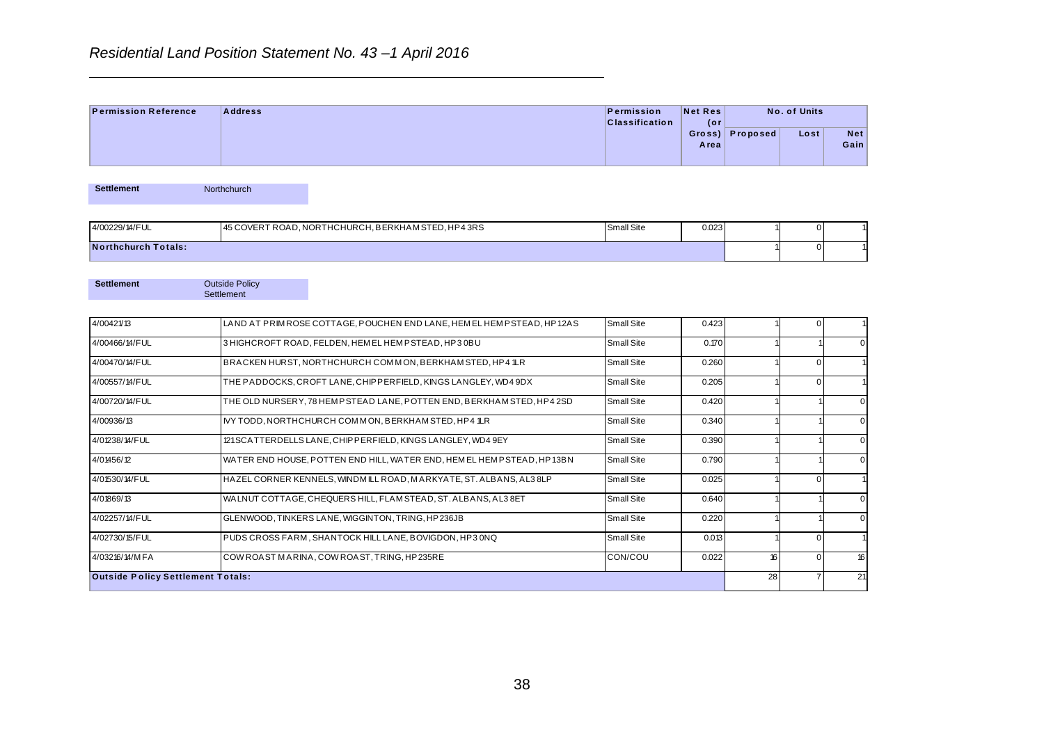*Residential Land Position Statement No. 43 –1 April 2016*

| Permission Reference | Address | Permission Classification | Net Res (or Gross) Area | No. of Units | | |
|---|---|---|---|---|---|---|
| | | | | Proposed | Lost | Net Gain |

**Settlement** Northchurch

| Permission Reference | Address | Permission Classification | Net Res (or Gross) Area | Proposed | Lost | Net Gain |
|---|---|---|---|---|---|---|
| 4/00229/14/FUL | 45 COVERT ROAD, NORTHCHURCH, BERKHAMSTED, HP4 3RS | Small Site | 0.023 | 1 | 0 | 1 |
| **Northchurch Totals:** | | | | 1 | 0 | 1 |

**Settlement** Outside Policy Settlement

| Permission Reference | Address | Permission Classification | Net Res (or Gross) Area | Proposed | Lost | Net Gain |
|---|---|---|---|---|---|---|
| 4/00421/13 | LAND AT PRIMROSE COTTAGE, POUCHEN END LANE, HEMEL HEMPSTEAD, HP1 2AS | Small Site | 0.423 | 1 | 0 | 1 |
| 4/00466/14/FUL | 3 HIGHCROFT ROAD, FELDEN, HEMEL HEMPSTEAD, HP3 0BU | Small Site | 0.170 | 1 | 1 | 0 |
| 4/00470/14/FUL | BRACKEN HURST, NORTHCHURCH COMMON, BERKHAMSTED, HP4 1LR | Small Site | 0.260 | 1 | 0 | 1 |
| 4/00557/14/FUL | THE PADDOCKS, CROFT LANE, CHIPPERFIELD, KINGS LANGLEY, WD4 9DX | Small Site | 0.205 | 1 | 0 | 1 |
| 4/00720/14/FUL | THE OLD NURSERY, 78 HEMPSTEAD LANE, POTTEN END, BERKHAMSTED, HP4 2SD | Small Site | 0.420 | 1 | 1 | 0 |
| 4/00936/13 | IVY TODD, NORTHCHURCH COMMON, BERKHAMSTED, HP4 1LR | Small Site | 0.340 | 1 | 1 | 0 |
| 4/01238/14/FUL | 121 SCATTERDELLS LANE, CHIPPERFIELD, KINGS LANGLEY, WD4 9EY | Small Site | 0.390 | 1 | 1 | 0 |
| 4/01456/12 | WATER END HOUSE, POTTEN END HILL, WATER END, HEMEL HEMPSTEAD, HP1 3BN | Small Site | 0.790 | 1 | 1 | 0 |
| 4/01530/14/FUL | HAZEL CORNER KENNELS, WINDMILL ROAD, MARKYATE, ST. ALBANS, AL3 8LP | Small Site | 0.025 | 1 | 0 | 1 |
| 4/01869/13 | WALNUT COTTAGE, CHEQUERS HILL, FLAMSTEAD, ST. ALBANS, AL3 8ET | Small Site | 0.640 | 1 | 1 | 0 |
| 4/02257/14/FUL | GLENWOOD, TINKERS LANE, WIGGINTON, TRING, HP23 6JB | Small Site | 0.220 | 1 | 1 | 0 |
| 4/02730/15/FUL | PUDS CROSS FARM, SHANTOCK HILL LANE, BOVIGDON, HP3 0NQ | Small Site | 0.013 | 1 | 0 | 1 |
| 4/03216/14/MFA | COWROAST MARINA, COWROAST, TRING, HP23 5RE | CON/COU | 0.022 | 16 | 0 | 16 |
| **Outside Policy Settlement Totals:** | | | | 28 | 7 | 21 |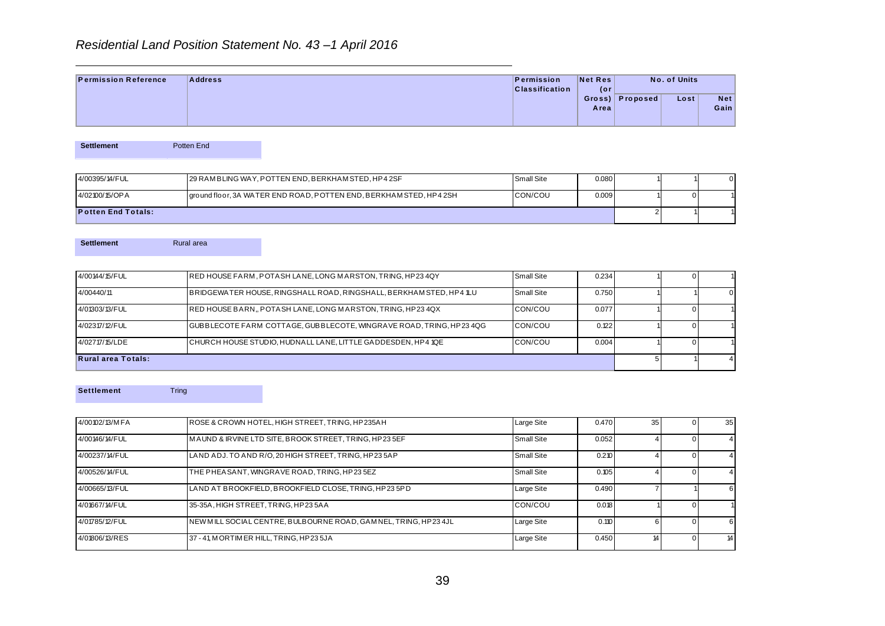## Residential Land Position Statement No. 43 –1 April 2016

| Permission Reference | Address | Permission Classification | Net Res (or Gross) Area | No. of Units | | |
|---|---|---|---|---|---|---|
| | | | | Proposed | Lost | Net Gain |

**Settlement** Potten End

| Permission Reference | Address | Permission Classification | Net Res (or Gross) Area | Proposed | Lost | Net Gain |
|---|---|---|---|---|---|---|
| 4/00395/14/FUL | 29 RAMBLING WAY, POTTEN END, BERKHAMSTED, HP4 2SF | Small Site | 0.080 | 1 | 1 | 0 |
| 4/02100/15/OPA | ground floor, 3A WATER END ROAD, POTTEN END, BERKHAMSTED, HP4 2SH | CON/COU | 0.009 | 1 | 0 | 1 |
| **Potten End Totals:** | | | | 2 | 1 | 1 |

**Settlement** Rural area

| Permission Reference | Address | Permission Classification | Net Res (or Gross) Area | Proposed | Lost | Net Gain |
|---|---|---|---|---|---|---|
| 4/00144/15/FUL | RED HOUSE FARM, POTASH LANE, LONG MARSTON, TRING, HP23 4QY | Small Site | 0.234 | 1 | 0 | 1 |
| 4/00440/11 | BRIDGEWATER HOUSE, RINGSHALL ROAD, RINGSHALL, BERKHAMSTED, HP4 1LU | Small Site | 0.750 | 1 | 1 | 0 |
| 4/01303/13/FUL | RED HOUSE BARN,, POTASH LANE, LONG MARSTON, TRING, HP23 4QX | CON/COU | 0.077 | 1 | 0 | 1 |
| 4/02317/12/FUL | GUBBLECOTE FARM COTTAGE, GUBBLECOTE, WINGRAVE ROAD, TRING, HP23 4QG | CON/COU | 0.122 | 1 | 0 | 1 |
| 4/02717/15/LDE | CHURCH HOUSE STUDIO, HUDNALL LANE, LITTLE GADDESDEN, HP4 1QE | CON/COU | 0.004 | 1 | 0 | 1 |
| **Rural area Totals:** | | | | 5 | 1 | 4 |

**Settlement** Tring

| Permission Reference | Address | Permission Classification | Net Res (or Gross) Area | Proposed | Lost | Net Gain |
|---|---|---|---|---|---|---|
| 4/00102/13/MFA | ROSE & CROWN HOTEL, HIGH STREET, TRING, HP23 5AH | Large Site | 0.470 | 35 | 0 | 35 |
| 4/00146/14/FUL | MAUND & IRVINE LTD SITE, BROOK STREET, TRING, HP23 5EF | Small Site | 0.052 | 4 | 0 | 4 |
| 4/00237/14/FUL | LAND ADJ. TO AND R/O, 20 HIGH STREET, TRING, HP23 5AP | Small Site | 0.210 | 4 | 0 | 4 |
| 4/00526/14/FUL | THE PHEASANT, WINGRAVE ROAD, TRING, HP23 5EZ | Small Site | 0.105 | 4 | 0 | 4 |
| 4/00665/13/FUL | LAND AT BROOKFIELD, BROOKFIELD CLOSE, TRING, HP23 5PD | Large Site | 0.490 | 7 | 1 | 6 |
| 4/01667/14/FUL | 35-35A, HIGH STREET, TRING, HP23 5AA | CON/COU | 0.018 | 1 | 0 | 1 |
| 4/01785/12/FUL | NEW MILL SOCIAL CENTRE, BULBOURNE ROAD, GAMNEL, TRING, HP23 4JL | Large Site | 0.110 | 6 | 0 | 6 |
| 4/01806/13/RES | 37 - 41, MORTIMER HILL, TRING, HP23 5JA | Large Site | 0.450 | 14 | 0 | 14 |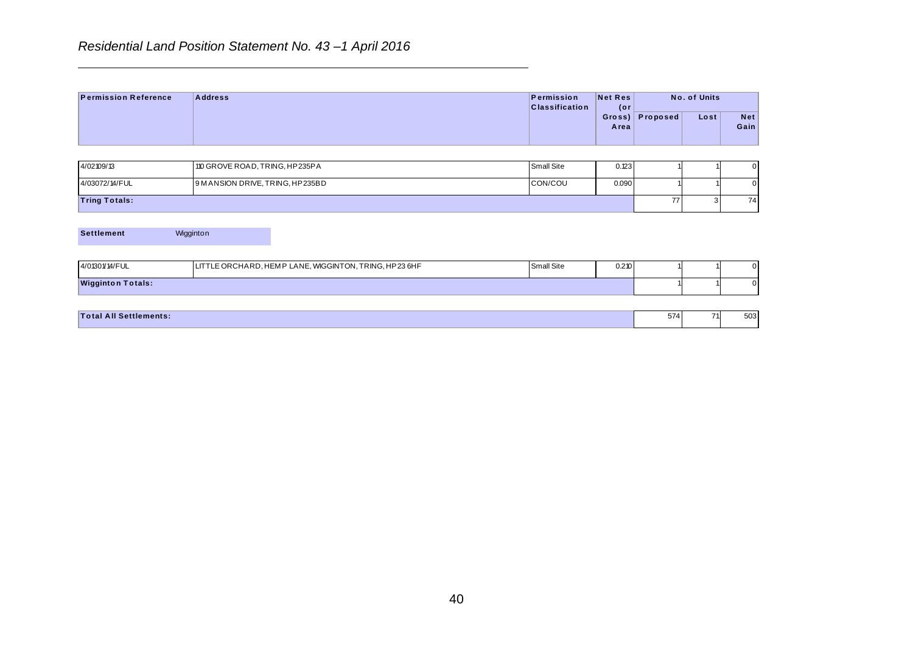*Residential Land Position Statement No. 43 –1 April 2016*

| Permission Reference | Address | Permission Classification | Net Res (or Gross) Area | No. of Units | | |
|---|---|---|---|---|---|---|
| | | | | Proposed | Lost | Net Gain |
| 4/02109/13 | 110 GROVE ROAD, TRING, HP235PA | Small Site | 0.123 | 1 | 1 | 0 |
| 4/03072/14/FUL | 9 MANSION DRIVE, TRING, HP235BD | CON/COU | 0.090 | 1 | 1 | 0 |
| **Tring Totals:** | | | | 77 | 3 | 74 |

**Settlement** Wigginton

| Permission Reference | Address | Permission Classification | Net Res (or Gross) Area | Proposed | Lost | Net Gain |
|---|---|---|---|---|---|---|
| 4/01301/14/FUL | LITTLE ORCHARD, HEMP LANE, WIGGINTON, TRING, HP23 6HF | Small Site | 0.210 | 1 | 1 | 0 |
| **Wigginton Totals:** | | | | 1 | 1 | 0 |

| **Total All Settlements:** | 574 | 71 | 503 |
|---|---|---|---|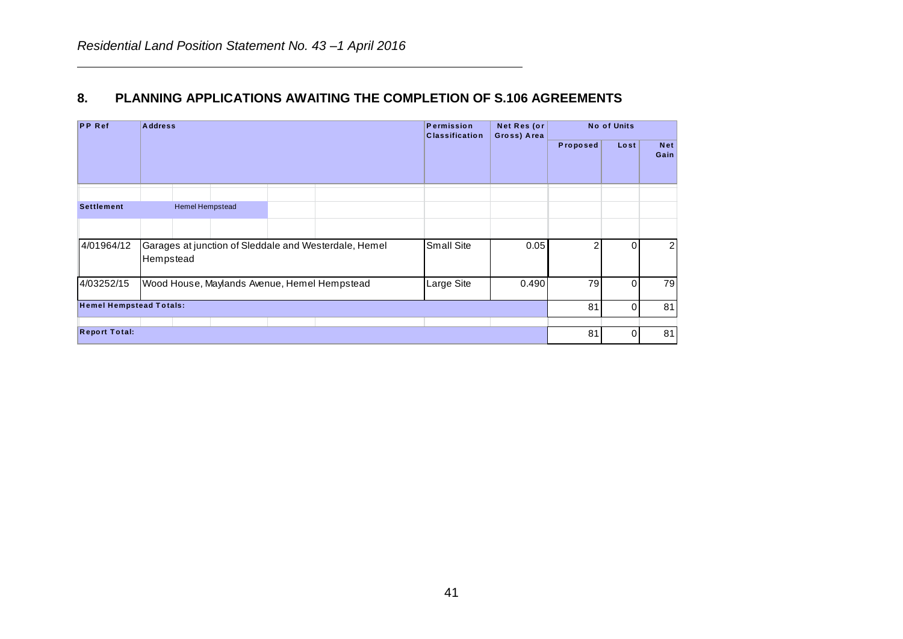## 8. PLANNING APPLICATIONS AWAITING THE COMPLETION OF S.106 AGREEMENTS

| PP Ref | Address | Permission Classification | Net Res (or Gross) Area | No of Units | | |
|---|---|---|---|---|---|---|
| | | | | Proposed | Lost | Net Gain |
| **Settlement** | Hemel Hempstead | | | | | |
| 4/01964/12 | Garages at junction of Sleddale and Westerdale, Hemel Hempstead | Small Site | 0.05 | 2 | 0 | 2 |
| 4/03252/15 | Wood House, Maylands Avenue, Hemel Hempstead | Large Site | 0.490 | 79 | 0 | 79 |
| **Hemel Hempstead Totals:** | | | | 81 | 0 | 81 |
| **Report Total:** | | | | 81 | 0 | 81 |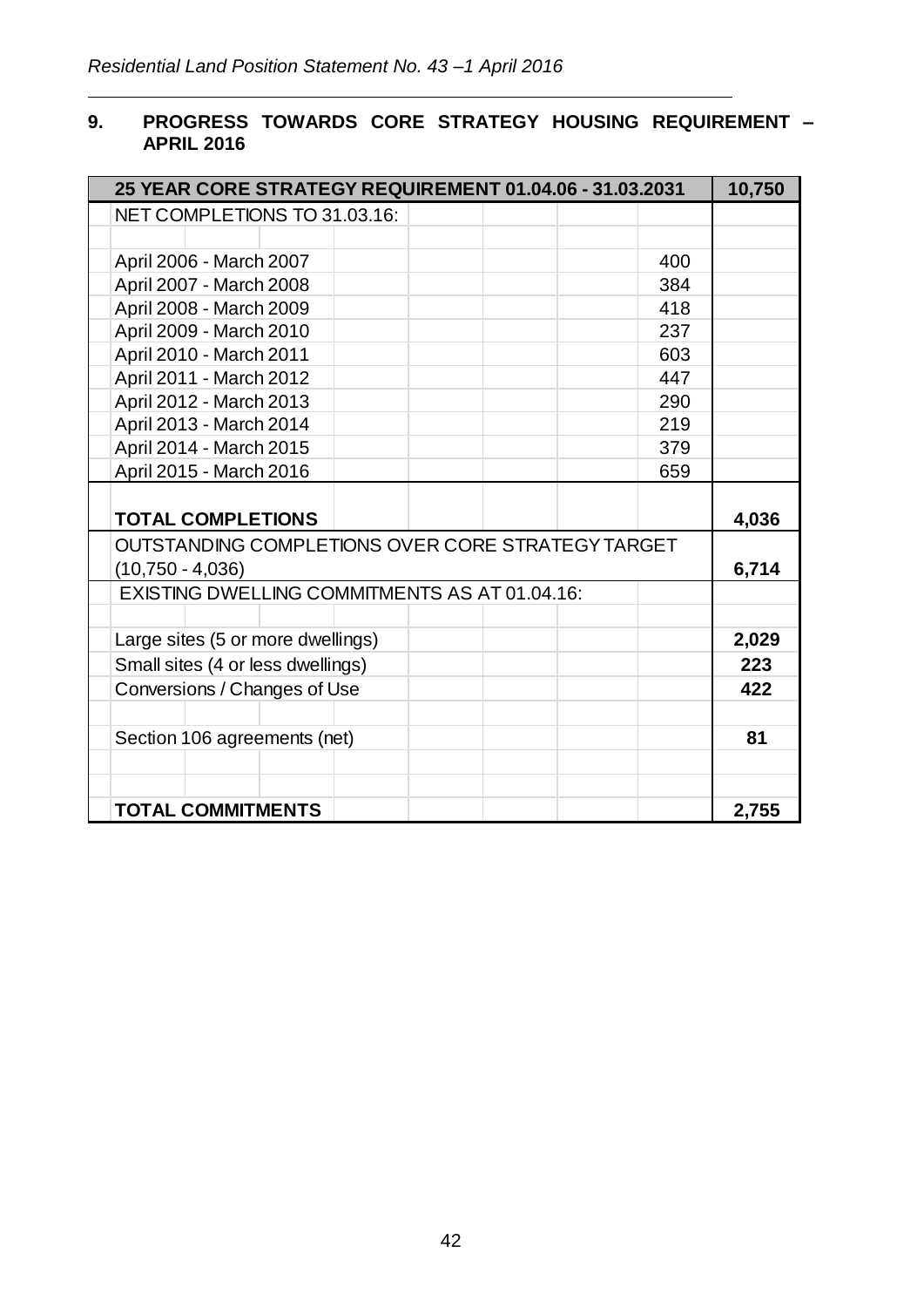## 9. PROGRESS TOWARDS CORE STRATEGY HOUSING REQUIREMENT – APRIL 2016

| 25 YEAR CORE STRATEGY REQUIREMENT 01.04.06 - 31.03.2031 | | 10,750 |
|---|---|---|
| NET COMPLETIONS TO 31.03.16: | | |
| | | |
| April 2006 - March 2007 | 400 | |
| April 2007 - March 2008 | 384 | |
| April 2008 - March 2009 | 418 | |
| April 2009 - March 2010 | 237 | |
| April 2010 - March 2011 | 603 | |
| April 2011 - March 2012 | 447 | |
| April 2012 - March 2013 | 290 | |
| April 2013 - March 2014 | 219 | |
| April 2014 - March 2015 | 379 | |
| April 2015 - March 2016 | 659 | |
| | | |
| **TOTAL COMPLETIONS** | | **4,036** |
| OUTSTANDING COMPLETIONS OVER CORE STRATEGY TARGET (10,750 - 4,036) | | **6,714** |
| EXISTING DWELLING COMMITMENTS AS AT 01.04.16: | | |
| | | |
| Large sites (5 or more dwellings) | | **2,029** |
| Small sites (4 or less dwellings) | | **223** |
| Conversions / Changes of Use | | **422** |
| | | |
| Section 106 agreements (net) | | **81** |
| | | |
| | | |
| **TOTAL COMMITMENTS** | | **2,755** |